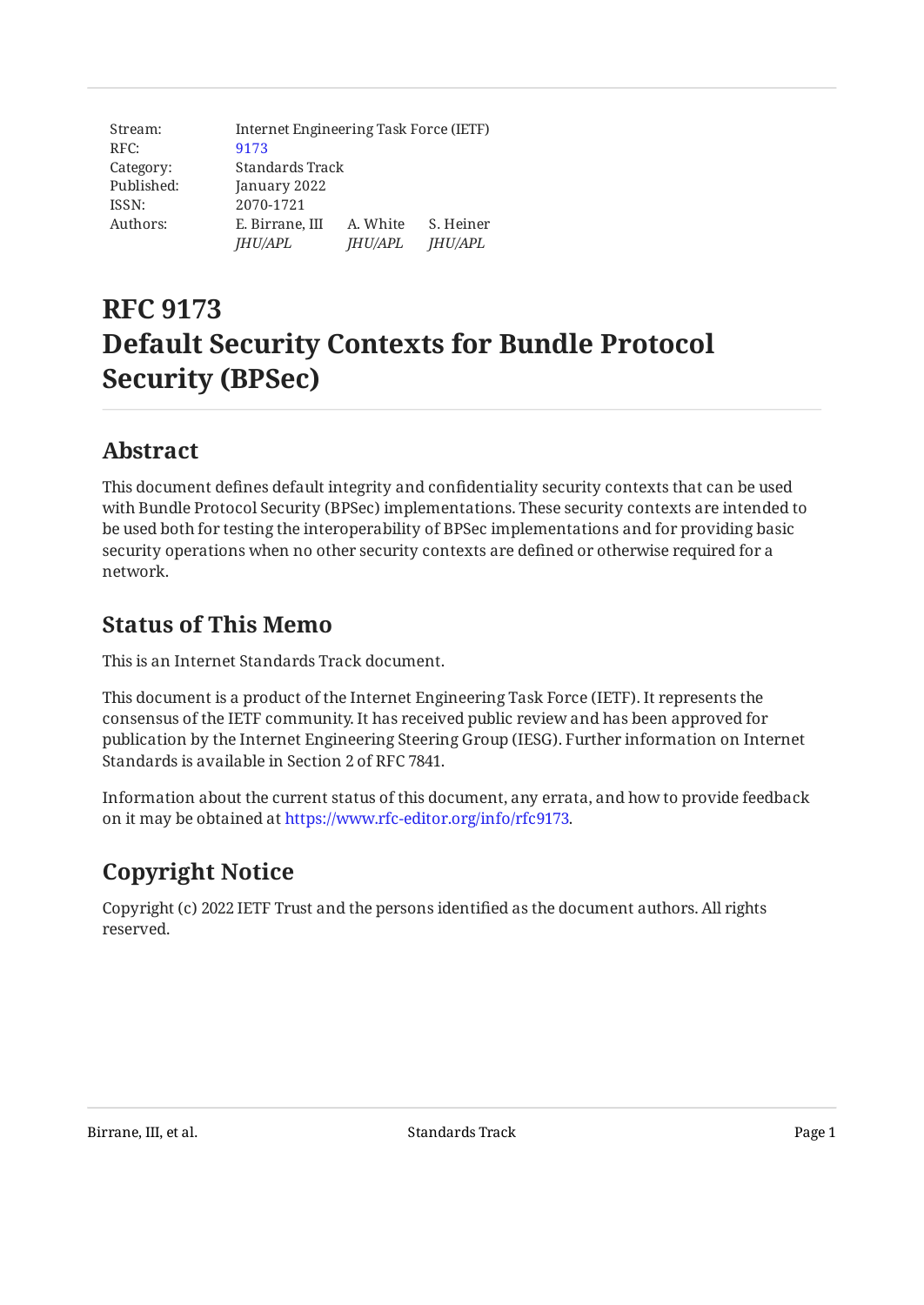| Stream: | Internet Engineering Task Force (IETF) | | |
|---|---|---|---|
| RFC: | 9173 | | |
| Category: | Standards Track | | |
| Published: | January 2022 | | |
| ISSN: | 2070-1721 | | |
| Authors: | E. Birrane, III | A. White | S. Heiner |
| | *JHU/APL* | *JHU/APL* | *JHU/APL* |

# RFC 9173
# Default Security Contexts for Bundle Protocol Security (BPSec)

## Abstract

This document defines default integrity and confidentiality security contexts that can be used with Bundle Protocol Security (BPSec) implementations. These security contexts are intended to be used both for testing the interoperability of BPSec implementations and for providing basic security operations when no other security contexts are defined or otherwise required for a network.

## Status of This Memo

This is an Internet Standards Track document.

This document is a product of the Internet Engineering Task Force (IETF). It represents the consensus of the IETF community. It has received public review and has been approved for publication by the Internet Engineering Steering Group (IESG). Further information on Internet Standards is available in Section 2 of RFC 7841.

Information about the current status of this document, any errata, and how to provide feedback on it may be obtained at https://www.rfc-editor.org/info/rfc9173.

## Copyright Notice

Copyright (c) 2022 IETF Trust and the persons identified as the document authors. All rights reserved.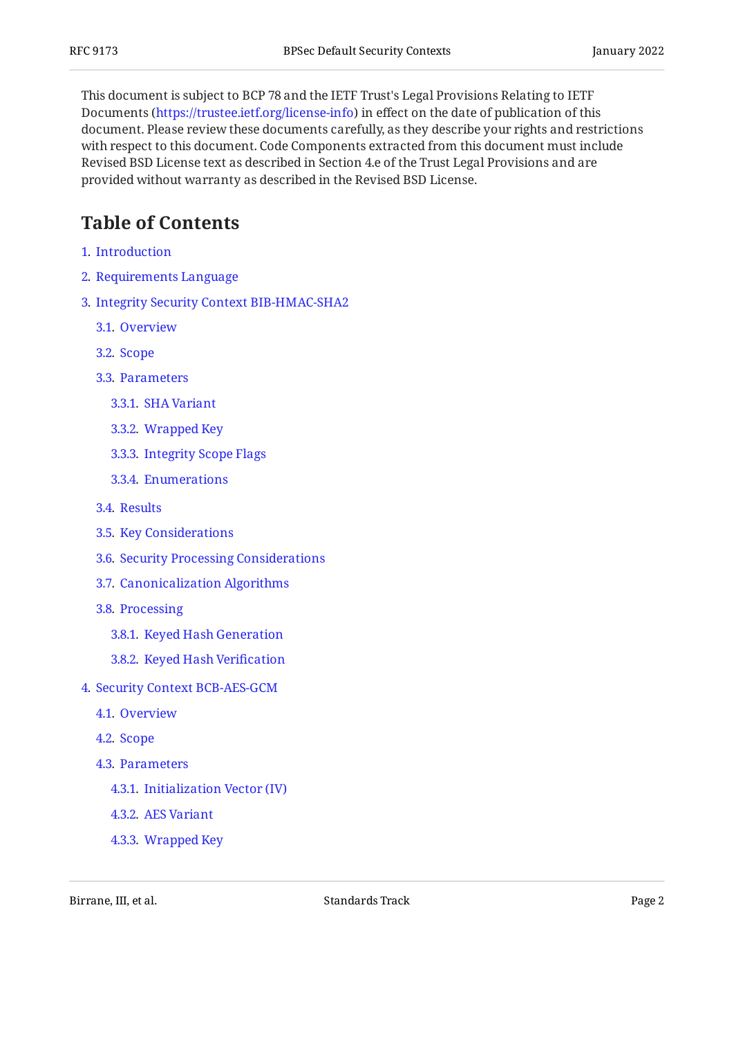This document is subject to BCP 78 and the IETF Trust's Legal Provisions Relating to IETF Documents (https://trustee.ietf.org/license-info) in effect on the date of publication of this document. Please review these documents carefully, as they describe your rights and restrictions with respect to this document. Code Components extracted from this document must include Revised BSD License text as described in Section 4.e of the Trust Legal Provisions and are provided without warranty as described in the Revised BSD License.

## Table of Contents

1. Introduction
2. Requirements Language
3. Integrity Security Context BIB-HMAC-SHA2
   - 3.1. Overview
   - 3.2. Scope
   - 3.3. Parameters
     - 3.3.1. SHA Variant
     - 3.3.2. Wrapped Key
     - 3.3.3. Integrity Scope Flags
     - 3.3.4. Enumerations
   - 3.4. Results
   - 3.5. Key Considerations
   - 3.6. Security Processing Considerations
   - 3.7. Canonicalization Algorithms
   - 3.8. Processing
     - 3.8.1. Keyed Hash Generation
     - 3.8.2. Keyed Hash Verification
4. Security Context BCB-AES-GCM
   - 4.1. Overview
   - 4.2. Scope
   - 4.3. Parameters
     - 4.3.1. Initialization Vector (IV)
     - 4.3.2. AES Variant
     - 4.3.3. Wrapped Key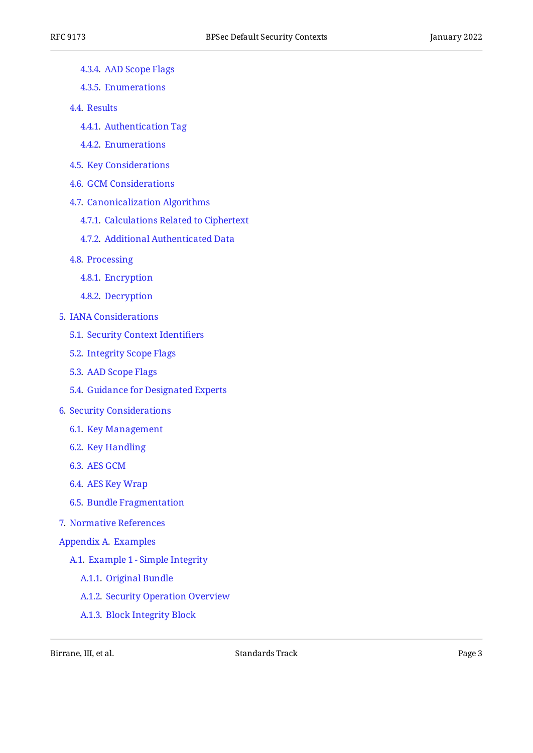- 4.3.4. AAD Scope Flags
- 4.3.5. Enumerations
- 4.4. Results
  - 4.4.1. Authentication Tag
  - 4.4.2. Enumerations
- 4.5. Key Considerations
- 4.6. GCM Considerations
- 4.7. Canonicalization Algorithms
  - 4.7.1. Calculations Related to Ciphertext
  - 4.7.2. Additional Authenticated Data
- 4.8. Processing
  - 4.8.1. Encryption
  - 4.8.2. Decryption

5. IANA Considerations
   - 5.1. Security Context Identifiers
   - 5.2. Integrity Scope Flags
   - 5.3. AAD Scope Flags
   - 5.4. Guidance for Designated Experts

6. Security Considerations
   - 6.1. Key Management
   - 6.2. Key Handling
   - 6.3. AES GCM
   - 6.4. AES Key Wrap
   - 6.5. Bundle Fragmentation

7. Normative References

Appendix A. Examples
- A.1. Example 1 - Simple Integrity
  - A.1.1. Original Bundle
  - A.1.2. Security Operation Overview
  - A.1.3. Block Integrity Block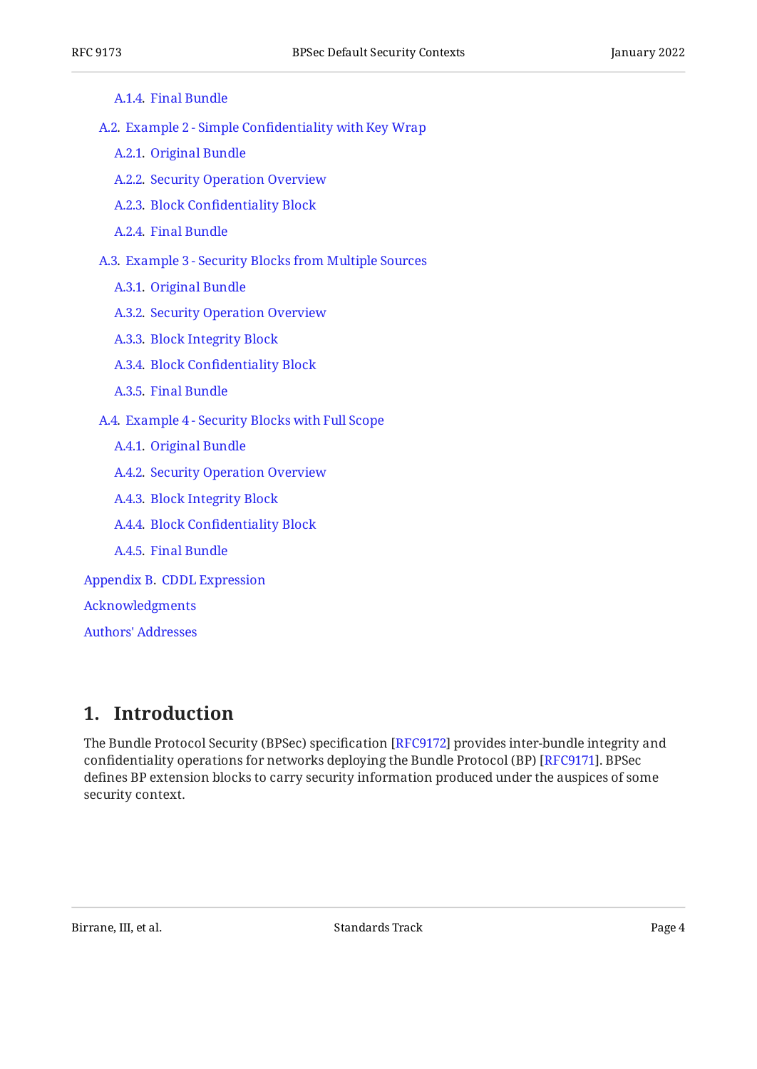- A.1.4. Final Bundle
- A.2. Example 2 - Simple Confidentiality with Key Wrap
  - A.2.1. Original Bundle
  - A.2.2. Security Operation Overview
  - A.2.3. Block Confidentiality Block
  - A.2.4. Final Bundle
- A.3. Example 3 - Security Blocks from Multiple Sources
  - A.3.1. Original Bundle
  - A.3.2. Security Operation Overview
  - A.3.3. Block Integrity Block
  - A.3.4. Block Confidentiality Block
  - A.3.5. Final Bundle
- A.4. Example 4 - Security Blocks with Full Scope
  - A.4.1. Original Bundle
  - A.4.2. Security Operation Overview
  - A.4.3. Block Integrity Block
  - A.4.4. Block Confidentiality Block
  - A.4.5. Final Bundle

Appendix B. CDDL Expression

Acknowledgments

Authors' Addresses

# 1. Introduction

The Bundle Protocol Security (BPSec) specification [RFC9172] provides inter-bundle integrity and confidentiality operations for networks deploying the Bundle Protocol (BP) [RFC9171]. BPSec defines BP extension blocks to carry security information produced under the auspices of some security context.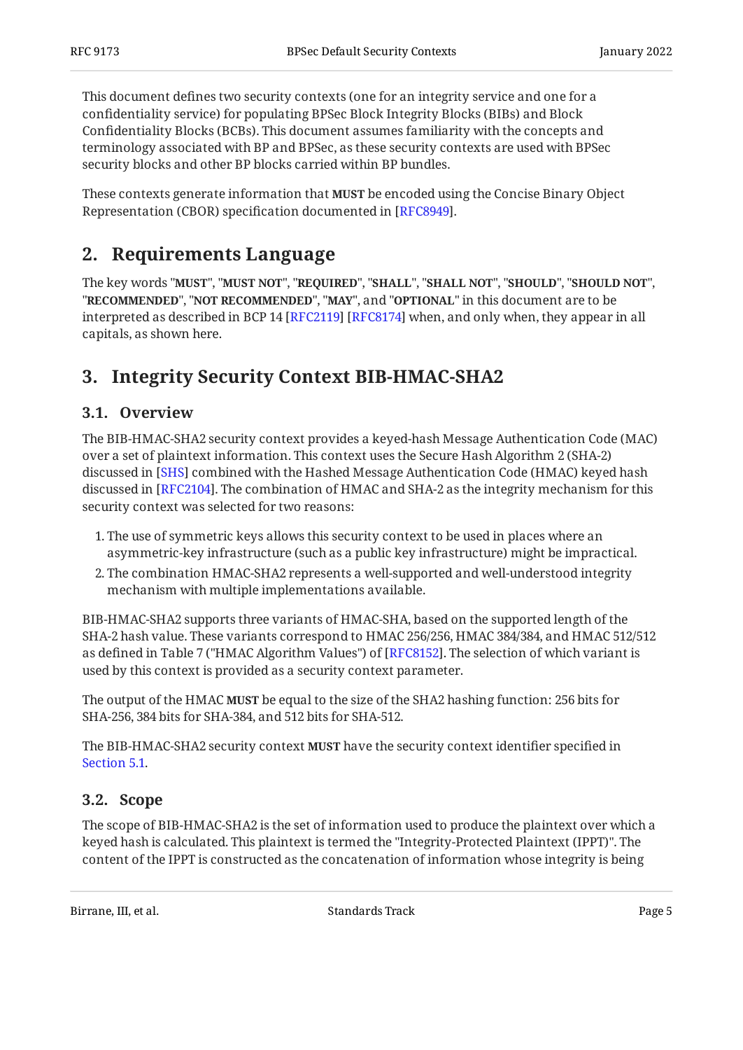This document defines two security contexts (one for an integrity service and one for a confidentiality service) for populating BPSec Block Integrity Blocks (BIBs) and Block Confidentiality Blocks (BCBs). This document assumes familiarity with the concepts and terminology associated with BP and BPSec, as these security contexts are used with BPSec security blocks and other BP blocks carried within BP bundles.

These contexts generate information that **MUST** be encoded using the Concise Binary Object Representation (CBOR) specification documented in [RFC8949].

## 2. Requirements Language

The key words "**MUST**", "**MUST NOT**", "**REQUIRED**", "**SHALL**", "**SHALL NOT**", "**SHOULD**", "**SHOULD NOT**", "**RECOMMENDED**", "**NOT RECOMMENDED**", "**MAY**", and "**OPTIONAL**" in this document are to be interpreted as described in BCP 14 [RFC2119] [RFC8174] when, and only when, they appear in all capitals, as shown here.

## 3. Integrity Security Context BIB-HMAC-SHA2

### 3.1. Overview

The BIB-HMAC-SHA2 security context provides a keyed-hash Message Authentication Code (MAC) over a set of plaintext information. This context uses the Secure Hash Algorithm 2 (SHA-2) discussed in [SHS] combined with the Hashed Message Authentication Code (HMAC) keyed hash discussed in [RFC2104]. The combination of HMAC and SHA-2 as the integrity mechanism for this security context was selected for two reasons:

1. The use of symmetric keys allows this security context to be used in places where an asymmetric-key infrastructure (such as a public key infrastructure) might be impractical.
2. The combination HMAC-SHA2 represents a well-supported and well-understood integrity mechanism with multiple implementations available.

BIB-HMAC-SHA2 supports three variants of HMAC-SHA, based on the supported length of the SHA-2 hash value. These variants correspond to HMAC 256/256, HMAC 384/384, and HMAC 512/512 as defined in Table 7 ("HMAC Algorithm Values") of [RFC8152]. The selection of which variant is used by this context is provided as a security context parameter.

The output of the HMAC **MUST** be equal to the size of the SHA2 hashing function: 256 bits for SHA-256, 384 bits for SHA-384, and 512 bits for SHA-512.

The BIB-HMAC-SHA2 security context **MUST** have the security context identifier specified in Section 5.1.

### 3.2. Scope

The scope of BIB-HMAC-SHA2 is the set of information used to produce the plaintext over which a keyed hash is calculated. This plaintext is termed the "Integrity-Protected Plaintext (IPPT)". The content of the IPPT is constructed as the concatenation of information whose integrity is being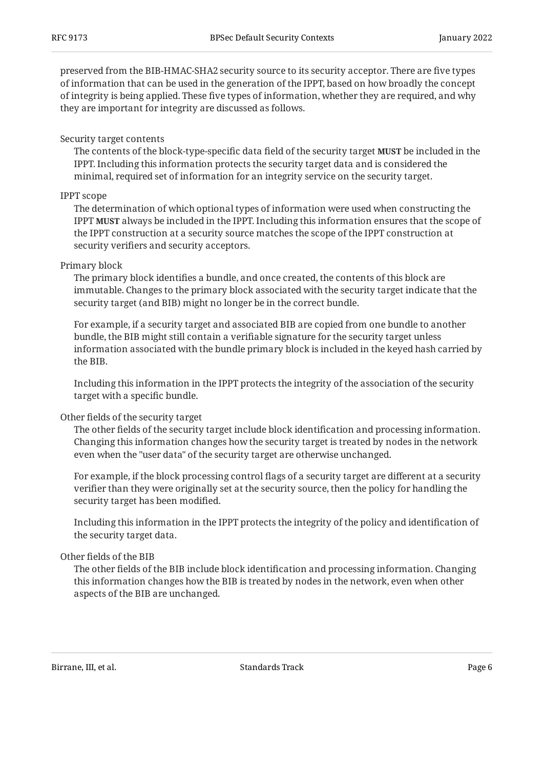preserved from the BIB-HMAC-SHA2 security source to its security acceptor. There are five types of information that can be used in the generation of the IPPT, based on how broadly the concept of integrity is being applied. These five types of information, whether they are required, and why they are important for integrity are discussed as follows.

Security target contents
: The contents of the block-type-specific data field of the security target **MUST** be included in the IPPT. Including this information protects the security target data and is considered the minimal, required set of information for an integrity service on the security target.

IPPT scope
: The determination of which optional types of information were used when constructing the IPPT **MUST** always be included in the IPPT. Including this information ensures that the scope of the IPPT construction at a security source matches the scope of the IPPT construction at security verifiers and security acceptors.

Primary block
: The primary block identifies a bundle, and once created, the contents of this block are immutable. Changes to the primary block associated with the security target indicate that the security target (and BIB) might no longer be in the correct bundle.

  For example, if a security target and associated BIB are copied from one bundle to another bundle, the BIB might still contain a verifiable signature for the security target unless information associated with the bundle primary block is included in the keyed hash carried by the BIB.

  Including this information in the IPPT protects the integrity of the association of the security target with a specific bundle.

Other fields of the security target
: The other fields of the security target include block identification and processing information. Changing this information changes how the security target is treated by nodes in the network even when the "user data" of the security target are otherwise unchanged.

  For example, if the block processing control flags of a security target are different at a security verifier than they were originally set at the security source, then the policy for handling the security target has been modified.

  Including this information in the IPPT protects the integrity of the policy and identification of the security target data.

Other fields of the BIB
: The other fields of the BIB include block identification and processing information. Changing this information changes how the BIB is treated by nodes in the network, even when other aspects of the BIB are unchanged.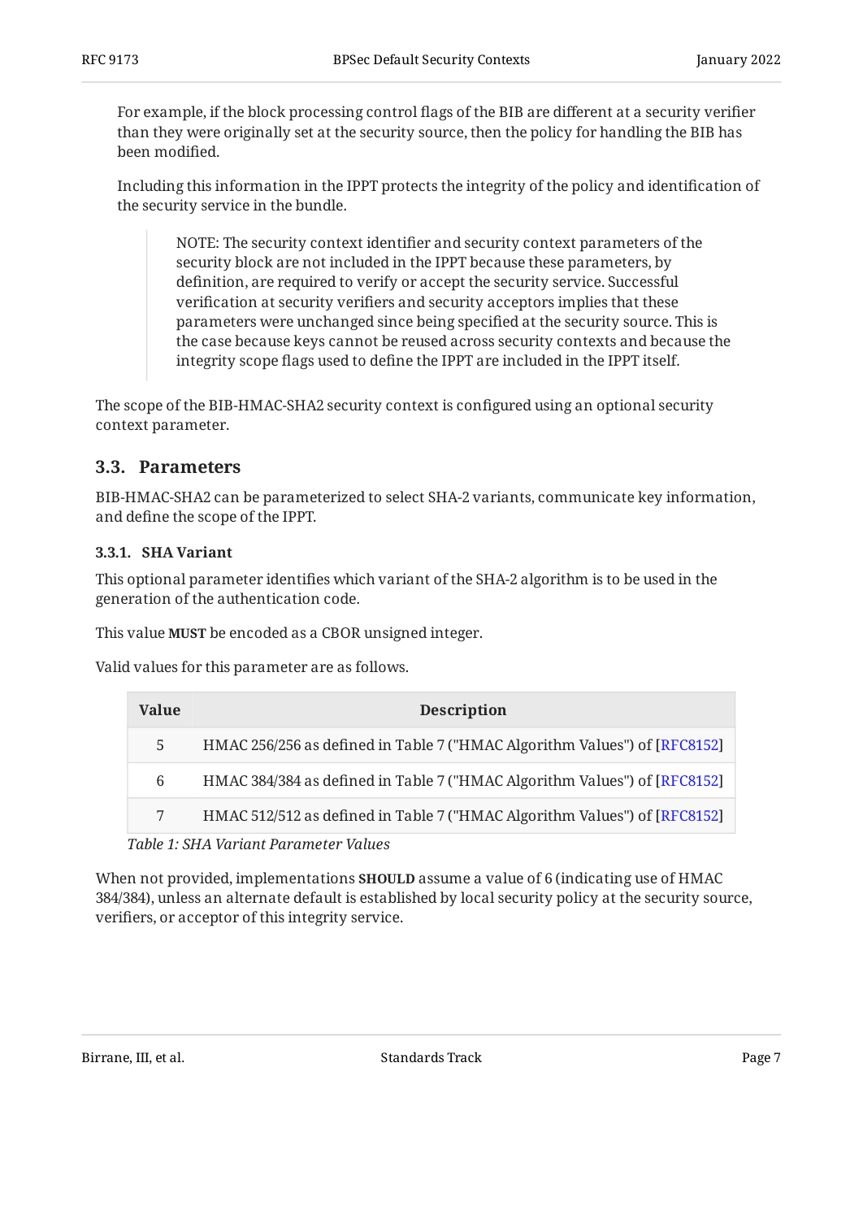For example, if the block processing control flags of the BIB are different at a security verifier than they were originally set at the security source, then the policy for handling the BIB has been modified.

Including this information in the IPPT protects the integrity of the policy and identification of the security service in the bundle.

> NOTE: The security context identifier and security context parameters of the security block are not included in the IPPT because these parameters, by definition, are required to verify or accept the security service. Successful verification at security verifiers and security acceptors implies that these parameters were unchanged since being specified at the security source. This is the case because keys cannot be reused across security contexts and because the integrity scope flags used to define the IPPT are included in the IPPT itself.

The scope of the BIB-HMAC-SHA2 security context is configured using an optional security context parameter.

## 3.3. Parameters

BIB-HMAC-SHA2 can be parameterized to select SHA-2 variants, communicate key information, and define the scope of the IPPT.

### 3.3.1. SHA Variant

This optional parameter identifies which variant of the SHA-2 algorithm is to be used in the generation of the authentication code.

This value **MUST** be encoded as a CBOR unsigned integer.

Valid values for this parameter are as follows.

| Value | Description |
|---|---|
| 5 | HMAC 256/256 as defined in Table 7 ("HMAC Algorithm Values") of [RFC8152] |
| 6 | HMAC 384/384 as defined in Table 7 ("HMAC Algorithm Values") of [RFC8152] |
| 7 | HMAC 512/512 as defined in Table 7 ("HMAC Algorithm Values") of [RFC8152] |

*Table 1: SHA Variant Parameter Values*

When not provided, implementations **SHOULD** assume a value of 6 (indicating use of HMAC 384/384), unless an alternate default is established by local security policy at the security source, verifiers, or acceptor of this integrity service.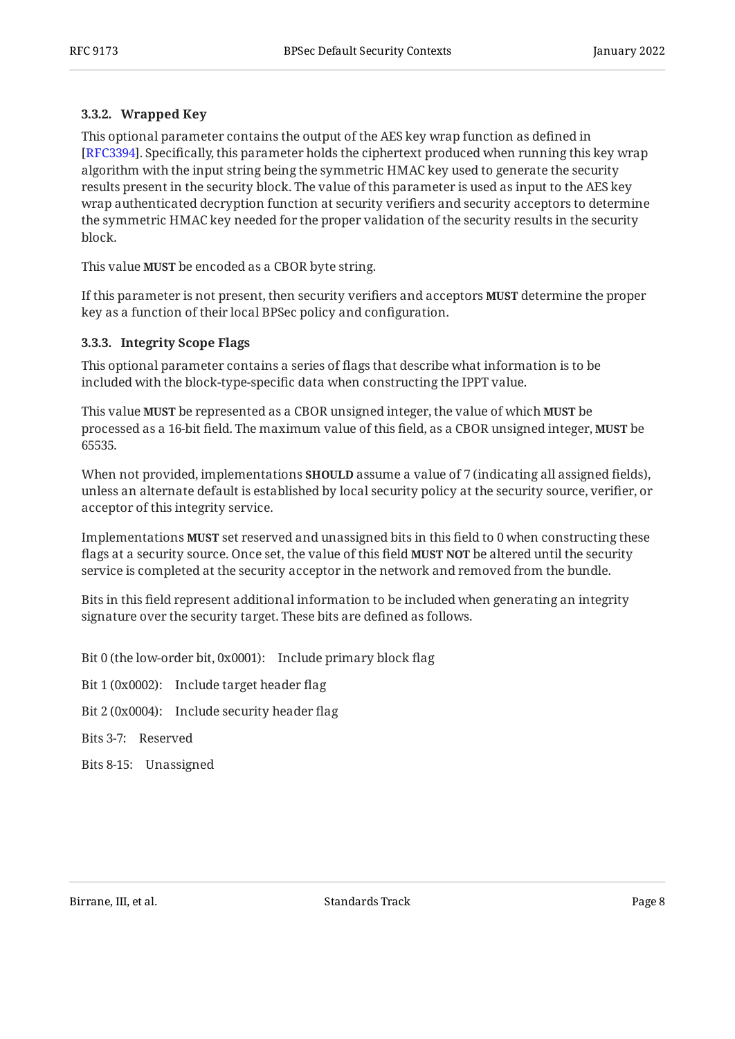#### 3.3.2. Wrapped Key

This optional parameter contains the output of the AES key wrap function as defined in [RFC3394]. Specifically, this parameter holds the ciphertext produced when running this key wrap algorithm with the input string being the symmetric HMAC key used to generate the security results present in the security block. The value of this parameter is used as input to the AES key wrap authenticated decryption function at security verifiers and security acceptors to determine the symmetric HMAC key needed for the proper validation of the security results in the security block.

This value **MUST** be encoded as a CBOR byte string.

If this parameter is not present, then security verifiers and acceptors **MUST** determine the proper key as a function of their local BPSec policy and configuration.

#### 3.3.3. Integrity Scope Flags

This optional parameter contains a series of flags that describe what information is to be included with the block-type-specific data when constructing the IPPT value.

This value **MUST** be represented as a CBOR unsigned integer, the value of which **MUST** be processed as a 16-bit field. The maximum value of this field, as a CBOR unsigned integer, **MUST** be 65535.

When not provided, implementations **SHOULD** assume a value of 7 (indicating all assigned fields), unless an alternate default is established by local security policy at the security source, verifier, or acceptor of this integrity service.

Implementations **MUST** set reserved and unassigned bits in this field to 0 when constructing these flags at a security source. Once set, the value of this field **MUST NOT** be altered until the security service is completed at the security acceptor in the network and removed from the bundle.

Bits in this field represent additional information to be included when generating an integrity signature over the security target. These bits are defined as follows.

Bit 0 (the low-order bit, 0x0001): Include primary block flag

Bit 1 (0x0002): Include target header flag

Bit 2 (0x0004): Include security header flag

Bits 3-7: Reserved

Bits 8-15: Unassigned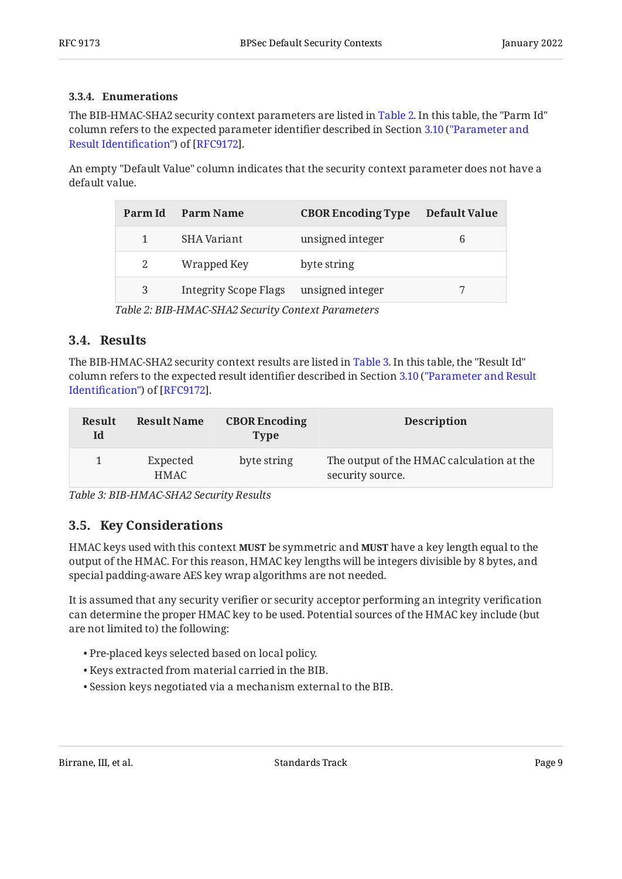#### 3.3.4. Enumerations

The BIB-HMAC-SHA2 security context parameters are listed in Table 2. In this table, the "Parm Id" column refers to the expected parameter identifier described in Section 3.10 ("Parameter and Result Identification") of [RFC9172].

An empty "Default Value" column indicates that the security context parameter does not have a default value.

| Parm Id | Parm Name | CBOR Encoding Type | Default Value |
|---|---|---|---|
| 1 | SHA Variant | unsigned integer | 6 |
| 2 | Wrapped Key | byte string | |
| 3 | Integrity Scope Flags | unsigned integer | 7 |

*Table 2: BIB-HMAC-SHA2 Security Context Parameters*

### 3.4. Results

The BIB-HMAC-SHA2 security context results are listed in Table 3. In this table, the "Result Id" column refers to the expected result identifier described in Section 3.10 ("Parameter and Result Identification") of [RFC9172].

| Result Id | Result Name | CBOR Encoding Type | Description |
|---|---|---|---|
| 1 | Expected HMAC | byte string | The output of the HMAC calculation at the security source. |

*Table 3: BIB-HMAC-SHA2 Security Results*

### 3.5. Key Considerations

HMAC keys used with this context **MUST** be symmetric and **MUST** have a key length equal to the output of the HMAC. For this reason, HMAC key lengths will be integers divisible by 8 bytes, and special padding-aware AES key wrap algorithms are not needed.

It is assumed that any security verifier or security acceptor performing an integrity verification can determine the proper HMAC key to be used. Potential sources of the HMAC key include (but are not limited to) the following:

- Pre-placed keys selected based on local policy.
- Keys extracted from material carried in the BIB.
- Session keys negotiated via a mechanism external to the BIB.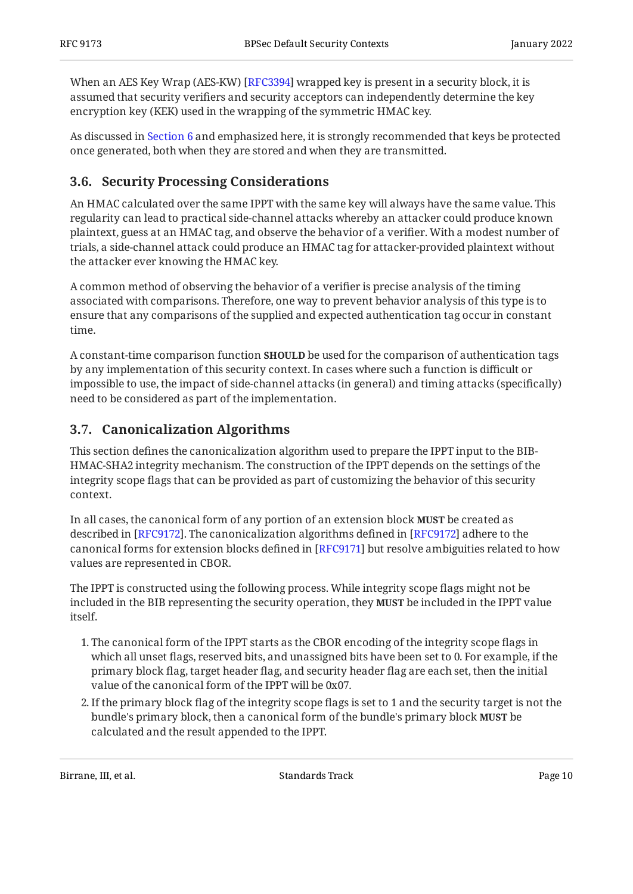When an AES Key Wrap (AES-KW) [RFC3394] wrapped key is present in a security block, it is assumed that security verifiers and security acceptors can independently determine the key encryption key (KEK) used in the wrapping of the symmetric HMAC key.

As discussed in Section 6 and emphasized here, it is strongly recommended that keys be protected once generated, both when they are stored and when they are transmitted.

### 3.6. Security Processing Considerations

An HMAC calculated over the same IPPT with the same key will always have the same value. This regularity can lead to practical side-channel attacks whereby an attacker could produce known plaintext, guess at an HMAC tag, and observe the behavior of a verifier. With a modest number of trials, a side-channel attack could produce an HMAC tag for attacker-provided plaintext without the attacker ever knowing the HMAC key.

A common method of observing the behavior of a verifier is precise analysis of the timing associated with comparisons. Therefore, one way to prevent behavior analysis of this type is to ensure that any comparisons of the supplied and expected authentication tag occur in constant time.

A constant-time comparison function **SHOULD** be used for the comparison of authentication tags by any implementation of this security context. In cases where such a function is difficult or impossible to use, the impact of side-channel attacks (in general) and timing attacks (specifically) need to be considered as part of the implementation.

### 3.7. Canonicalization Algorithms

This section defines the canonicalization algorithm used to prepare the IPPT input to the BIB-HMAC-SHA2 integrity mechanism. The construction of the IPPT depends on the settings of the integrity scope flags that can be provided as part of customizing the behavior of this security context.

In all cases, the canonical form of any portion of an extension block **MUST** be created as described in [RFC9172]. The canonicalization algorithms defined in [RFC9172] adhere to the canonical forms for extension blocks defined in [RFC9171] but resolve ambiguities related to how values are represented in CBOR.

The IPPT is constructed using the following process. While integrity scope flags might not be included in the BIB representing the security operation, they **MUST** be included in the IPPT value itself.

1. The canonical form of the IPPT starts as the CBOR encoding of the integrity scope flags in which all unset flags, reserved bits, and unassigned bits have been set to 0. For example, if the primary block flag, target header flag, and security header flag are each set, then the initial value of the canonical form of the IPPT will be 0x07.
2. If the primary block flag of the integrity scope flags is set to 1 and the security target is not the bundle's primary block, then a canonical form of the bundle's primary block **MUST** be calculated and the result appended to the IPPT.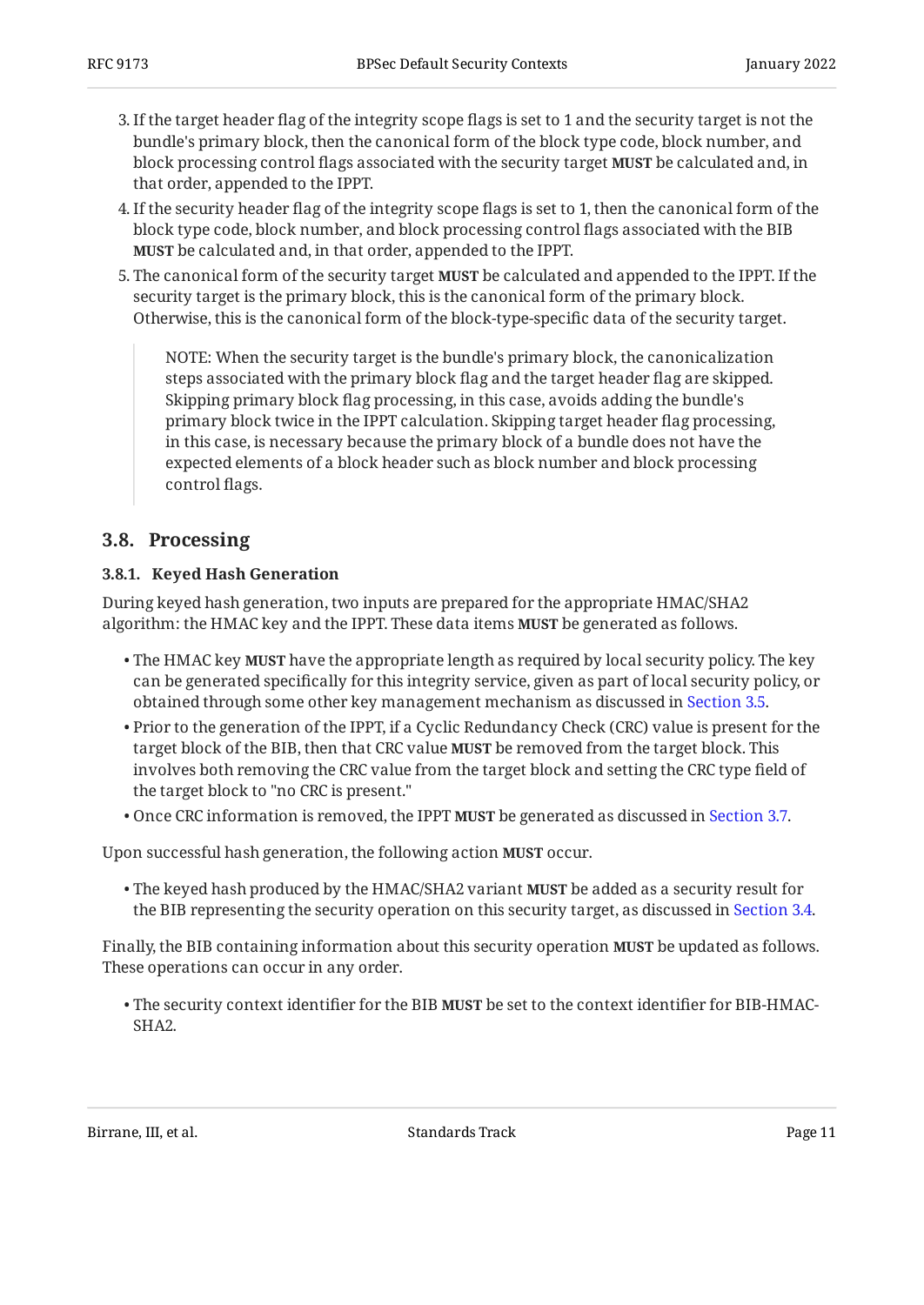3. If the target header flag of the integrity scope flags is set to 1 and the security target is not the bundle's primary block, then the canonical form of the block type code, block number, and block processing control flags associated with the security target **MUST** be calculated and, in that order, appended to the IPPT.
4. If the security header flag of the integrity scope flags is set to 1, then the canonical form of the block type code, block number, and block processing control flags associated with the BIB **MUST** be calculated and, in that order, appended to the IPPT.
5. The canonical form of the security target **MUST** be calculated and appended to the IPPT. If the security target is the primary block, this is the canonical form of the primary block. Otherwise, this is the canonical form of the block-type-specific data of the security target.

> NOTE: When the security target is the bundle's primary block, the canonicalization steps associated with the primary block flag and the target header flag are skipped. Skipping primary block flag processing, in this case, avoids adding the bundle's primary block twice in the IPPT calculation. Skipping target header flag processing, in this case, is necessary because the primary block of a bundle does not have the expected elements of a block header such as block number and block processing control flags.

## 3.8. Processing

### 3.8.1. Keyed Hash Generation

During keyed hash generation, two inputs are prepared for the appropriate HMAC/SHA2 algorithm: the HMAC key and the IPPT. These data items **MUST** be generated as follows.

- The HMAC key **MUST** have the appropriate length as required by local security policy. The key can be generated specifically for this integrity service, given as part of local security policy, or obtained through some other key management mechanism as discussed in Section 3.5.
- Prior to the generation of the IPPT, if a Cyclic Redundancy Check (CRC) value is present for the target block of the BIB, then that CRC value **MUST** be removed from the target block. This involves both removing the CRC value from the target block and setting the CRC type field of the target block to "no CRC is present."
- Once CRC information is removed, the IPPT **MUST** be generated as discussed in Section 3.7.

Upon successful hash generation, the following action **MUST** occur.

- The keyed hash produced by the HMAC/SHA2 variant **MUST** be added as a security result for the BIB representing the security operation on this security target, as discussed in Section 3.4.

Finally, the BIB containing information about this security operation **MUST** be updated as follows. These operations can occur in any order.

- The security context identifier for the BIB **MUST** be set to the context identifier for BIB-HMAC-SHA2.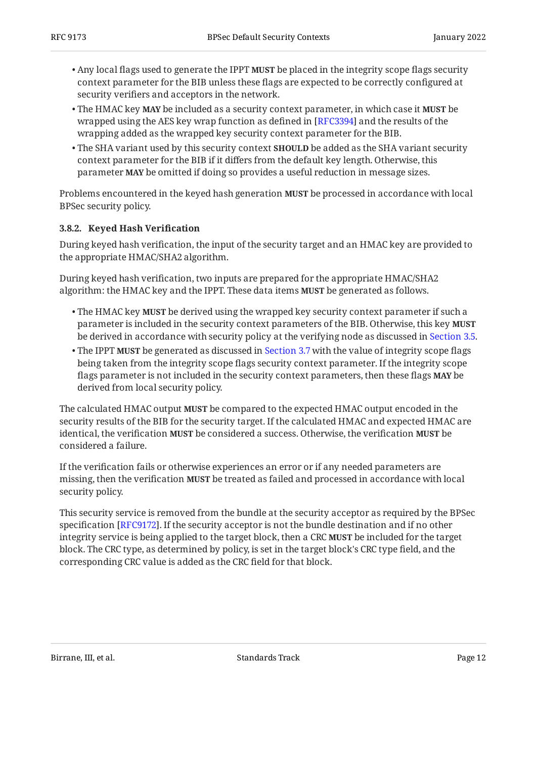- Any local flags used to generate the IPPT **MUST** be placed in the integrity scope flags security context parameter for the BIB unless these flags are expected to be correctly configured at security verifiers and acceptors in the network.
- The HMAC key **MAY** be included as a security context parameter, in which case it **MUST** be wrapped using the AES key wrap function as defined in [RFC3394] and the results of the wrapping added as the wrapped key security context parameter for the BIB.
- The SHA variant used by this security context **SHOULD** be added as the SHA variant security context parameter for the BIB if it differs from the default key length. Otherwise, this parameter **MAY** be omitted if doing so provides a useful reduction in message sizes.

Problems encountered in the keyed hash generation **MUST** be processed in accordance with local BPSec security policy.

#### 3.8.2. Keyed Hash Verification

During keyed hash verification, the input of the security target and an HMAC key are provided to the appropriate HMAC/SHA2 algorithm.

During keyed hash verification, two inputs are prepared for the appropriate HMAC/SHA2 algorithm: the HMAC key and the IPPT. These data items **MUST** be generated as follows.

- The HMAC key **MUST** be derived using the wrapped key security context parameter if such a parameter is included in the security context parameters of the BIB. Otherwise, this key **MUST** be derived in accordance with security policy at the verifying node as discussed in Section 3.5.
- The IPPT **MUST** be generated as discussed in Section 3.7 with the value of integrity scope flags being taken from the integrity scope flags security context parameter. If the integrity scope flags parameter is not included in the security context parameters, then these flags **MAY** be derived from local security policy.

The calculated HMAC output **MUST** be compared to the expected HMAC output encoded in the security results of the BIB for the security target. If the calculated HMAC and expected HMAC are identical, the verification **MUST** be considered a success. Otherwise, the verification **MUST** be considered a failure.

If the verification fails or otherwise experiences an error or if any needed parameters are missing, then the verification **MUST** be treated as failed and processed in accordance with local security policy.

This security service is removed from the bundle at the security acceptor as required by the BPSec specification [RFC9172]. If the security acceptor is not the bundle destination and if no other integrity service is being applied to the target block, then a CRC **MUST** be included for the target block. The CRC type, as determined by policy, is set in the target block's CRC type field, and the corresponding CRC value is added as the CRC field for that block.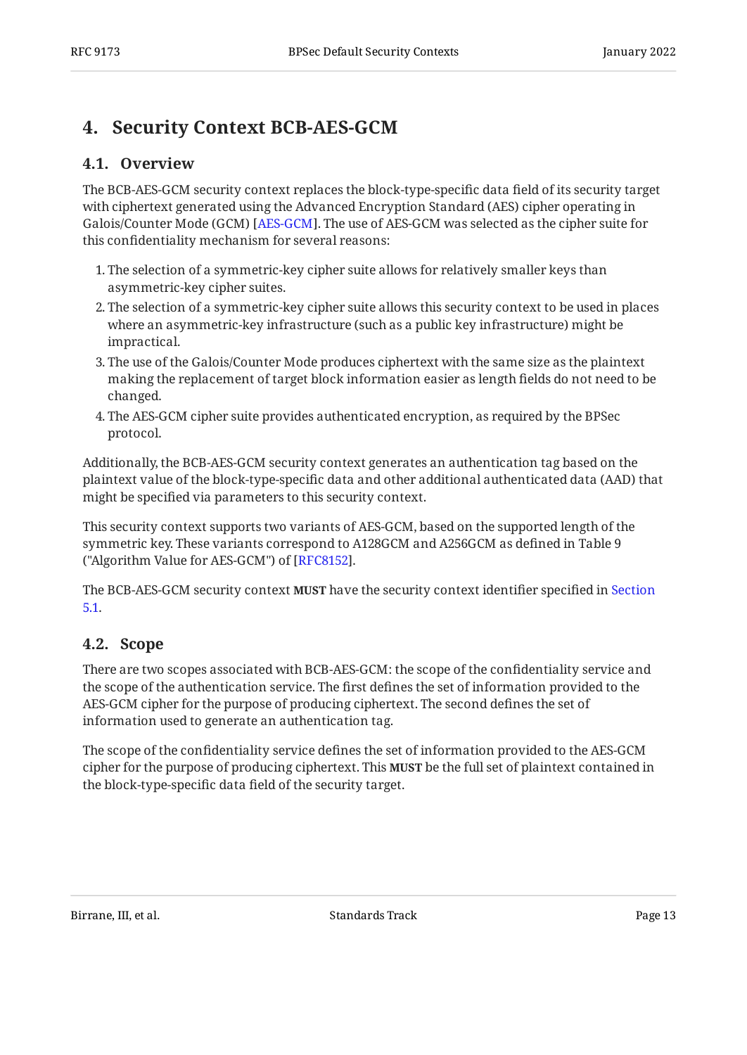## 4. Security Context BCB-AES-GCM

### 4.1. Overview

The BCB-AES-GCM security context replaces the block-type-specific data field of its security target with ciphertext generated using the Advanced Encryption Standard (AES) cipher operating in Galois/Counter Mode (GCM) [AES-GCM]. The use of AES-GCM was selected as the cipher suite for this confidentiality mechanism for several reasons:

1. The selection of a symmetric-key cipher suite allows for relatively smaller keys than asymmetric-key cipher suites.
2. The selection of a symmetric-key cipher suite allows this security context to be used in places where an asymmetric-key infrastructure (such as a public key infrastructure) might be impractical.
3. The use of the Galois/Counter Mode produces ciphertext with the same size as the plaintext making the replacement of target block information easier as length fields do not need to be changed.
4. The AES-GCM cipher suite provides authenticated encryption, as required by the BPSec protocol.

Additionally, the BCB-AES-GCM security context generates an authentication tag based on the plaintext value of the block-type-specific data and other additional authenticated data (AAD) that might be specified via parameters to this security context.

This security context supports two variants of AES-GCM, based on the supported length of the symmetric key. These variants correspond to A128GCM and A256GCM as defined in Table 9 ("Algorithm Value for AES-GCM") of [RFC8152].

The BCB-AES-GCM security context **MUST** have the security context identifier specified in Section 5.1.

### 4.2. Scope

There are two scopes associated with BCB-AES-GCM: the scope of the confidentiality service and the scope of the authentication service. The first defines the set of information provided to the AES-GCM cipher for the purpose of producing ciphertext. The second defines the set of information used to generate an authentication tag.

The scope of the confidentiality service defines the set of information provided to the AES-GCM cipher for the purpose of producing ciphertext. This **MUST** be the full set of plaintext contained in the block-type-specific data field of the security target.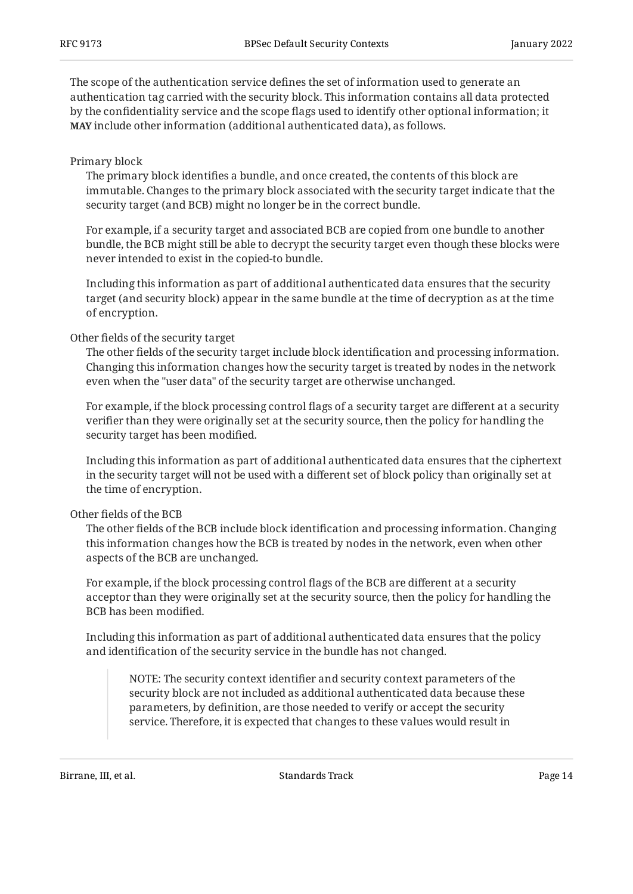The scope of the authentication service defines the set of information used to generate an authentication tag carried with the security block. This information contains all data protected by the confidentiality service and the scope flags used to identify other optional information; it **MAY** include other information (additional authenticated data), as follows.

Primary block
: The primary block identifies a bundle, and once created, the contents of this block are immutable. Changes to the primary block associated with the security target indicate that the security target (and BCB) might no longer be in the correct bundle.

  For example, if a security target and associated BCB are copied from one bundle to another bundle, the BCB might still be able to decrypt the security target even though these blocks were never intended to exist in the copied-to bundle.

  Including this information as part of additional authenticated data ensures that the security target (and security block) appear in the same bundle at the time of decryption as at the time of encryption.

Other fields of the security target
: The other fields of the security target include block identification and processing information. Changing this information changes how the security target is treated by nodes in the network even when the "user data" of the security target are otherwise unchanged.

  For example, if the block processing control flags of a security target are different at a security verifier than they were originally set at the security source, then the policy for handling the security target has been modified.

  Including this information as part of additional authenticated data ensures that the ciphertext in the security target will not be used with a different set of block policy than originally set at the time of encryption.

Other fields of the BCB
: The other fields of the BCB include block identification and processing information. Changing this information changes how the BCB is treated by nodes in the network, even when other aspects of the BCB are unchanged.

  For example, if the block processing control flags of the BCB are different at a security acceptor than they were originally set at the security source, then the policy for handling the BCB has been modified.

  Including this information as part of additional authenticated data ensures that the policy and identification of the security service in the bundle has not changed.

> NOTE: The security context identifier and security context parameters of the security block are not included as additional authenticated data because these parameters, by definition, are those needed to verify or accept the security service. Therefore, it is expected that changes to these values would result in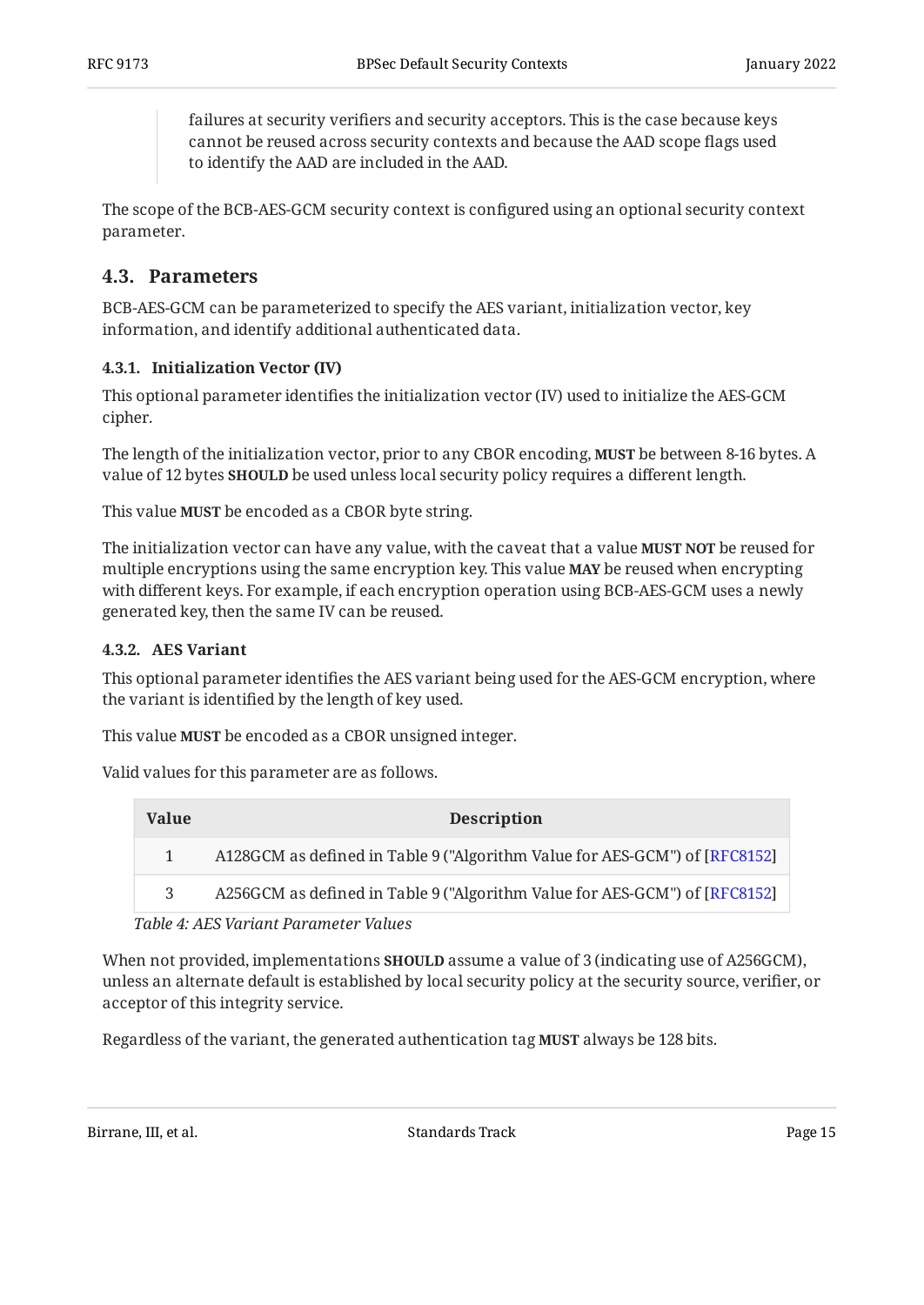> failures at security verifiers and security acceptors. This is the case because keys cannot be reused across security contexts and because the AAD scope flags used to identify the AAD are included in the AAD.

The scope of the BCB-AES-GCM security context is configured using an optional security context parameter.

## 4.3. Parameters

BCB-AES-GCM can be parameterized to specify the AES variant, initialization vector, key information, and identify additional authenticated data.

### 4.3.1. Initialization Vector (IV)

This optional parameter identifies the initialization vector (IV) used to initialize the AES-GCM cipher.

The length of the initialization vector, prior to any CBOR encoding, **MUST** be between 8-16 bytes. A value of 12 bytes **SHOULD** be used unless local security policy requires a different length.

This value **MUST** be encoded as a CBOR byte string.

The initialization vector can have any value, with the caveat that a value **MUST NOT** be reused for multiple encryptions using the same encryption key. This value **MAY** be reused when encrypting with different keys. For example, if each encryption operation using BCB-AES-GCM uses a newly generated key, then the same IV can be reused.

### 4.3.2. AES Variant

This optional parameter identifies the AES variant being used for the AES-GCM encryption, where the variant is identified by the length of key used.

This value **MUST** be encoded as a CBOR unsigned integer.

Valid values for this parameter are as follows.

| Value | Description |
|---|---|
| 1 | A128GCM as defined in Table 9 ("Algorithm Value for AES-GCM") of [RFC8152] |
| 3 | A256GCM as defined in Table 9 ("Algorithm Value for AES-GCM") of [RFC8152] |

*Table 4: AES Variant Parameter Values*

When not provided, implementations **SHOULD** assume a value of 3 (indicating use of A256GCM), unless an alternate default is established by local security policy at the security source, verifier, or acceptor of this integrity service.

Regardless of the variant, the generated authentication tag **MUST** always be 128 bits.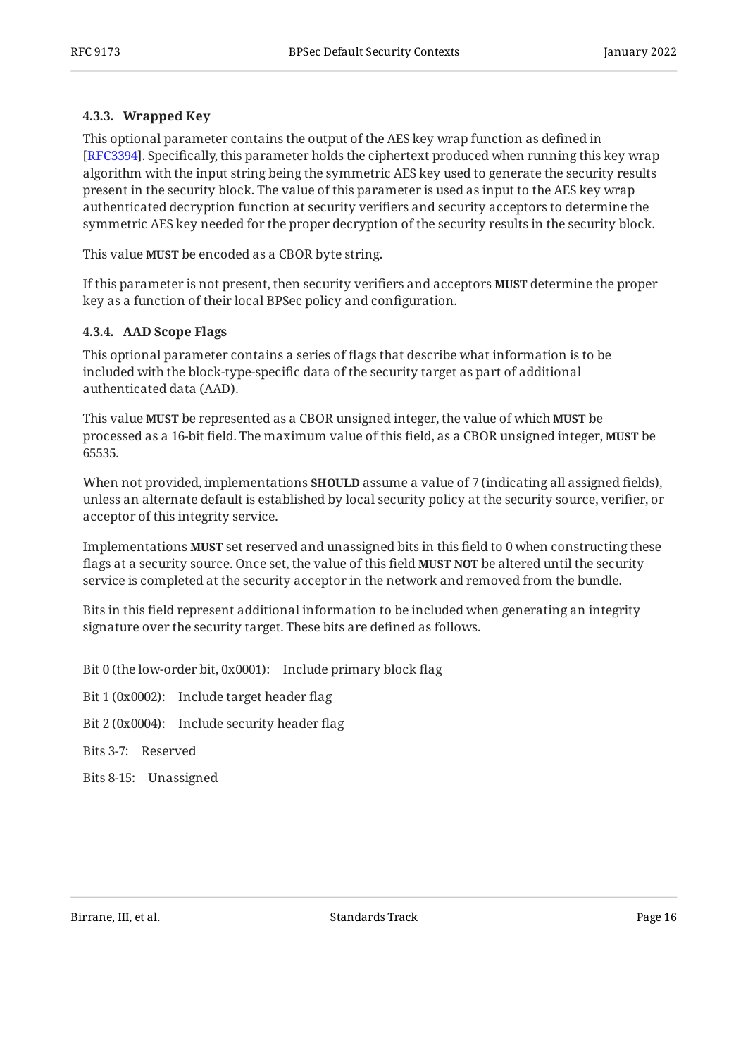#### 4.3.3. Wrapped Key

This optional parameter contains the output of the AES key wrap function as defined in [RFC3394]. Specifically, this parameter holds the ciphertext produced when running this key wrap algorithm with the input string being the symmetric AES key used to generate the security results present in the security block. The value of this parameter is used as input to the AES key wrap authenticated decryption function at security verifiers and security acceptors to determine the symmetric AES key needed for the proper decryption of the security results in the security block.

This value **MUST** be encoded as a CBOR byte string.

If this parameter is not present, then security verifiers and acceptors **MUST** determine the proper key as a function of their local BPSec policy and configuration.

#### 4.3.4. AAD Scope Flags

This optional parameter contains a series of flags that describe what information is to be included with the block-type-specific data of the security target as part of additional authenticated data (AAD).

This value **MUST** be represented as a CBOR unsigned integer, the value of which **MUST** be processed as a 16-bit field. The maximum value of this field, as a CBOR unsigned integer, **MUST** be 65535.

When not provided, implementations **SHOULD** assume a value of 7 (indicating all assigned fields), unless an alternate default is established by local security policy at the security source, verifier, or acceptor of this integrity service.

Implementations **MUST** set reserved and unassigned bits in this field to 0 when constructing these flags at a security source. Once set, the value of this field **MUST NOT** be altered until the security service is completed at the security acceptor in the network and removed from the bundle.

Bits in this field represent additional information to be included when generating an integrity signature over the security target. These bits are defined as follows.

Bit 0 (the low-order bit, 0x0001): Include primary block flag

Bit 1 (0x0002): Include target header flag

Bit 2 (0x0004): Include security header flag

Bits 3-7: Reserved

Bits 8-15: Unassigned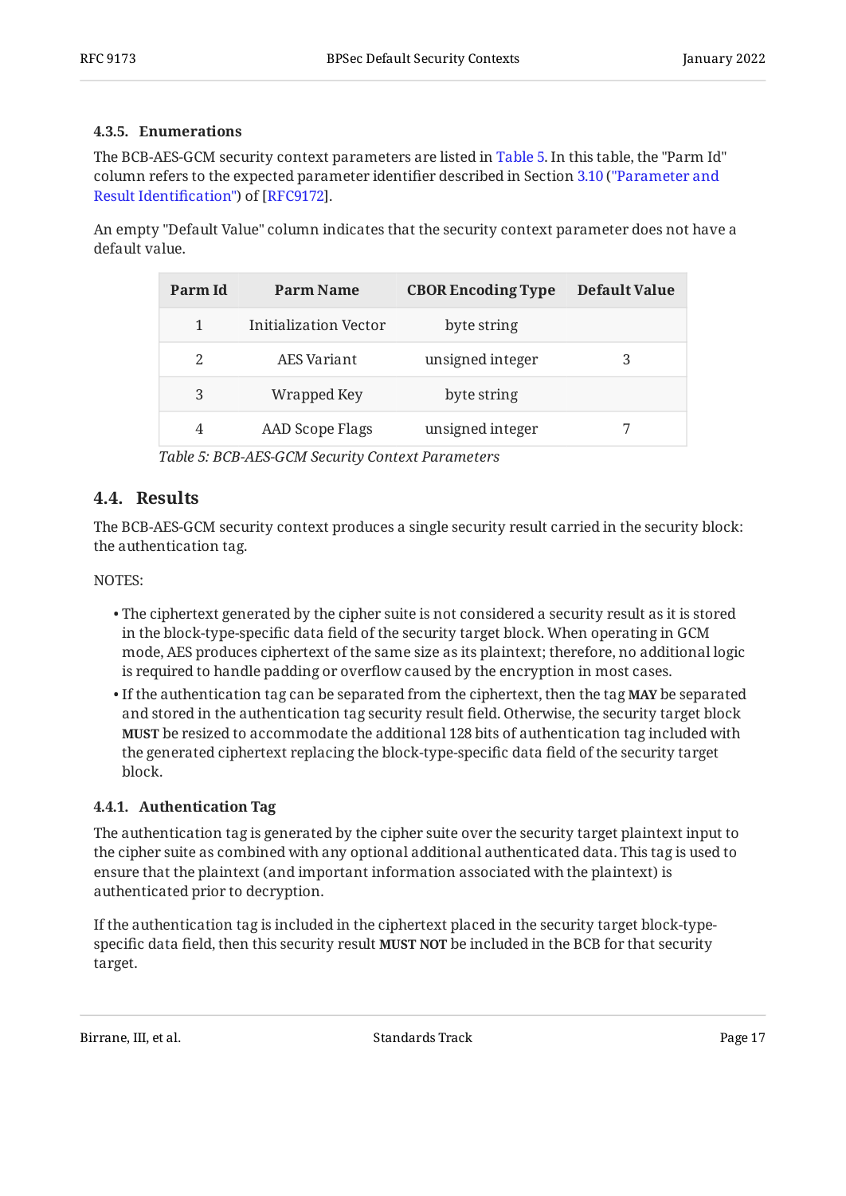#### 4.3.5. Enumerations

The BCB-AES-GCM security context parameters are listed in Table 5. In this table, the "Parm Id" column refers to the expected parameter identifier described in Section 3.10 ("Parameter and Result Identification") of [RFC9172].

An empty "Default Value" column indicates that the security context parameter does not have a default value.

| Parm Id | Parm Name | CBOR Encoding Type | Default Value |
|---|---|---|---|
| 1 | Initialization Vector | byte string | |
| 2 | AES Variant | unsigned integer | 3 |
| 3 | Wrapped Key | byte string | |
| 4 | AAD Scope Flags | unsigned integer | 7 |

*Table 5: BCB-AES-GCM Security Context Parameters*

### 4.4. Results

The BCB-AES-GCM security context produces a single security result carried in the security block: the authentication tag.

NOTES:

- The ciphertext generated by the cipher suite is not considered a security result as it is stored in the block-type-specific data field of the security target block. When operating in GCM mode, AES produces ciphertext of the same size as its plaintext; therefore, no additional logic is required to handle padding or overflow caused by the encryption in most cases.
- If the authentication tag can be separated from the ciphertext, then the tag **MAY** be separated and stored in the authentication tag security result field. Otherwise, the security target block **MUST** be resized to accommodate the additional 128 bits of authentication tag included with the generated ciphertext replacing the block-type-specific data field of the security target block.

#### 4.4.1. Authentication Tag

The authentication tag is generated by the cipher suite over the security target plaintext input to the cipher suite as combined with any optional additional authenticated data. This tag is used to ensure that the plaintext (and important information associated with the plaintext) is authenticated prior to decryption.

If the authentication tag is included in the ciphertext placed in the security target block-type-specific data field, then this security result **MUST NOT** be included in the BCB for that security target.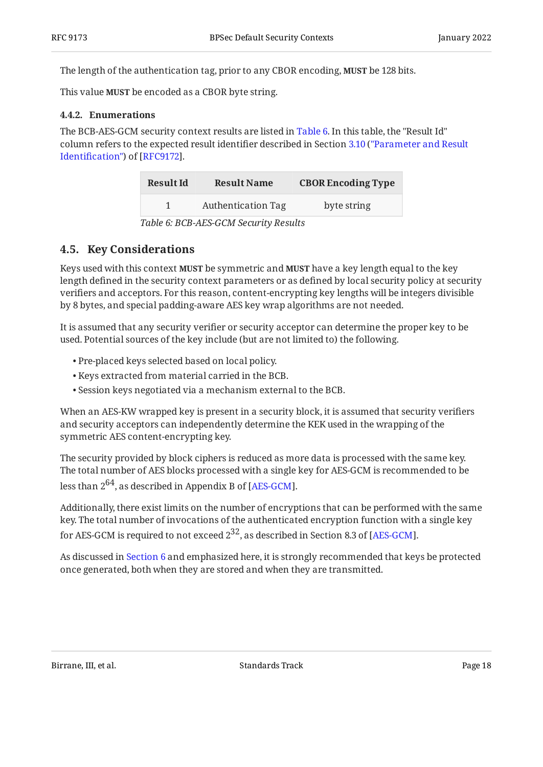The length of the authentication tag, prior to any CBOR encoding, **MUST** be 128 bits.

This value **MUST** be encoded as a CBOR byte string.

#### 4.4.2. Enumerations

The BCB-AES-GCM security context results are listed in Table 6. In this table, the "Result Id" column refers to the expected result identifier described in Section 3.10 ("Parameter and Result Identification") of [RFC9172].

| Result Id | Result Name | CBOR Encoding Type |
|---|---|---|
| 1 | Authentication Tag | byte string |

*Table 6: BCB-AES-GCM Security Results*

### 4.5. Key Considerations

Keys used with this context **MUST** be symmetric and **MUST** have a key length equal to the key length defined in the security context parameters or as defined by local security policy at security verifiers and acceptors. For this reason, content-encrypting key lengths will be integers divisible by 8 bytes, and special padding-aware AES key wrap algorithms are not needed.

It is assumed that any security verifier or security acceptor can determine the proper key to be used. Potential sources of the key include (but are not limited to) the following.

- Pre-placed keys selected based on local policy.
- Keys extracted from material carried in the BCB.
- Session keys negotiated via a mechanism external to the BCB.

When an AES-KW wrapped key is present in a security block, it is assumed that security verifiers and security acceptors can independently determine the KEK used in the wrapping of the symmetric AES content-encrypting key.

The security provided by block ciphers is reduced as more data is processed with the same key. The total number of AES blocks processed with a single key for AES-GCM is recommended to be less than $2^{64}$, as described in Appendix B of [AES-GCM].

Additionally, there exist limits on the number of encryptions that can be performed with the same key. The total number of invocations of the authenticated encryption function with a single key for AES-GCM is required to not exceed $2^{32}$, as described in Section 8.3 of [AES-GCM].

As discussed in Section 6 and emphasized here, it is strongly recommended that keys be protected once generated, both when they are stored and when they are transmitted.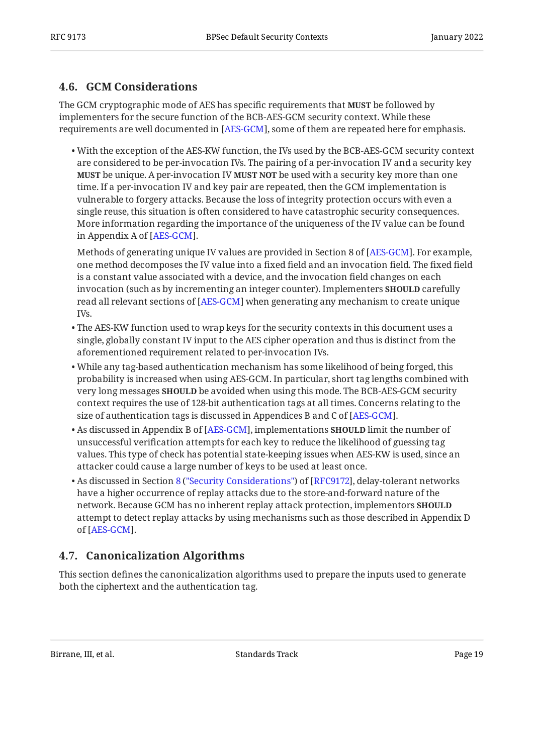### 4.6. GCM Considerations

The GCM cryptographic mode of AES has specific requirements that **MUST** be followed by implementers for the secure function of the BCB-AES-GCM security context. While these requirements are well documented in [AES-GCM], some of them are repeated here for emphasis.

- With the exception of the AES-KW function, the IVs used by the BCB-AES-GCM security context are considered to be per-invocation IVs. The pairing of a per-invocation IV and a security key **MUST** be unique. A per-invocation IV **MUST NOT** be used with a security key more than one time. If a per-invocation IV and key pair are repeated, then the GCM implementation is vulnerable to forgery attacks. Because the loss of integrity protection occurs with even a single reuse, this situation is often considered to have catastrophic security consequences. More information regarding the importance of the uniqueness of the IV value can be found in Appendix A of [AES-GCM].

  Methods of generating unique IV values are provided in Section 8 of [AES-GCM]. For example, one method decomposes the IV value into a fixed field and an invocation field. The fixed field is a constant value associated with a device, and the invocation field changes on each invocation (such as by incrementing an integer counter). Implementers **SHOULD** carefully read all relevant sections of [AES-GCM] when generating any mechanism to create unique IVs.
- The AES-KW function used to wrap keys for the security contexts in this document uses a single, globally constant IV input to the AES cipher operation and thus is distinct from the aforementioned requirement related to per-invocation IVs.
- While any tag-based authentication mechanism has some likelihood of being forged, this probability is increased when using AES-GCM. In particular, short tag lengths combined with very long messages **SHOULD** be avoided when using this mode. The BCB-AES-GCM security context requires the use of 128-bit authentication tags at all times. Concerns relating to the size of authentication tags is discussed in Appendices B and C of [AES-GCM].
- As discussed in Appendix B of [AES-GCM], implementations **SHOULD** limit the number of unsuccessful verification attempts for each key to reduce the likelihood of guessing tag values. This type of check has potential state-keeping issues when AES-KW is used, since an attacker could cause a large number of keys to be used at least once.
- As discussed in Section 8 ("Security Considerations") of [RFC9172], delay-tolerant networks have a higher occurrence of replay attacks due to the store-and-forward nature of the network. Because GCM has no inherent replay attack protection, implementors **SHOULD** attempt to detect replay attacks by using mechanisms such as those described in Appendix D of [AES-GCM].

### 4.7. Canonicalization Algorithms

This section defines the canonicalization algorithms used to prepare the inputs used to generate both the ciphertext and the authentication tag.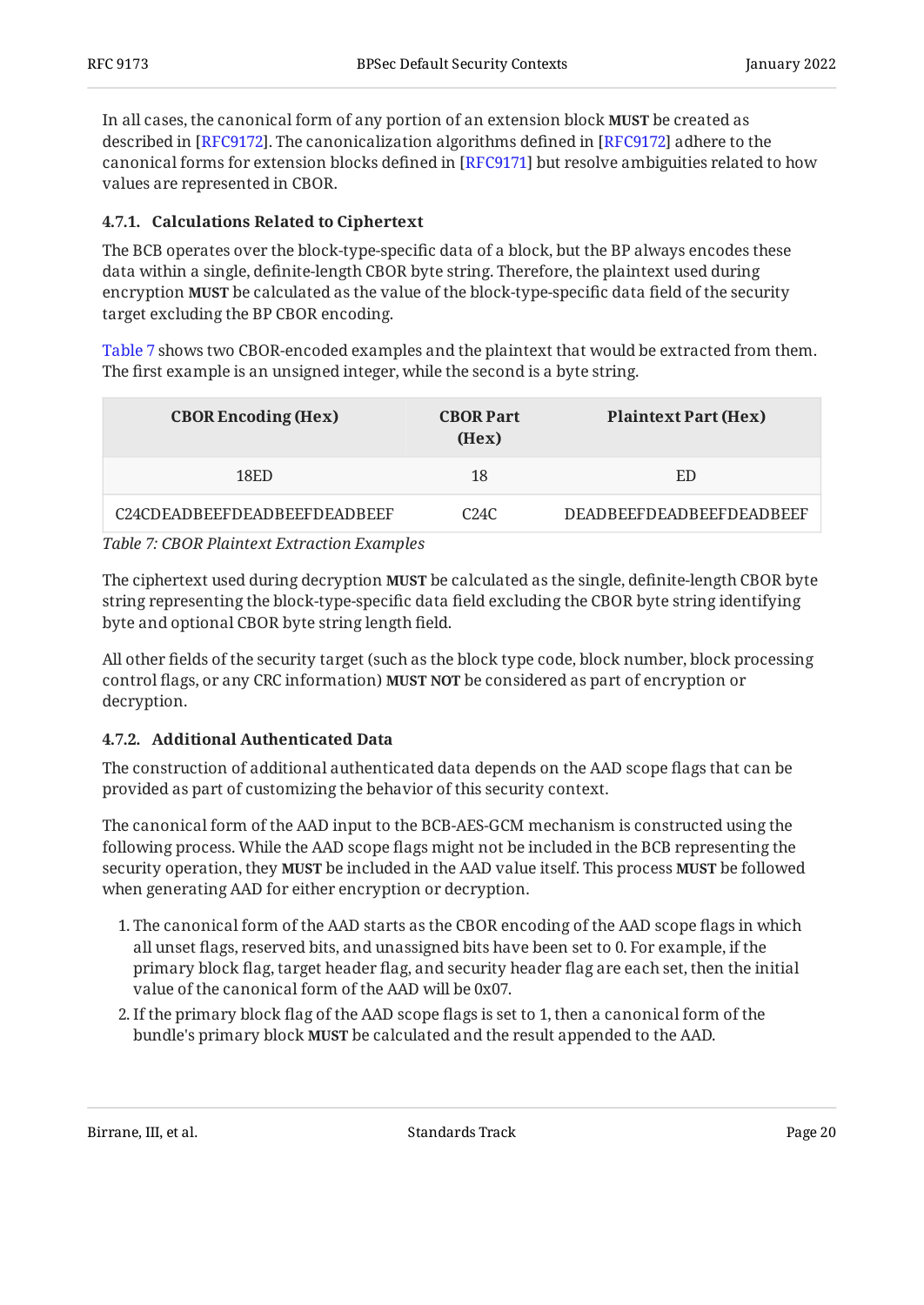In all cases, the canonical form of any portion of an extension block **MUST** be created as described in [RFC9172]. The canonicalization algorithms defined in [RFC9172] adhere to the canonical forms for extension blocks defined in [RFC9171] but resolve ambiguities related to how values are represented in CBOR.

### 4.7.1. Calculations Related to Ciphertext

The BCB operates over the block-type-specific data of a block, but the BP always encodes these data within a single, definite-length CBOR byte string. Therefore, the plaintext used during encryption **MUST** be calculated as the value of the block-type-specific data field of the security target excluding the BP CBOR encoding.

Table 7 shows two CBOR-encoded examples and the plaintext that would be extracted from them. The first example is an unsigned integer, while the second is a byte string.

| CBOR Encoding (Hex) | CBOR Part (Hex) | Plaintext Part (Hex) |
|---|---|---|
| 18ED | 18 | ED |
| C24CDEADBEEFDEADBEEFDEADBEEF | C24C | DEADBEEFDEADBEEFDEADBEEF |

*Table 7: CBOR Plaintext Extraction Examples*

The ciphertext used during decryption **MUST** be calculated as the single, definite-length CBOR byte string representing the block-type-specific data field excluding the CBOR byte string identifying byte and optional CBOR byte string length field.

All other fields of the security target (such as the block type code, block number, block processing control flags, or any CRC information) **MUST NOT** be considered as part of encryption or decryption.

### 4.7.2. Additional Authenticated Data

The construction of additional authenticated data depends on the AAD scope flags that can be provided as part of customizing the behavior of this security context.

The canonical form of the AAD input to the BCB-AES-GCM mechanism is constructed using the following process. While the AAD scope flags might not be included in the BCB representing the security operation, they **MUST** be included in the AAD value itself. This process **MUST** be followed when generating AAD for either encryption or decryption.

1. The canonical form of the AAD starts as the CBOR encoding of the AAD scope flags in which all unset flags, reserved bits, and unassigned bits have been set to 0. For example, if the primary block flag, target header flag, and security header flag are each set, then the initial value of the canonical form of the AAD will be 0x07.
2. If the primary block flag of the AAD scope flags is set to 1, then a canonical form of the bundle's primary block **MUST** be calculated and the result appended to the AAD.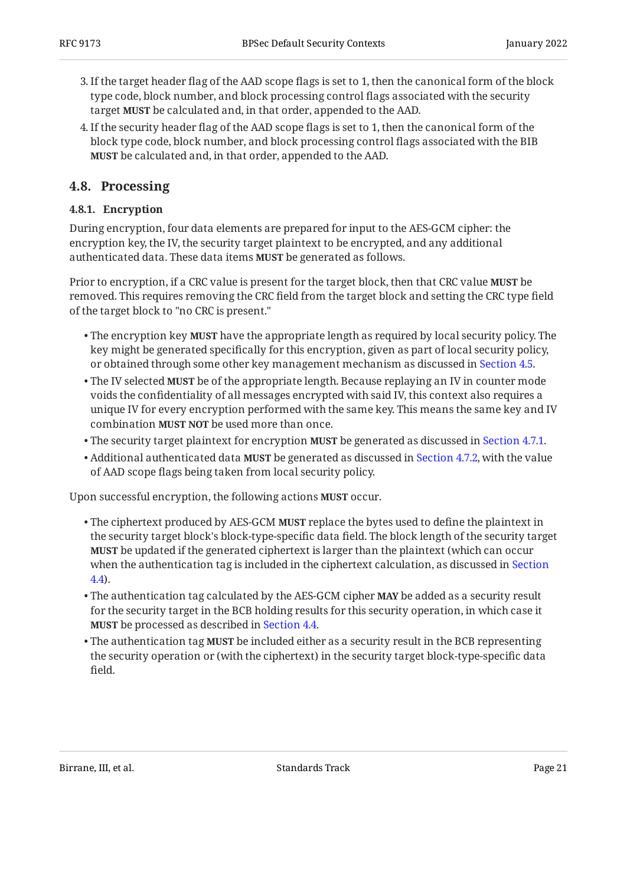3. If the target header flag of the AAD scope flags is set to 1, then the canonical form of the block type code, block number, and block processing control flags associated with the security target **MUST** be calculated and, in that order, appended to the AAD.
4. If the security header flag of the AAD scope flags is set to 1, then the canonical form of the block type code, block number, and block processing control flags associated with the BIB **MUST** be calculated and, in that order, appended to the AAD.

## 4.8. Processing

### 4.8.1. Encryption

During encryption, four data elements are prepared for input to the AES-GCM cipher: the encryption key, the IV, the security target plaintext to be encrypted, and any additional authenticated data. These data items **MUST** be generated as follows.

Prior to encryption, if a CRC value is present for the target block, then that CRC value **MUST** be removed. This requires removing the CRC field from the target block and setting the CRC type field of the target block to "no CRC is present."

- The encryption key **MUST** have the appropriate length as required by local security policy. The key might be generated specifically for this encryption, given as part of local security policy, or obtained through some other key management mechanism as discussed in Section 4.5.
- The IV selected **MUST** be of the appropriate length. Because replaying an IV in counter mode voids the confidentiality of all messages encrypted with said IV, this context also requires a unique IV for every encryption performed with the same key. This means the same key and IV combination **MUST NOT** be used more than once.
- The security target plaintext for encryption **MUST** be generated as discussed in Section 4.7.1.
- Additional authenticated data **MUST** be generated as discussed in Section 4.7.2, with the value of AAD scope flags being taken from local security policy.

Upon successful encryption, the following actions **MUST** occur.

- The ciphertext produced by AES-GCM **MUST** replace the bytes used to define the plaintext in the security target block's block-type-specific data field. The block length of the security target **MUST** be updated if the generated ciphertext is larger than the plaintext (which can occur when the authentication tag is included in the ciphertext calculation, as discussed in Section 4.4).
- The authentication tag calculated by the AES-GCM cipher **MAY** be added as a security result for the security target in the BCB holding results for this security operation, in which case it **MUST** be processed as described in Section 4.4.
- The authentication tag **MUST** be included either as a security result in the BCB representing the security operation or (with the ciphertext) in the security target block-type-specific data field.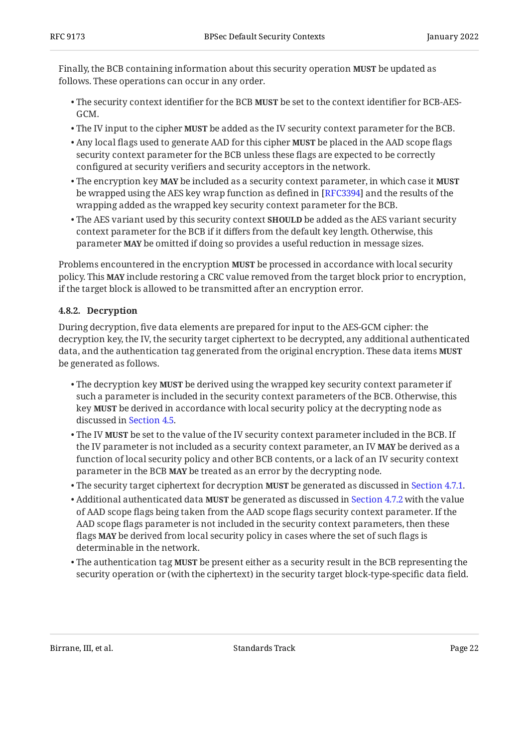Finally, the BCB containing information about this security operation **MUST** be updated as follows. These operations can occur in any order.

- The security context identifier for the BCB **MUST** be set to the context identifier for BCB-AES-GCM.
- The IV input to the cipher **MUST** be added as the IV security context parameter for the BCB.
- Any local flags used to generate AAD for this cipher **MUST** be placed in the AAD scope flags security context parameter for the BCB unless these flags are expected to be correctly configured at security verifiers and security acceptors in the network.
- The encryption key **MAY** be included as a security context parameter, in which case it **MUST** be wrapped using the AES key wrap function as defined in [RFC3394] and the results of the wrapping added as the wrapped key security context parameter for the BCB.
- The AES variant used by this security context **SHOULD** be added as the AES variant security context parameter for the BCB if it differs from the default key length. Otherwise, this parameter **MAY** be omitted if doing so provides a useful reduction in message sizes.

Problems encountered in the encryption **MUST** be processed in accordance with local security policy. This **MAY** include restoring a CRC value removed from the target block prior to encryption, if the target block is allowed to be transmitted after an encryption error.

#### 4.8.2. Decryption

During decryption, five data elements are prepared for input to the AES-GCM cipher: the decryption key, the IV, the security target ciphertext to be decrypted, any additional authenticated data, and the authentication tag generated from the original encryption. These data items **MUST** be generated as follows.

- The decryption key **MUST** be derived using the wrapped key security context parameter if such a parameter is included in the security context parameters of the BCB. Otherwise, this key **MUST** be derived in accordance with local security policy at the decrypting node as discussed in Section 4.5.
- The IV **MUST** be set to the value of the IV security context parameter included in the BCB. If the IV parameter is not included as a security context parameter, an IV **MAY** be derived as a function of local security policy and other BCB contents, or a lack of an IV security context parameter in the BCB **MAY** be treated as an error by the decrypting node.
- The security target ciphertext for decryption **MUST** be generated as discussed in Section 4.7.1.
- Additional authenticated data **MUST** be generated as discussed in Section 4.7.2 with the value of AAD scope flags being taken from the AAD scope flags security context parameter. If the AAD scope flags parameter is not included in the security context parameters, then these flags **MAY** be derived from local security policy in cases where the set of such flags is determinable in the network.
- The authentication tag **MUST** be present either as a security result in the BCB representing the security operation or (with the ciphertext) in the security target block-type-specific data field.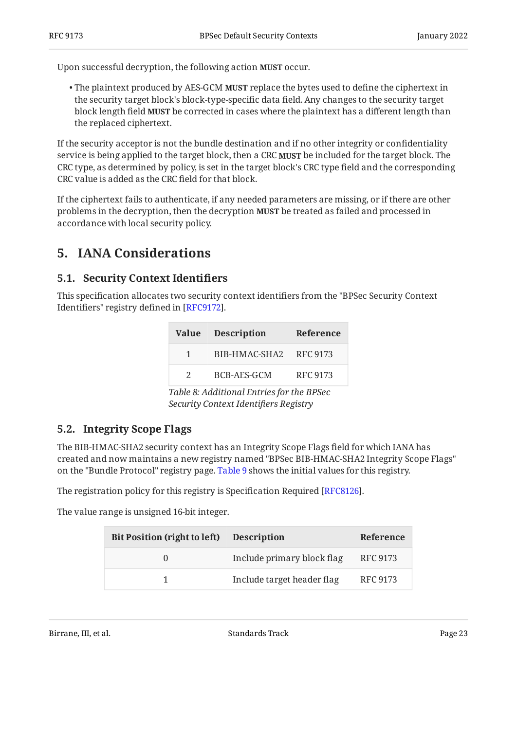Upon successful decryption, the following action **MUST** occur.

- The plaintext produced by AES-GCM **MUST** replace the bytes used to define the ciphertext in the security target block's block-type-specific data field. Any changes to the security target block length field **MUST** be corrected in cases where the plaintext has a different length than the replaced ciphertext.

If the security acceptor is not the bundle destination and if no other integrity or confidentiality service is being applied to the target block, then a CRC **MUST** be included for the target block. The CRC type, as determined by policy, is set in the target block's CRC type field and the corresponding CRC value is added as the CRC field for that block.

If the ciphertext fails to authenticate, if any needed parameters are missing, or if there are other problems in the decryption, then the decryption **MUST** be treated as failed and processed in accordance with local security policy.

## 5. IANA Considerations

### 5.1. Security Context Identifiers

This specification allocates two security context identifiers from the "BPSec Security Context Identifiers" registry defined in [RFC9172].

| Value | Description | Reference |
|---|---|---|
| 1 | BIB-HMAC-SHA2 | RFC 9173 |
| 2 | BCB-AES-GCM | RFC 9173 |

*Table 8: Additional Entries for the BPSec Security Context Identifiers Registry*

### 5.2. Integrity Scope Flags

The BIB-HMAC-SHA2 security context has an Integrity Scope Flags field for which IANA has created and now maintains a new registry named "BPSec BIB-HMAC-SHA2 Integrity Scope Flags" on the "Bundle Protocol" registry page. Table 9 shows the initial values for this registry.

The registration policy for this registry is Specification Required [RFC8126].

The value range is unsigned 16-bit integer.

| Bit Position (right to left) | Description | Reference |
|---|---|---|
| 0 | Include primary block flag | RFC 9173 |
| 1 | Include target header flag | RFC 9173 |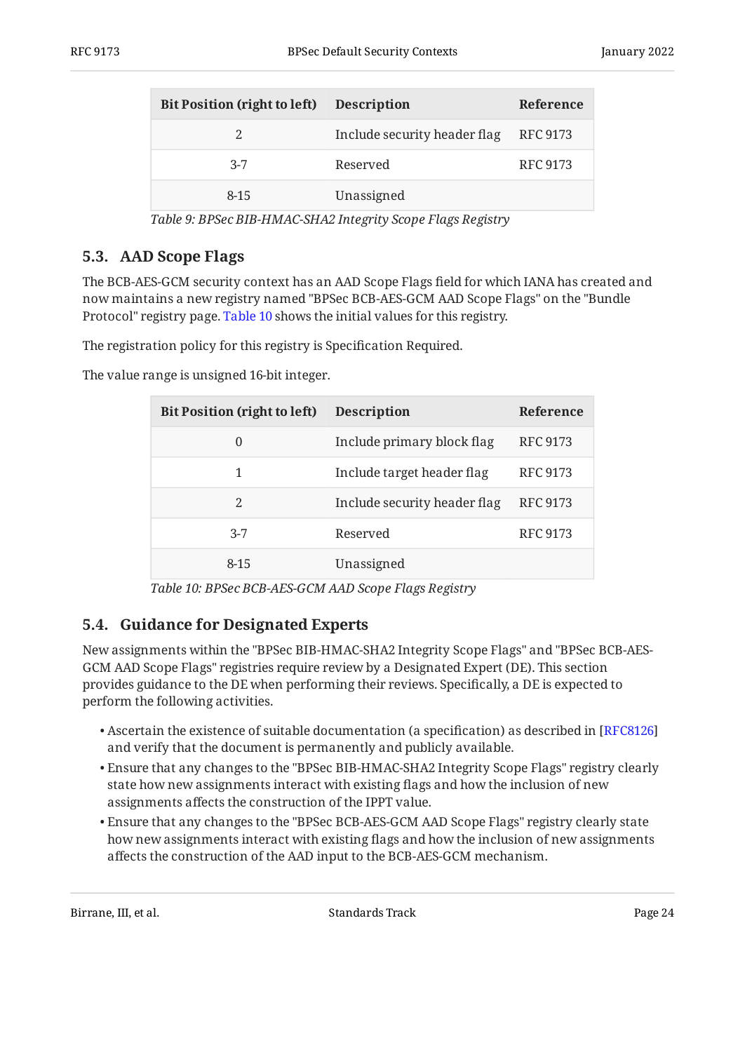| Bit Position (right to left) | Description | Reference |
|---|---|---|
| 2 | Include security header flag | RFC 9173 |
| 3-7 | Reserved | RFC 9173 |
| 8-15 | Unassigned | |

*Table 9: BPSec BIB-HMAC-SHA2 Integrity Scope Flags Registry*

### 5.3. AAD Scope Flags

The BCB-AES-GCM security context has an AAD Scope Flags field for which IANA has created and now maintains a new registry named "BPSec BCB-AES-GCM AAD Scope Flags" on the "Bundle Protocol" registry page. Table 10 shows the initial values for this registry.

The registration policy for this registry is Specification Required.

The value range is unsigned 16-bit integer.

| Bit Position (right to left) | Description | Reference |
|---|---|---|
| 0 | Include primary block flag | RFC 9173 |
| 1 | Include target header flag | RFC 9173 |
| 2 | Include security header flag | RFC 9173 |
| 3-7 | Reserved | RFC 9173 |
| 8-15 | Unassigned | |

*Table 10: BPSec BCB-AES-GCM AAD Scope Flags Registry*

### 5.4. Guidance for Designated Experts

New assignments within the "BPSec BIB-HMAC-SHA2 Integrity Scope Flags" and "BPSec BCB-AES-GCM AAD Scope Flags" registries require review by a Designated Expert (DE). This section provides guidance to the DE when performing their reviews. Specifically, a DE is expected to perform the following activities.

- Ascertain the existence of suitable documentation (a specification) as described in [RFC8126] and verify that the document is permanently and publicly available.
- Ensure that any changes to the "BPSec BIB-HMAC-SHA2 Integrity Scope Flags" registry clearly state how new assignments interact with existing flags and how the inclusion of new assignments affects the construction of the IPPT value.
- Ensure that any changes to the "BPSec BCB-AES-GCM AAD Scope Flags" registry clearly state how new assignments interact with existing flags and how the inclusion of new assignments affects the construction of the AAD input to the BCB-AES-GCM mechanism.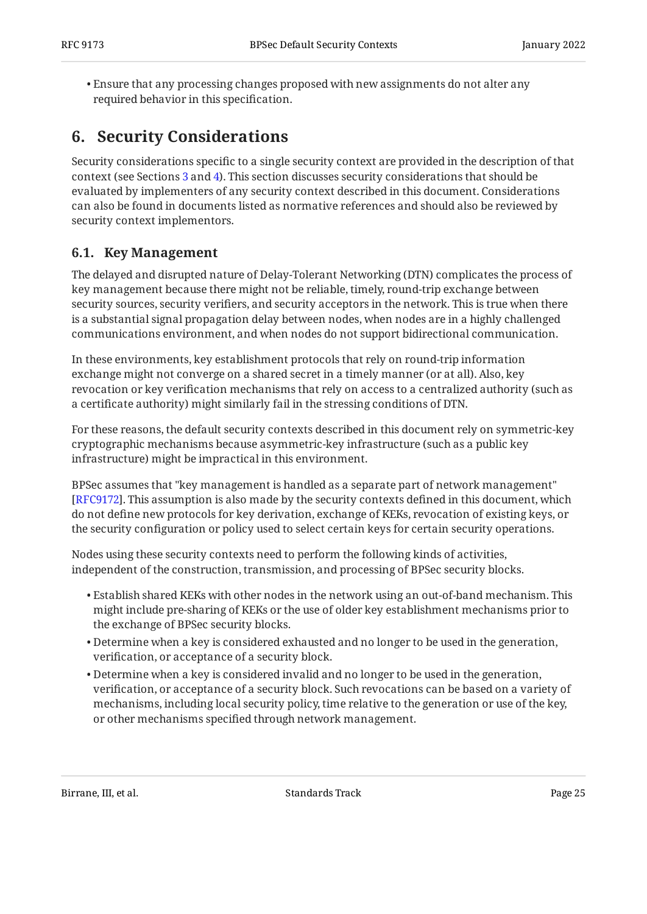- Ensure that any processing changes proposed with new assignments do not alter any required behavior in this specification.

## 6. Security Considerations

Security considerations specific to a single security context are provided in the description of that context (see Sections 3 and 4). This section discusses security considerations that should be evaluated by implementers of any security context described in this document. Considerations can also be found in documents listed as normative references and should also be reviewed by security context implementors.

### 6.1. Key Management

The delayed and disrupted nature of Delay-Tolerant Networking (DTN) complicates the process of key management because there might not be reliable, timely, round-trip exchange between security sources, security verifiers, and security acceptors in the network. This is true when there is a substantial signal propagation delay between nodes, when nodes are in a highly challenged communications environment, and when nodes do not support bidirectional communication.

In these environments, key establishment protocols that rely on round-trip information exchange might not converge on a shared secret in a timely manner (or at all). Also, key revocation or key verification mechanisms that rely on access to a centralized authority (such as a certificate authority) might similarly fail in the stressing conditions of DTN.

For these reasons, the default security contexts described in this document rely on symmetric-key cryptographic mechanisms because asymmetric-key infrastructure (such as a public key infrastructure) might be impractical in this environment.

BPSec assumes that "key management is handled as a separate part of network management" [RFC9172]. This assumption is also made by the security contexts defined in this document, which do not define new protocols for key derivation, exchange of KEKs, revocation of existing keys, or the security configuration or policy used to select certain keys for certain security operations.

Nodes using these security contexts need to perform the following kinds of activities, independent of the construction, transmission, and processing of BPSec security blocks.

- Establish shared KEKs with other nodes in the network using an out-of-band mechanism. This might include pre-sharing of KEKs or the use of older key establishment mechanisms prior to the exchange of BPSec security blocks.
- Determine when a key is considered exhausted and no longer to be used in the generation, verification, or acceptance of a security block.
- Determine when a key is considered invalid and no longer to be used in the generation, verification, or acceptance of a security block. Such revocations can be based on a variety of mechanisms, including local security policy, time relative to the generation or use of the key, or other mechanisms specified through network management.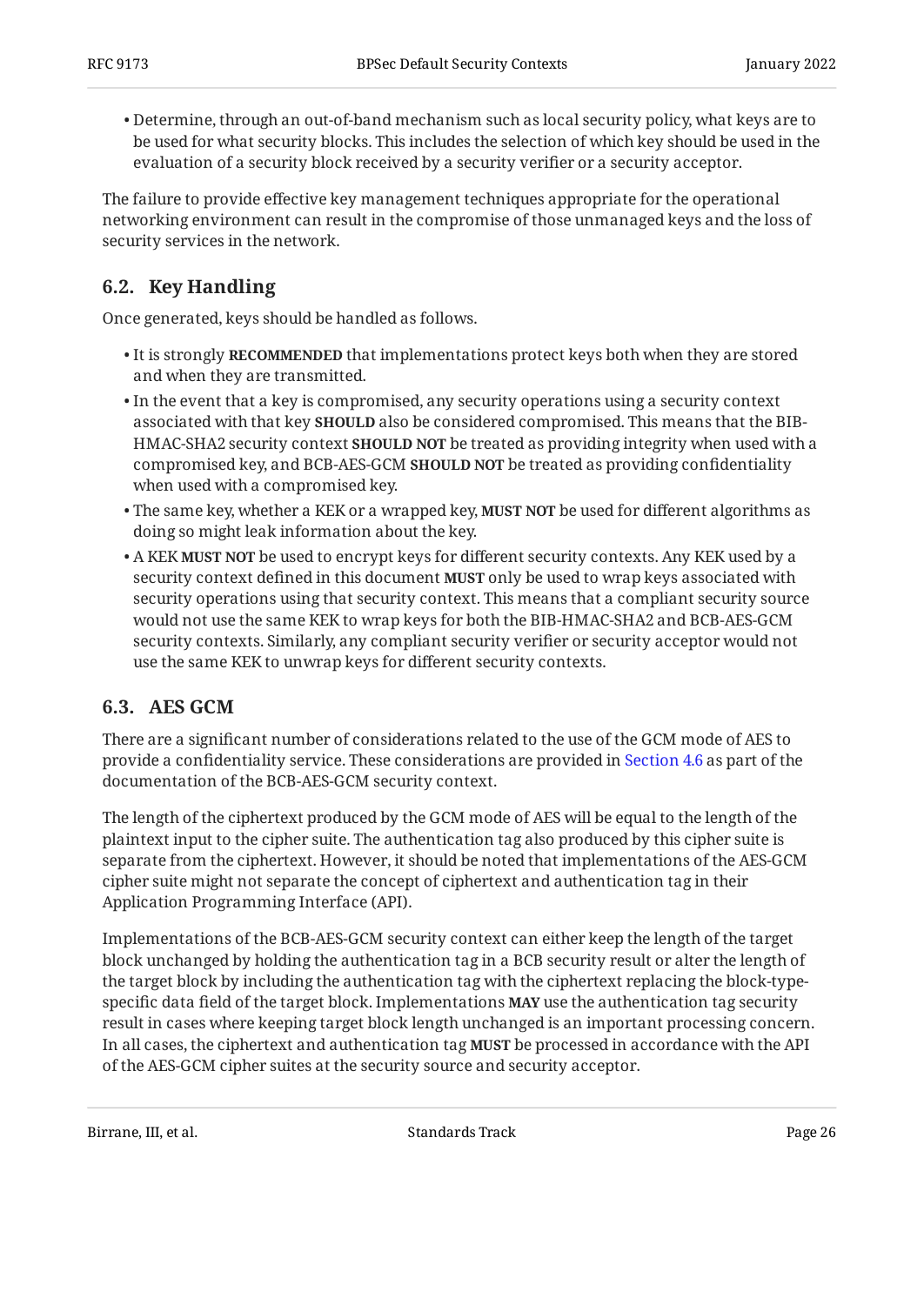- Determine, through an out-of-band mechanism such as local security policy, what keys are to be used for what security blocks. This includes the selection of which key should be used in the evaluation of a security block received by a security verifier or a security acceptor.

The failure to provide effective key management techniques appropriate for the operational networking environment can result in the compromise of those unmanaged keys and the loss of security services in the network.

## 6.2. Key Handling

Once generated, keys should be handled as follows.

- It is strongly **RECOMMENDED** that implementations protect keys both when they are stored and when they are transmitted.
- In the event that a key is compromised, any security operations using a security context associated with that key **SHOULD** also be considered compromised. This means that the BIB-HMAC-SHA2 security context **SHOULD NOT** be treated as providing integrity when used with a compromised key, and BCB-AES-GCM **SHOULD NOT** be treated as providing confidentiality when used with a compromised key.
- The same key, whether a KEK or a wrapped key, **MUST NOT** be used for different algorithms as doing so might leak information about the key.
- A KEK **MUST NOT** be used to encrypt keys for different security contexts. Any KEK used by a security context defined in this document **MUST** only be used to wrap keys associated with security operations using that security context. This means that a compliant security source would not use the same KEK to wrap keys for both the BIB-HMAC-SHA2 and BCB-AES-GCM security contexts. Similarly, any compliant security verifier or security acceptor would not use the same KEK to unwrap keys for different security contexts.

## 6.3. AES GCM

There are a significant number of considerations related to the use of the GCM mode of AES to provide a confidentiality service. These considerations are provided in Section 4.6 as part of the documentation of the BCB-AES-GCM security context.

The length of the ciphertext produced by the GCM mode of AES will be equal to the length of the plaintext input to the cipher suite. The authentication tag also produced by this cipher suite is separate from the ciphertext. However, it should be noted that implementations of the AES-GCM cipher suite might not separate the concept of ciphertext and authentication tag in their Application Programming Interface (API).

Implementations of the BCB-AES-GCM security context can either keep the length of the target block unchanged by holding the authentication tag in a BCB security result or alter the length of the target block by including the authentication tag with the ciphertext replacing the block-type-specific data field of the target block. Implementations **MAY** use the authentication tag security result in cases where keeping target block length unchanged is an important processing concern. In all cases, the ciphertext and authentication tag **MUST** be processed in accordance with the API of the AES-GCM cipher suites at the security source and security acceptor.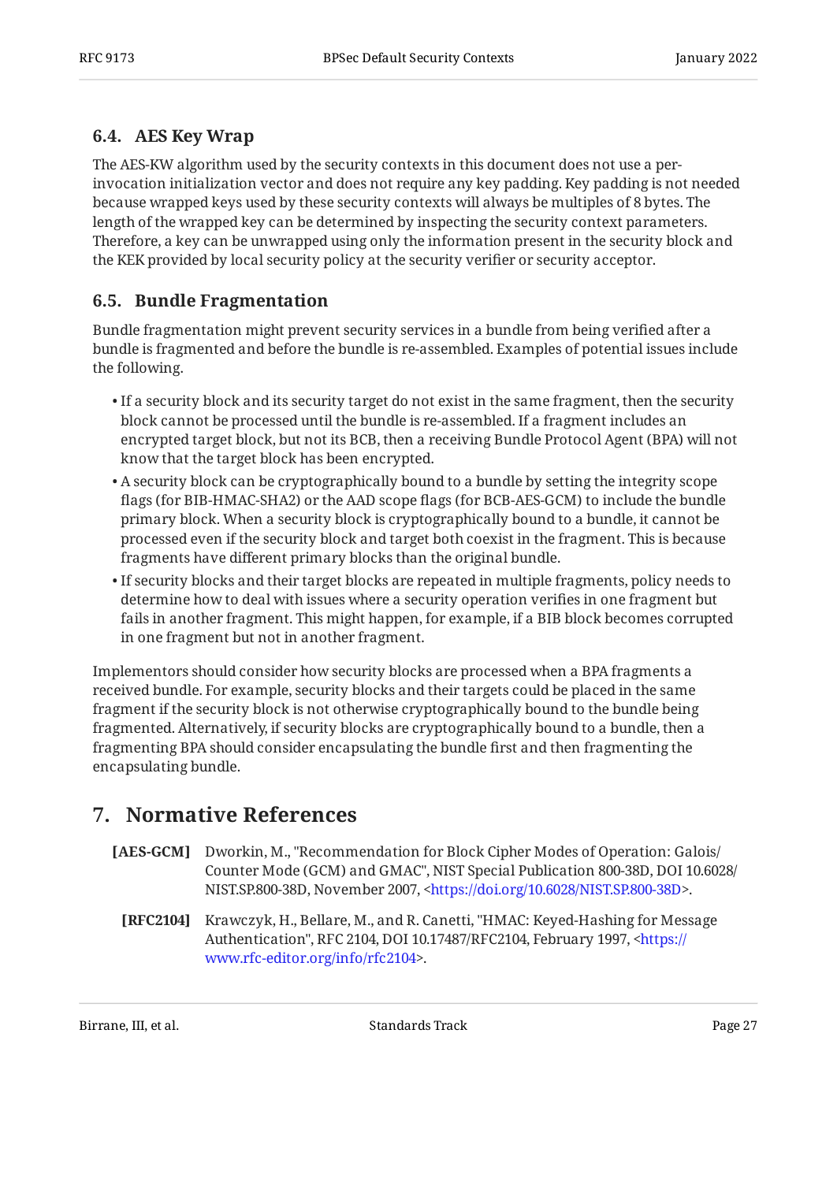### 6.4. AES Key Wrap

The AES-KW algorithm used by the security contexts in this document does not use a per-invocation initialization vector and does not require any key padding. Key padding is not needed because wrapped keys used by these security contexts will always be multiples of 8 bytes. The length of the wrapped key can be determined by inspecting the security context parameters. Therefore, a key can be unwrapped using only the information present in the security block and the KEK provided by local security policy at the security verifier or security acceptor.

### 6.5. Bundle Fragmentation

Bundle fragmentation might prevent security services in a bundle from being verified after a bundle is fragmented and before the bundle is re-assembled. Examples of potential issues include the following.

- If a security block and its security target do not exist in the same fragment, then the security block cannot be processed until the bundle is re-assembled. If a fragment includes an encrypted target block, but not its BCB, then a receiving Bundle Protocol Agent (BPA) will not know that the target block has been encrypted.
- A security block can be cryptographically bound to a bundle by setting the integrity scope flags (for BIB-HMAC-SHA2) or the AAD scope flags (for BCB-AES-GCM) to include the bundle primary block. When a security block is cryptographically bound to a bundle, it cannot be processed even if the security block and target both coexist in the fragment. This is because fragments have different primary blocks than the original bundle.
- If security blocks and their target blocks are repeated in multiple fragments, policy needs to determine how to deal with issues where a security operation verifies in one fragment but fails in another fragment. This might happen, for example, if a BIB block becomes corrupted in one fragment but not in another fragment.

Implementors should consider how security blocks are processed when a BPA fragments a received bundle. For example, security blocks and their targets could be placed in the same fragment if the security block is not otherwise cryptographically bound to the bundle being fragmented. Alternatively, if security blocks are cryptographically bound to a bundle, then a fragmenting BPA should consider encapsulating the bundle first and then fragmenting the encapsulating bundle.

## 7. Normative References

**[AES-GCM]** Dworkin, M., "Recommendation for Block Cipher Modes of Operation: Galois/Counter Mode (GCM) and GMAC", NIST Special Publication 800-38D, DOI 10.6028/NIST.SP.800-38D, November 2007, <https://doi.org/10.6028/NIST.SP.800-38D>.

**[RFC2104]** Krawczyk, H., Bellare, M., and R. Canetti, "HMAC: Keyed-Hashing for Message Authentication", RFC 2104, DOI 10.17487/RFC2104, February 1997, <https://www.rfc-editor.org/info/rfc2104>.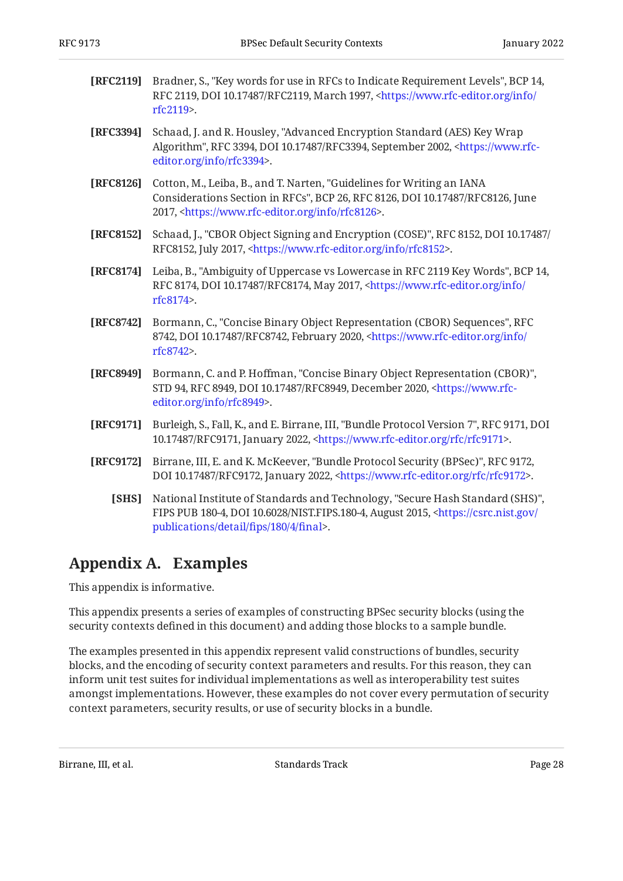**[RFC2119]** Bradner, S., "Key words for use in RFCs to Indicate Requirement Levels", BCP 14, RFC 2119, DOI 10.17487/RFC2119, March 1997, <https://www.rfc-editor.org/info/rfc2119>.

**[RFC3394]** Schaad, J. and R. Housley, "Advanced Encryption Standard (AES) Key Wrap Algorithm", RFC 3394, DOI 10.17487/RFC3394, September 2002, <https://www.rfc-editor.org/info/rfc3394>.

**[RFC8126]** Cotton, M., Leiba, B., and T. Narten, "Guidelines for Writing an IANA Considerations Section in RFCs", BCP 26, RFC 8126, DOI 10.17487/RFC8126, June 2017, <https://www.rfc-editor.org/info/rfc8126>.

**[RFC8152]** Schaad, J., "CBOR Object Signing and Encryption (COSE)", RFC 8152, DOI 10.17487/RFC8152, July 2017, <https://www.rfc-editor.org/info/rfc8152>.

**[RFC8174]** Leiba, B., "Ambiguity of Uppercase vs Lowercase in RFC 2119 Key Words", BCP 14, RFC 8174, DOI 10.17487/RFC8174, May 2017, <https://www.rfc-editor.org/info/rfc8174>.

**[RFC8742]** Bormann, C., "Concise Binary Object Representation (CBOR) Sequences", RFC 8742, DOI 10.17487/RFC8742, February 2020, <https://www.rfc-editor.org/info/rfc8742>.

**[RFC8949]** Bormann, C. and P. Hoffman, "Concise Binary Object Representation (CBOR)", STD 94, RFC 8949, DOI 10.17487/RFC8949, December 2020, <https://www.rfc-editor.org/info/rfc8949>.

**[RFC9171]** Burleigh, S., Fall, K., and E. Birrane, III, "Bundle Protocol Version 7", RFC 9171, DOI 10.17487/RFC9171, January 2022, <https://www.rfc-editor.org/rfc/rfc9171>.

**[RFC9172]** Birrane, III, E. and K. McKeever, "Bundle Protocol Security (BPSec)", RFC 9172, DOI 10.17487/RFC9172, January 2022, <https://www.rfc-editor.org/rfc/rfc9172>.

**[SHS]** National Institute of Standards and Technology, "Secure Hash Standard (SHS)", FIPS PUB 180-4, DOI 10.6028/NIST.FIPS.180-4, August 2015, <https://csrc.nist.gov/publications/detail/fips/180/4/final>.

# Appendix A. Examples

This appendix is informative.

This appendix presents a series of examples of constructing BPSec security blocks (using the security contexts defined in this document) and adding those blocks to a sample bundle.

The examples presented in this appendix represent valid constructions of bundles, security blocks, and the encoding of security context parameters and results. For this reason, they can inform unit test suites for individual implementations as well as interoperability test suites amongst implementations. However, these examples do not cover every permutation of security context parameters, security results, or use of security blocks in a bundle.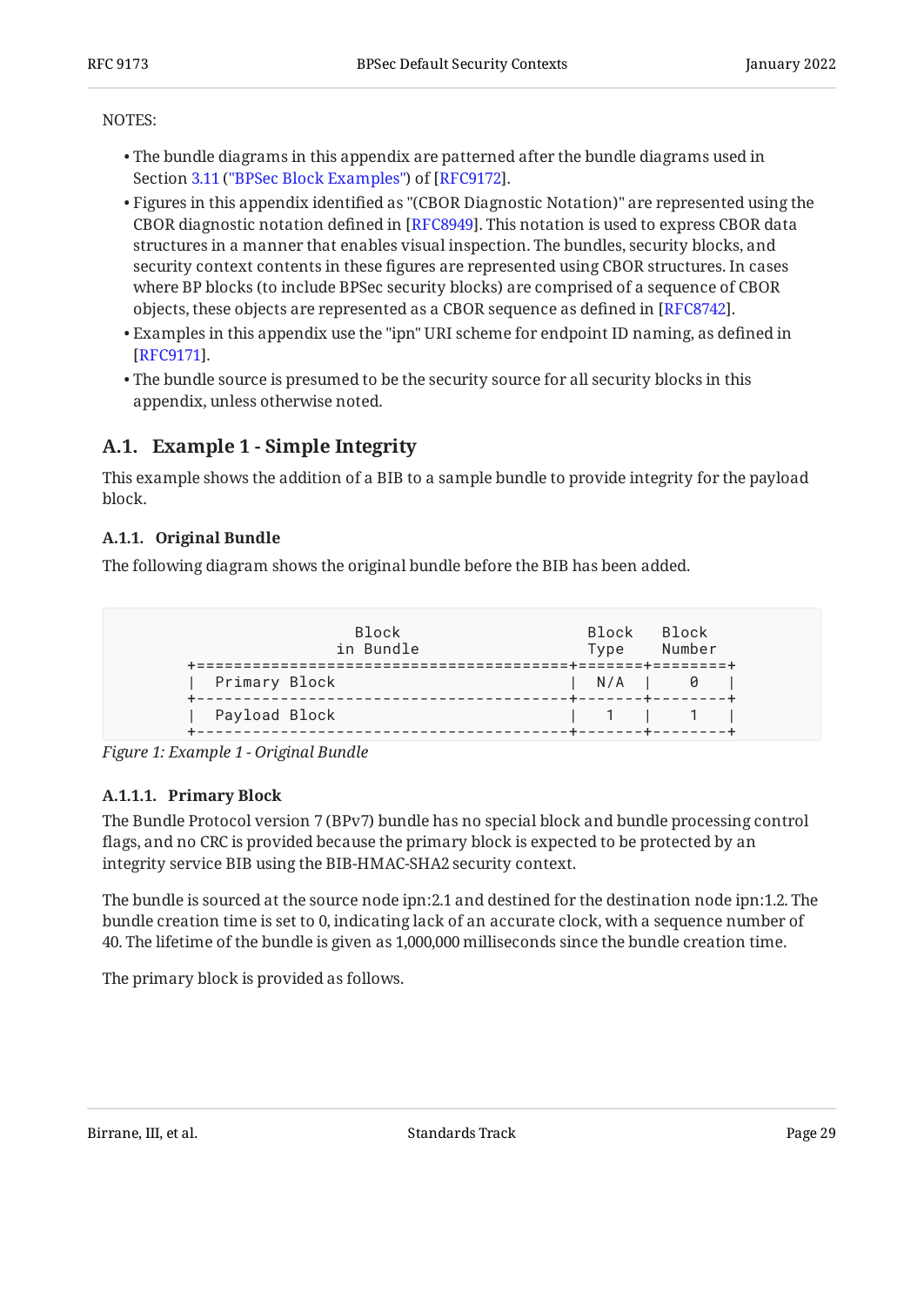NOTES:

- The bundle diagrams in this appendix are patterned after the bundle diagrams used in Section 3.11 ("BPSec Block Examples") of [RFC9172].
- Figures in this appendix identified as "(CBOR Diagnostic Notation)" are represented using the CBOR diagnostic notation defined in [RFC8949]. This notation is used to express CBOR data structures in a manner that enables visual inspection. The bundles, security blocks, and security context contents in these figures are represented using CBOR structures. In cases where BP blocks (to include BPSec security blocks) are comprised of a sequence of CBOR objects, these objects are represented as a CBOR sequence as defined in [RFC8742].
- Examples in this appendix use the "ipn" URI scheme for endpoint ID naming, as defined in [RFC9171].
- The bundle source is presumed to be the security source for all security blocks in this appendix, unless otherwise noted.

## A.1. Example 1 - Simple Integrity

This example shows the addition of a BIB to a sample bundle to provide integrity for the payload block.

### A.1.1. Original Bundle

The following diagram shows the original bundle before the BIB has been added.

```
                     Block                            Block   Block
                   in Bundle                          Type    Number
+========================================+=======+========+
|  Primary Block                         |  N/A  |    0   |
+----------------------------------------+-------+--------+
|  Payload Block                         |   1   |    1   |
+----------------------------------------+-------+--------+
```

*Figure 1: Example 1 - Original Bundle*

#### A.1.1.1. Primary Block

The Bundle Protocol version 7 (BPv7) bundle has no special block and bundle processing control flags, and no CRC is provided because the primary block is expected to be protected by an integrity service BIB using the BIB-HMAC-SHA2 security context.

The bundle is sourced at the source node ipn:2.1 and destined for the destination node ipn:1.2. The bundle creation time is set to 0, indicating lack of an accurate clock, with a sequence number of 40. The lifetime of the bundle is given as 1,000,000 milliseconds since the bundle creation time.

The primary block is provided as follows.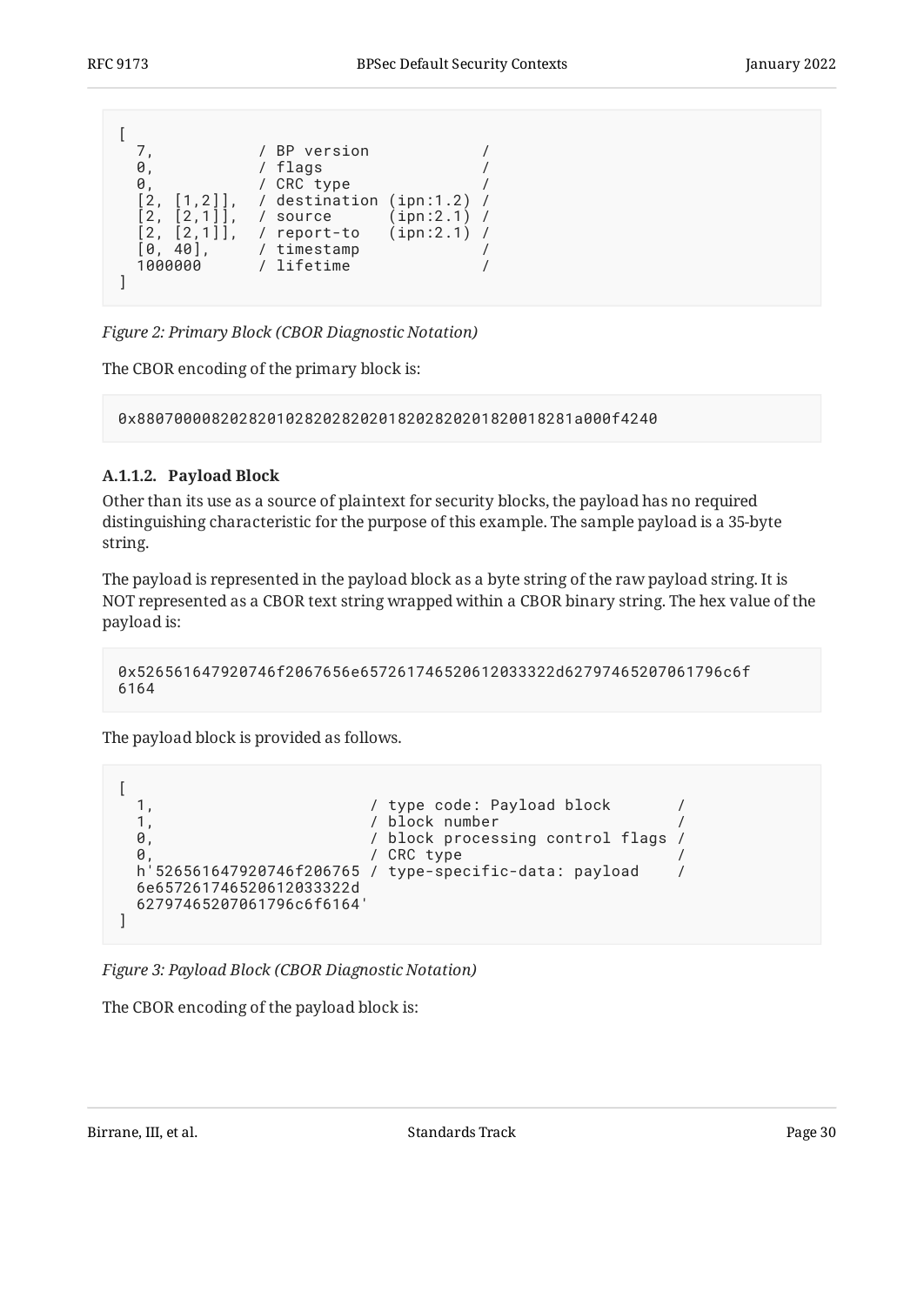```
[
  7,           / BP version            /
  0,           / flags                 /
  0,           / CRC type              /
  [2, [1,2]],  / destination (ipn:1.2) /
  [2, [2,1]],  / source      (ipn:2.1) /
  [2, [2,1]],  / report-to   (ipn:2.1) /
  [0, 40],     / timestamp             /
  1000000      / lifetime              /
]
```

*Figure 2: Primary Block (CBOR Diagnostic Notation)*

The CBOR encoding of the primary block is:

```
0x88070000820282010282028202018202820201820018281a000f4240
```

#### A.1.1.2. Payload Block

Other than its use as a source of plaintext for security blocks, the payload has no required distinguishing characteristic for the purpose of this example. The sample payload is a 35-byte string.

The payload is represented in the payload block as a byte string of the raw payload string. It is NOT represented as a CBOR text string wrapped within a CBOR binary string. The hex value of the payload is:

```
0x526561647920746f2067656e657261746520612033322d62797465207061796c6f
6164
```

The payload block is provided as follows.

```
[
  1,                        / type code: Payload block       /
  1,                        / block number                   /
  0,                        / block processing control flags /
  0,                        / CRC type                       /
  h'526561647920746f206765 / type-specific-data: payload    /
  6e657261746520612033322d
  62797465207061796c6f6164'
]
```

*Figure 3: Payload Block (CBOR Diagnostic Notation)*

The CBOR encoding of the payload block is: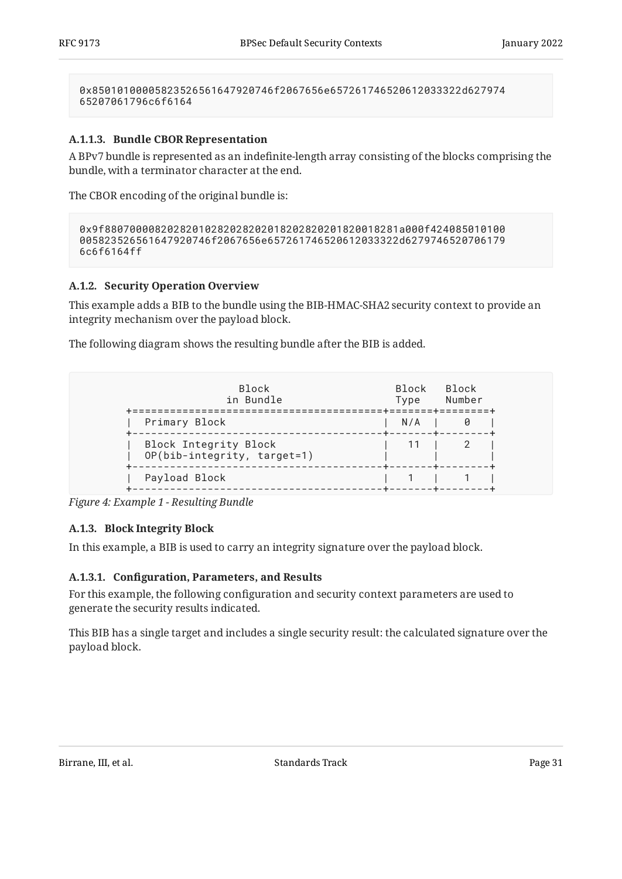```
0x85010100005823526561647920746f2067656e657261746520612033322d627974
65207061796c6f6164
```

#### A.1.1.3. Bundle CBOR Representation

A BPv7 bundle is represented as an indefinite-length array consisting of the blocks comprising the bundle, with a terminator character at the end.

The CBOR encoding of the original bundle is:

```
0x9f88070000820282010282028202018202820201820018281a000f424085010100
005823526561647920746f2067656e657261746520612033322d6279746520706179
6c6f6164ff
```

### A.1.2. Security Operation Overview

This example adds a BIB to the bundle using the BIB-HMAC-SHA2 security context to provide an integrity mechanism over the payload block.

The following diagram shows the resulting bundle after the BIB is added.

```
                  Block                     Block   Block
                in Bundle                   Type    Number
+========================================+=======+========+
|  Primary Block                         |  N/A  |    0   |
+----------------------------------------+-------+--------+
|  Block Integrity Block                 |   11  |    2   |
|  OP(bib-integrity, target=1)           |       |        |
+----------------------------------------+-------+--------+
|  Payload Block                         |   1   |    1   |
+----------------------------------------+-------+--------+
```

*Figure 4: Example 1 - Resulting Bundle*

### A.1.3. Block Integrity Block

In this example, a BIB is used to carry an integrity signature over the payload block.

#### A.1.3.1. Configuration, Parameters, and Results

For this example, the following configuration and security context parameters are used to generate the security results indicated.

This BIB has a single target and includes a single security result: the calculated signature over the payload block.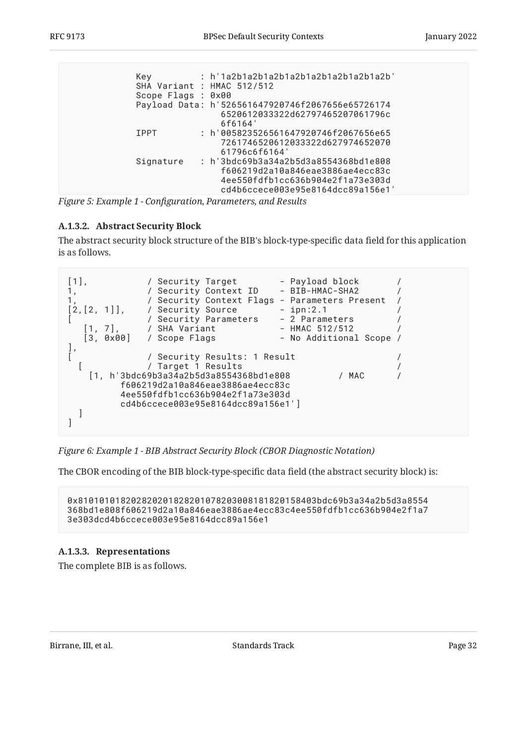```
            Key          : h'1a2b1a2b1a2b1a2b1a2b1a2b1a2b1a2b'
            SHA Variant : HMAC 512/512
            Scope Flags : 0x00
            Payload Data: h'526561647920746f2067656e65726174
                            6520612033322d62797465207061796c
                            6f6164'
            IPPT         : h'005823526561647920746f2067656e65
                            726174652061203332d627974652070
                            61796c6f6164'
            Signature    : h'3bdc69b3a34a2b5d3a8554368bd1e808
                            f606219d2a10a846eae3886ae4ecc83c
                            4ee550fdfb1cc636b904e2f1a73e303d
                            cd4b6ccece003e95e8164dcc89a156e1'
```

*Figure 5: Example 1 - Configuration, Parameters, and Results*

#### A.1.3.2. Abstract Security Block

The abstract security block structure of the BIB's block-type-specific data field for this application is as follows.

```
[1],            / Security Target        - Payload block       /
1,              / Security Context ID    - BIB-HMAC-SHA2       /
1,              / Security Context Flags - Parameters Present  /
[2,[2, 1]],     / Security Source        - ipn:2.1             /
[               / Security Parameters    - 2 Parameters        /
   [1, 7],      / SHA Variant            - HMAC 512/512        /
   [3, 0x00]    / Scope Flags            - No Additional Scope /
],
[               / Security Results: 1 Result                   /
  [             / Target 1 Results                             /
    [1, h'3bdc69b3a34a2b5d3a8554368bd1e808         / MAC      /
          f606219d2a10a846eae3886ae4ecc83c
          4ee550fdfb1cc636b904e2f1a73e303d
          cd4b6ccece003e95e8164dcc89a156e1']
  ]
]
```

*Figure 6: Example 1 - BIB Abstract Security Block (CBOR Diagnostic Notation)*

The CBOR encoding of the BIB block-type-specific data field (the abstract security block) is:

```
0x810101018202820201828201078203008181820158403bdc69b3a34a2b5d3a8554
368bd1e808f606219d2a10a846eae3886ae4ecc83c4ee550fdfb1cc636b904e2f1a7
3e303dcd4b6ccece003e95e8164dcc89a156e1
```

#### A.1.3.3. Representations

The complete BIB is as follows.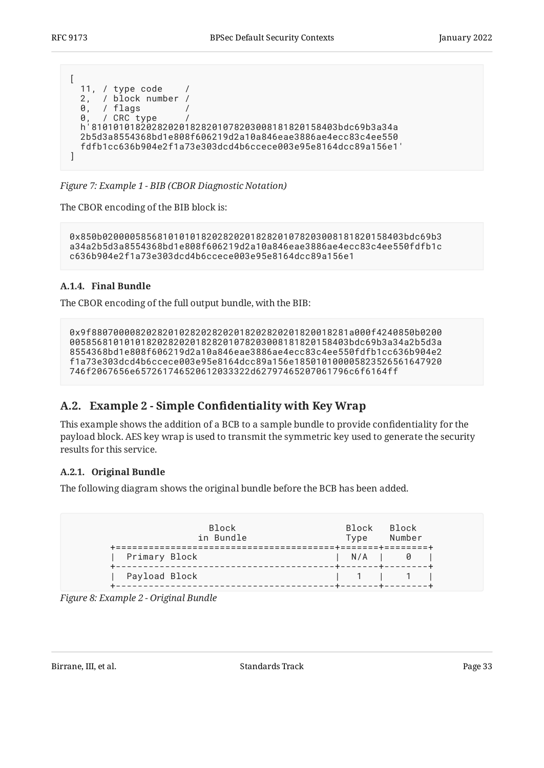```
[
  11, / type code    /
  2,  / block number /
  0,  / flags        /
  0,  / CRC type     /
  h'810101018202820201828201078203008181820158403bdc69b3a34a
  2b5d3a8554368bd1e808f606219d2a10a846eae3886ae4ecc83c4ee550
  fdfb1cc636b904e2f1a73e303dcd4b6ccece003e95e8164dcc89a156e1'
]
```

*Figure 7: Example 1 - BIB (CBOR Diagnostic Notation)*

The CBOR encoding of the BIB block is:

```
0x850b0200005856810101018202820201828201078203008181820158403bdc69b3
a34a2b5d3a8554368bd1e808f606219d2a10a846eae3886ae4ecc83c4ee550fdfb1c
c636b904e2f1a73e303dcd4b6ccece003e95e8164dcc89a156e1
```

### A.1.4. Final Bundle

The CBOR encoding of the full output bundle, with the BIB:

```
0x9f88070000820282010282028202018202820201820018281a000f4240850b0200
005856810101018202820201828201078203008181820158403bdc69b3a34a2b5d3a
8554368bd1e808f606219d2a10a846eae3886ae4ecc83c4ee550fdfb1cc636b904e2
f1a73e303dcd4b6ccece003e95e8164dcc89a156e185010100005823526561647920
746f2067656e657261746520612033322d62797465207061796c6f6164ff
```

## A.2. Example 2 - Simple Confidentiality with Key Wrap

This example shows the addition of a BCB to a sample bundle to provide confidentiality for the payload block. AES key wrap is used to transmit the symmetric key used to generate the security results for this service.

### A.2.1. Original Bundle

The following diagram shows the original bundle before the BCB has been added.

```
                  Block                     Block   Block
                in Bundle                   Type    Number
+========================================+=======+========+
|  Primary Block                         |  N/A  |    0   |
+----------------------------------------+-------+--------+
|  Payload Block                         |   1   |    1   |
+----------------------------------------+-------+--------+
```

*Figure 8: Example 2 - Original Bundle*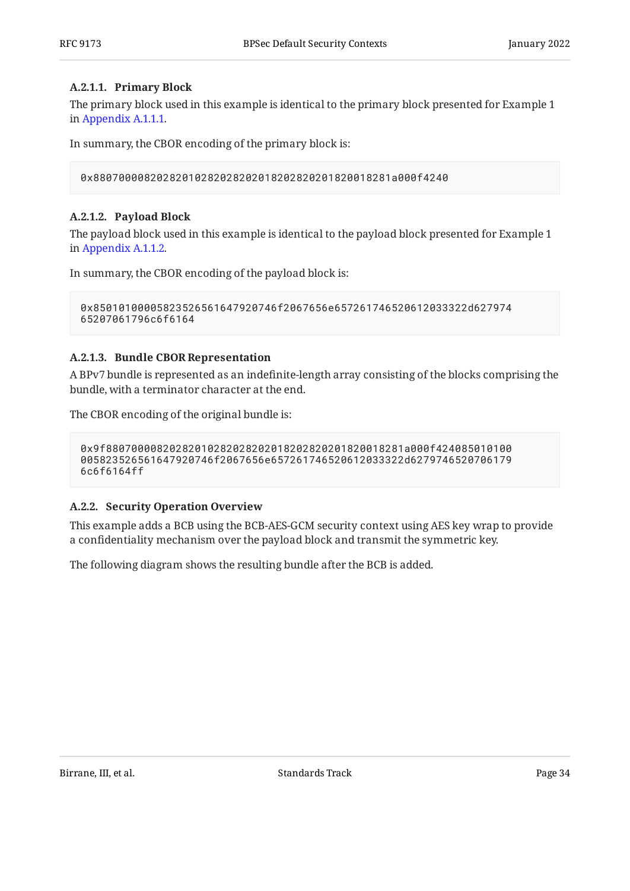#### A.2.1.1. Primary Block

The primary block used in this example is identical to the primary block presented for Example 1 in Appendix A.1.1.1.

In summary, the CBOR encoding of the primary block is:

```
0x88070000820282010282028202018202820201820018281a000f4240
```

#### A.2.1.2. Payload Block

The payload block used in this example is identical to the payload block presented for Example 1 in Appendix A.1.1.2.

In summary, the CBOR encoding of the payload block is:

```
0x85010100005823526561647920746f2067656e657261746520612033322d627974
65207061796c6f6164
```

#### A.2.1.3. Bundle CBOR Representation

A BPv7 bundle is represented as an indefinite-length array consisting of the blocks comprising the bundle, with a terminator character at the end.

The CBOR encoding of the original bundle is:

```
0x9f88070000820282010282028202018202820201820018281a000f424085010100
005823526561647920746f2067656e657261746520612033322d6279746520706179
6c6f6164ff
```

### A.2.2. Security Operation Overview

This example adds a BCB using the BCB-AES-GCM security context using AES key wrap to provide a confidentiality mechanism over the payload block and transmit the symmetric key.

The following diagram shows the resulting bundle after the BCB is added.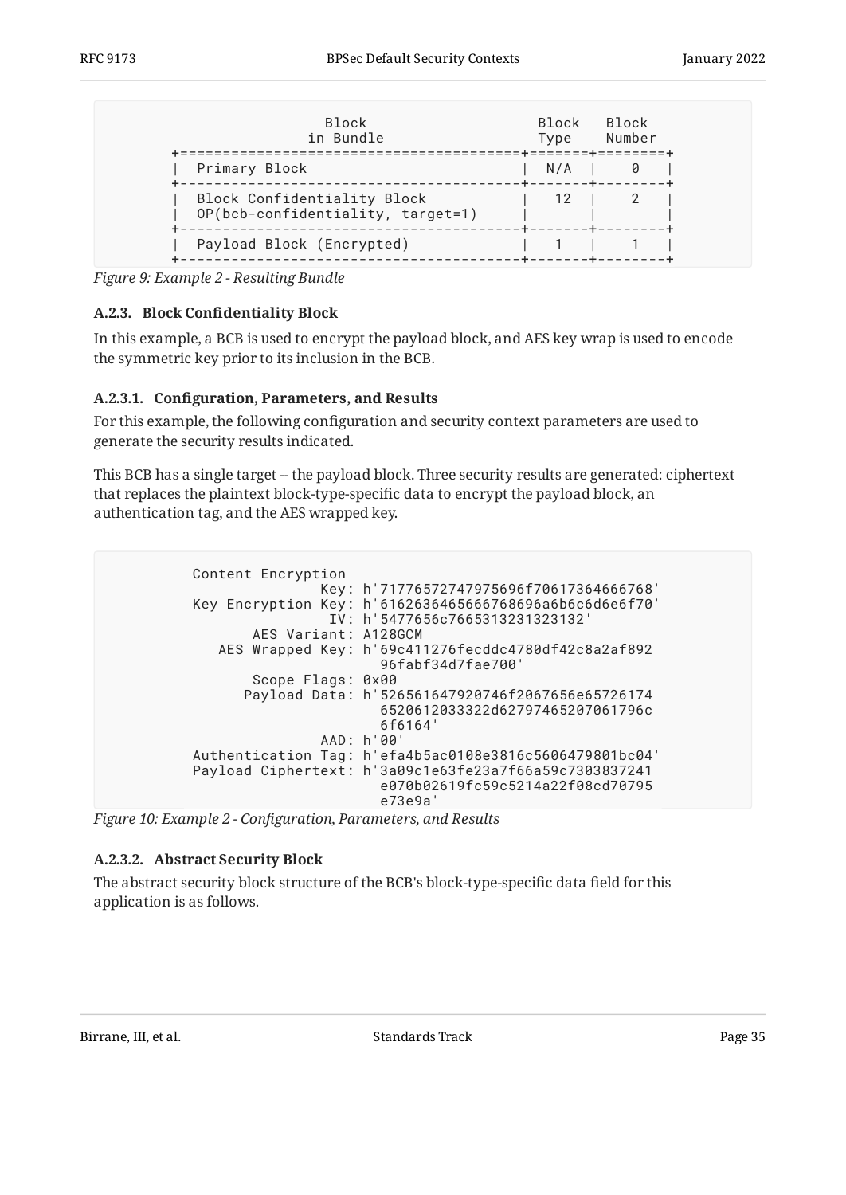```
                 Block                          Block   Block
               in Bundle                        Type    Number
+========================================+=======+========+
|  Primary Block                         |  N/A  |    0   |
+----------------------------------------+-------+--------+
|  Block Confidentiality Block           |   12  |    2   |
|  OP(bcb-confidentiality, target=1)     |       |        |
+----------------------------------------+-------+--------+
|  Payload Block (Encrypted)             |   1   |    1   |
+----------------------------------------+-------+--------+
```

*Figure 9: Example 2 - Resulting Bundle*

### A.2.3. Block Confidentiality Block

In this example, a BCB is used to encrypt the payload block, and AES key wrap is used to encode the symmetric key prior to its inclusion in the BCB.

#### A.2.3.1. Configuration, Parameters, and Results

For this example, the following configuration and security context parameters are used to generate the security results indicated.

This BCB has a single target -- the payload block. Three security results are generated: ciphertext that replaces the plaintext block-type-specific data to encrypt the payload block, an authentication tag, and the AES wrapped key.

```
           Content Encryption
                          Key: h'71776572747975696f70617364666768'
           Key Encryption Key: h'6162636465666768696a6b6c6d6e6f70'
                           IV: h'5477656c7665313231323132'
                  AES Variant: A128GCM
              AES Wrapped Key: h'69c411276fecddc4780df42c8a2af892
                                 96fabf34d7fae700'
                  Scope Flags: 0x00
                 Payload Data: h'526561647920746f2067656e65726174
                                 6520612033322d62797465207061796c
                                 6f6164'
                          AAD: h'00'
           Authentication Tag: h'efa4b5ac0108e3816c5606479801bc04'
           Payload Ciphertext: h'3a09c1e63fe23a7f66a59c7303837241
                                 e070b02619fc59c5214a22f08cd70795
                                 e73e9a'
```

*Figure 10: Example 2 - Configuration, Parameters, and Results*

#### A.2.3.2. Abstract Security Block

The abstract security block structure of the BCB's block-type-specific data field for this application is as follows.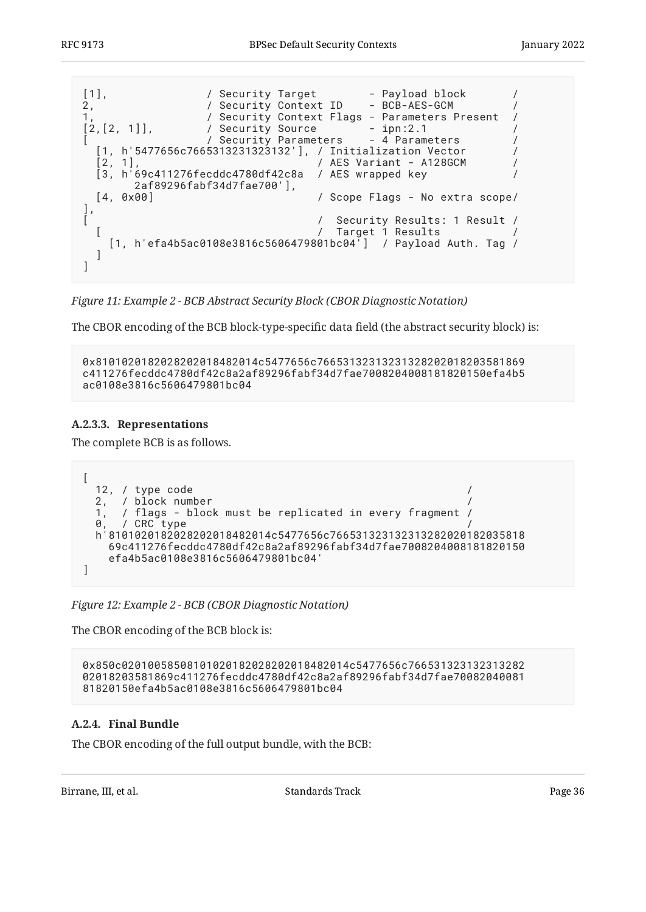```
[1],               / Security Target        - Payload block       /
2,                 / Security Context ID    - BCB-AES-GCM         /
1,                 / Security Context Flags - Parameters Present  /
[2,[2, 1]],        / Security Source        - ipn:2.1             /
[                  / Security Parameters    - 4 Parameters        /
  [1, h'5477656c7665313231323132'], / Initialization Vector       /
  [2, 1],                          / AES Variant - A128GCM        /
  [3, h'69c411276fecddc4780df42c8a  / AES wrapped key             /
        2af89296fabf34d7fae700'],
  [4, 0x00]                        / Scope Flags - No extra scope/
],
[                                  /  Security Results: 1 Result /
  [                                /  Target 1 Results           /
    [1, h'efa4b5ac0108e3816c5606479801bc04']  / Payload Auth. Tag /
  ]
]
```

*Figure 11: Example 2 - BCB Abstract Security Block (CBOR Diagnostic Notation)*

The CBOR encoding of the BCB block-type-specific data field (the abstract security block) is:

```
0x810102018202820201848201 4c5477656c76653132313231328202018203581869
c411276fecddc4780df42c8a2af89296fabf34d7fae7008204008181820150efa4b5
ac0108e3816c5606479801bc04
```

### A.2.3.3. Representations

The complete BCB is as follows.

```
[
  12, / type code                                          /
  2,  / block number                                       /
  1,  / flags - block must be replicated in every fragment /
  0,  / CRC type                                           /
  h'8101020182028202018482014c5477656c7665313231323132820201820358 18
    69c411276fecddc4780df42c8a2af89296fabf34d7fae7008204008181820150
    efa4b5ac0108e3816c5606479801bc04'
]
```

*Figure 12: Example 2 - BCB (CBOR Diagnostic Notation)*

The CBOR encoding of the BCB block is:

```
0x850c020100585081010201820282020184 82014c5477656c766531323132313282
02018203581869c411276fecddc4780df42c8a2af89296fabf34d7fae70082040081
81820150efa4b5ac0108e3816c5606479801bc04
```

### A.2.4. Final Bundle

The CBOR encoding of the full output bundle, with the BCB: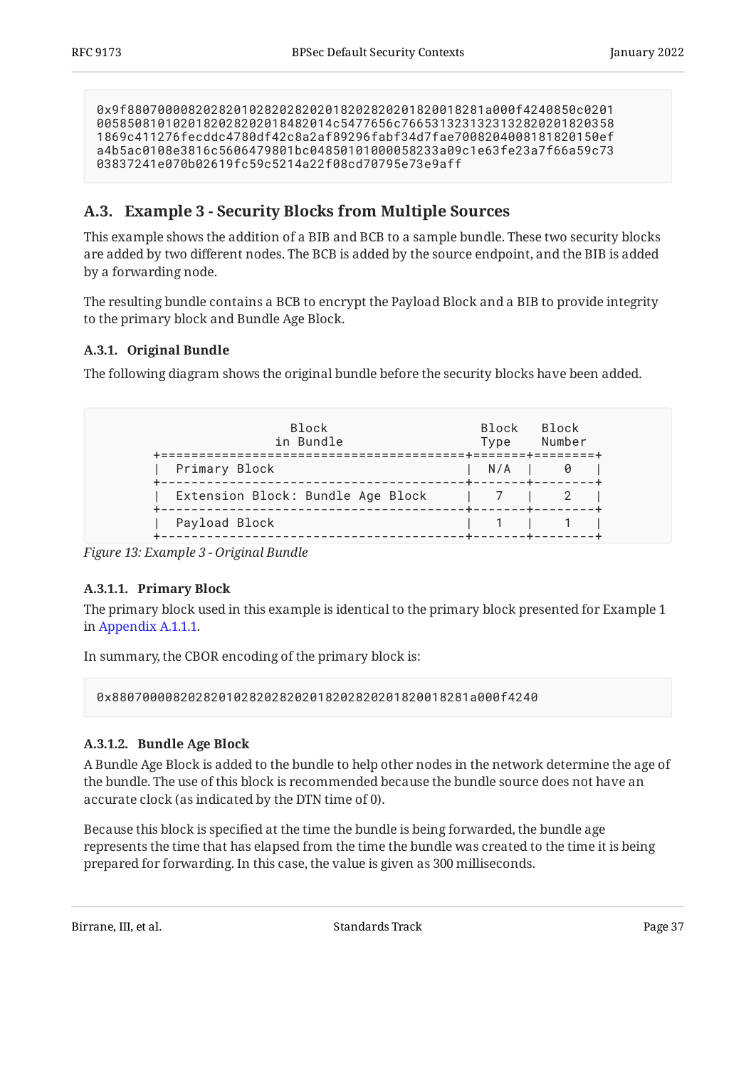```
0x9f88070000820282010282028202018202820201820018281a000f4240850c0201
0058508101020182028202018482014c5477656c7665313231323132820201820358
1869c411276fecddc4780df42c8a2af89296fabf34d7fae700820400818182015 0ef
a4b5ac0108e3816c5606479801bc04850101000058233a09c1e63fe23a7f66a59c73
03837241e070b02619fc59c5214a22f08cd70795e73e9aff
```

## A.3. Example 3 - Security Blocks from Multiple Sources

This example shows the addition of a BIB and BCB to a sample bundle. These two security blocks are added by two different nodes. The BCB is added by the source endpoint, and the BIB is added by a forwarding node.

The resulting bundle contains a BCB to encrypt the Payload Block and a BIB to provide integrity to the primary block and Bundle Age Block.

### A.3.1. Original Bundle

The following diagram shows the original bundle before the security blocks have been added.

```
                   Block                        Block   Block
                 in Bundle                      Type    Number
+========================================+=======+========+
|  Primary Block                         |  N/A  |    0   |
+----------------------------------------+-------+--------+
|  Extension Block: Bundle Age Block     |   7   |    2   |
+----------------------------------------+-------+--------+
|  Payload Block                         |   1   |    1   |
+----------------------------------------+-------+--------+
```

*Figure 13: Example 3 - Original Bundle*

#### A.3.1.1. Primary Block

The primary block used in this example is identical to the primary block presented for Example 1 in Appendix A.1.1.1.

In summary, the CBOR encoding of the primary block is:

```
0x88070000820282010282028202018202820201820018281a000f4240
```

#### A.3.1.2. Bundle Age Block

A Bundle Age Block is added to the bundle to help other nodes in the network determine the age of the bundle. The use of this block is recommended because the bundle source does not have an accurate clock (as indicated by the DTN time of 0).

Because this block is specified at the time the bundle is being forwarded, the bundle age represents the time that has elapsed from the time the bundle was created to the time it is being prepared for forwarding. In this case, the value is given as 300 milliseconds.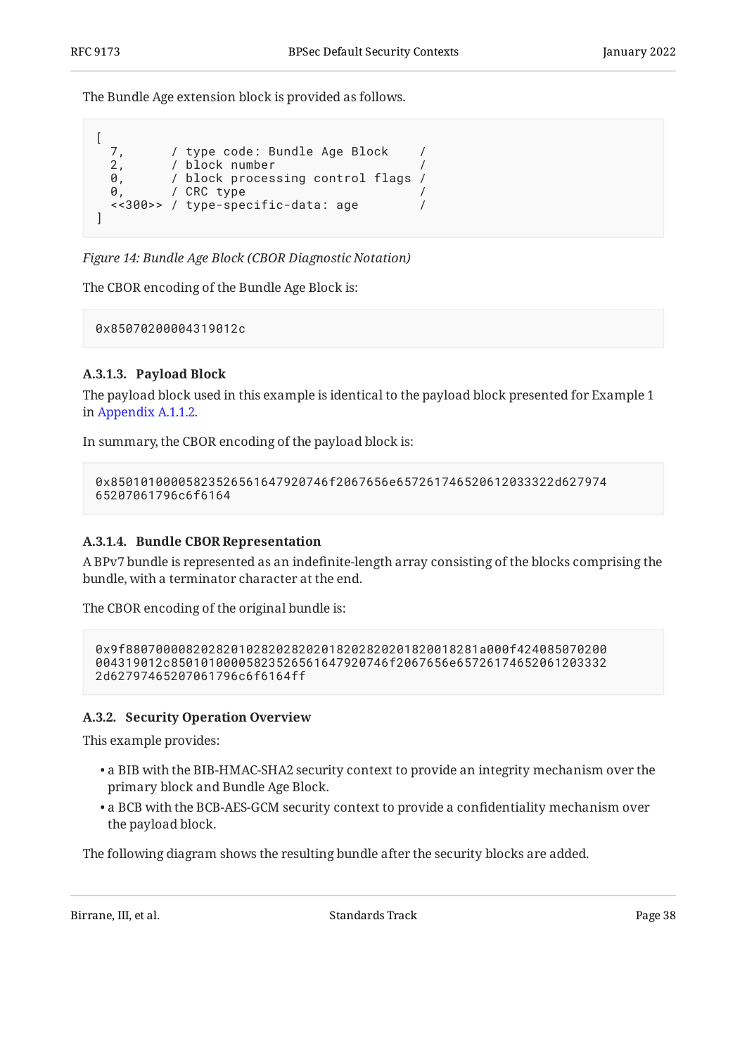The Bundle Age extension block is provided as follows.

```
[
  7,      / type code: Bundle Age Block    /
  2,      / block number                   /
  0,      / block processing control flags /
  0,      / CRC type                       /
  <<300>> / type-specific-data: age        /
]
```

*Figure 14: Bundle Age Block (CBOR Diagnostic Notation)*

The CBOR encoding of the Bundle Age Block is:

```
0x85070200004319012c
```

#### A.3.1.3. Payload Block

The payload block used in this example is identical to the payload block presented for Example 1 in Appendix A.1.1.2.

In summary, the CBOR encoding of the payload block is:

```
0x85010100005823526561647920746f2067656e657261746520612033322d627974
65207061796c6f6164
```

#### A.3.1.4. Bundle CBOR Representation

A BPv7 bundle is represented as an indefinite-length array consisting of the blocks comprising the bundle, with a terminator character at the end.

The CBOR encoding of the original bundle is:

```
0x9f88070000820282010282028202018202820201820018281a000f424085070200
004319012c85010100005823526561647920746f2067656e657261746520612033322
2d62797465207061796c6f6164ff
```

### A.3.2. Security Operation Overview

This example provides:

- a BIB with the BIB-HMAC-SHA2 security context to provide an integrity mechanism over the primary block and Bundle Age Block.
- a BCB with the BCB-AES-GCM security context to provide a confidentiality mechanism over the payload block.

The following diagram shows the resulting bundle after the security blocks are added.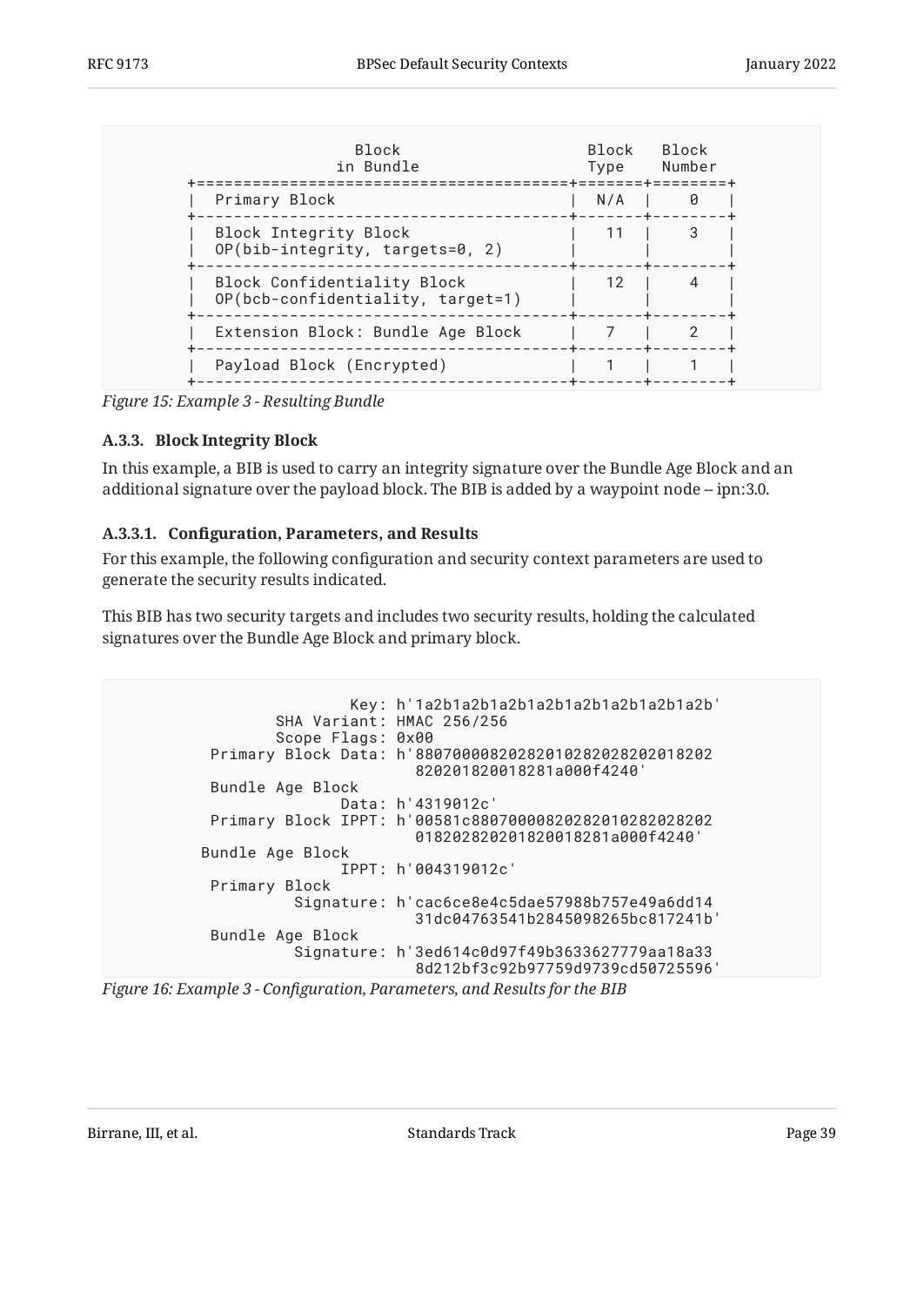```
                 Block                           Block   Block
               in Bundle                         Type    Number
+========================================+=======+========+
|  Primary Block                         |  N/A  |    0   |
+----------------------------------------+-------+--------+
|  Block Integrity Block                 |   11  |    3   |
|  OP(bib-integrity, targets=0, 2)       |       |        |
+----------------------------------------+-------+--------+
|  Block Confidentiality Block           |   12  |    4   |
|  OP(bcb-confidentiality, target=1)     |       |        |
+----------------------------------------+-------+--------+
|  Extension Block: Bundle Age Block     |   7   |    2   |
+----------------------------------------+-------+--------+
|  Payload Block (Encrypted)             |   1   |    1   |
+----------------------------------------+-------+--------+
```

*Figure 15: Example 3 - Resulting Bundle*

### A.3.3. Block Integrity Block

In this example, a BIB is used to carry an integrity signature over the Bundle Age Block and an additional signature over the payload block. The BIB is added by a waypoint node -- ipn:3.0.

#### A.3.3.1. Configuration, Parameters, and Results

For this example, the following configuration and security context parameters are used to generate the security results indicated.

This BIB has two security targets and includes two security results, holding the calculated signatures over the Bundle Age Block and primary block.

```
                Key: h'1a2b1a2b1a2b1a2b1a2b1a2b1a2b1a2b'
        SHA Variant: HMAC 256/256
        Scope Flags: 0x00
 Primary Block Data: h'88070000820282010282028202018202
                       820201820018281a000f4240'
 Bundle Age Block
               Data: h'4319012c'
 Primary Block IPPT: h'00581c880700008202820102820282020
                       1820282020182001828 1a000f4240'
Bundle Age Block
               IPPT: h'004319012c'
 Primary Block
          Signature: h'cac6ce8e4c5dae57988b757e49a6dd14
                       31dc04763541b2845098265bc817241b'
 Bundle Age Block
          Signature: h'3ed614c0d97f49b3633627779aa18a33
                       8d212bf3c92b97759d9739cd50725596'
```

*Figure 16: Example 3 - Configuration, Parameters, and Results for the BIB*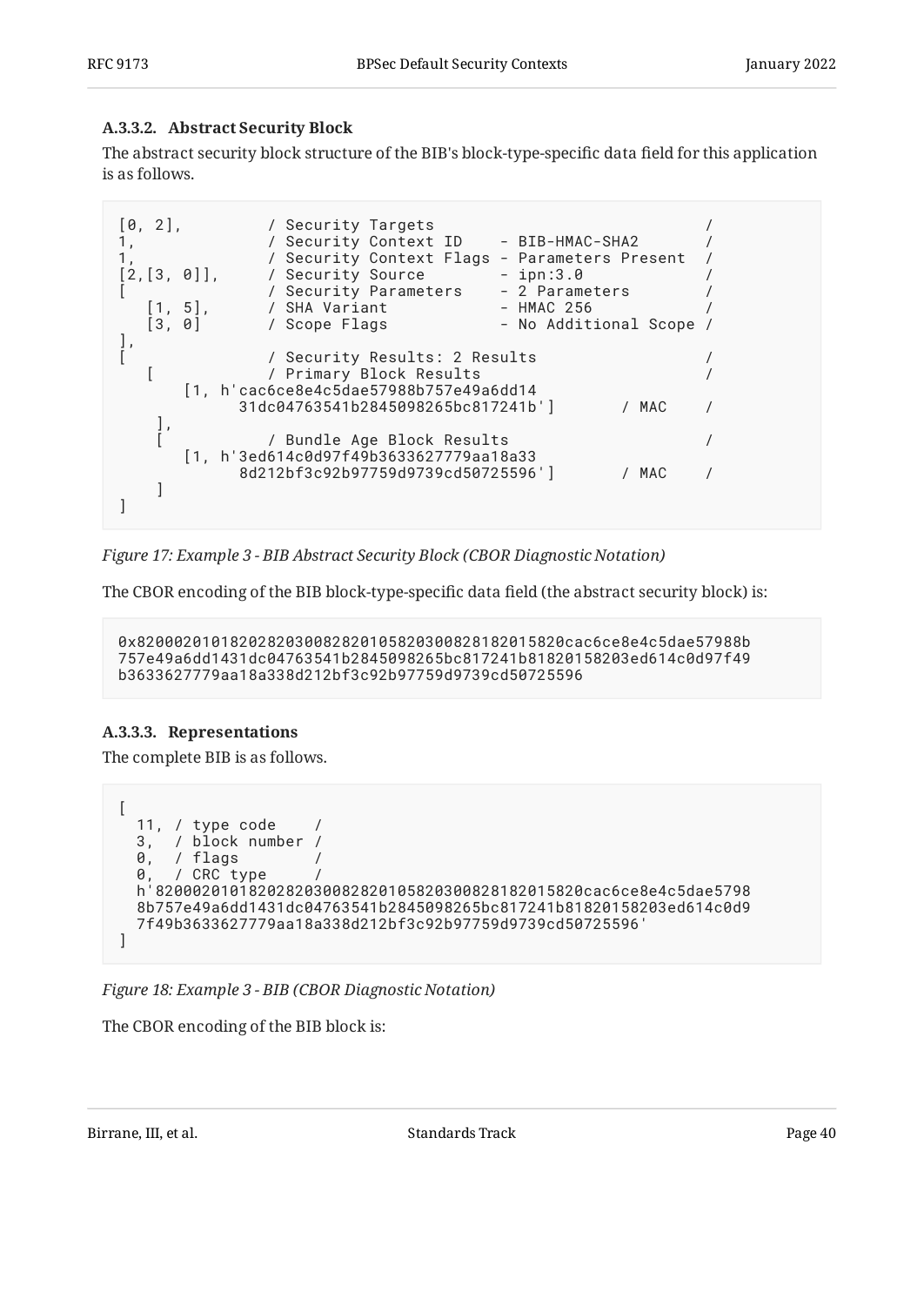#### A.3.3.2. Abstract Security Block

The abstract security block structure of the BIB's block-type-specific data field for this application is as follows.

```
[0, 2],         / Security Targets                          /
1,              / Security Context ID    - BIB-HMAC-SHA2     /
1,              / Security Context Flags - Parameters Present /
[2,[3, 0]],     / Security Source        - ipn:3.0           /
[               / Security Parameters    - 2 Parameters      /
   [1, 5],      / SHA Variant            - HMAC 256          /
   [3, 0]       / Scope Flags            - No Additional Scope /
],
[               / Security Results: 2 Results               /
   [            / Primary Block Results                     /
      [1, h'cac6ce8e4c5dae57988b757e49a6dd14
            31dc04763541b2845098265bc817241b']       / MAC    /
    ],
    [           / Bundle Age Block Results                  /
      [1, h'3ed614c0d97f49b3633627779aa18a33
            8d212bf3c92b97759d9739cd50725596']       / MAC    /
    ]
]
```

*Figure 17: Example 3 - BIB Abstract Security Block (CBOR Diagnostic Notation)*

The CBOR encoding of the BIB block-type-specific data field (the abstract security block) is:

```
0x820002010182028203008282010582030082818201582 0cac6ce8e4c5dae57988b
757e49a6dd1431dc04763541b2845098265bc817241b81820158203ed614c0d97f49
b3633627779aa18a338d212bf3c92b97759d9739cd50725596
```

#### A.3.3.3. Representations

The complete BIB is as follows.

```
[
  11, / type code    /
  3,  / block number /
  0,  / flags        /
  0,  / CRC type     /
  h'820002010182028203008282010582030082818201582 0cac6ce8e4c5dae5798
  8b757e49a6dd1431dc04763541b2845098265bc817241b81820158203ed614c0d9
  7f49b3633627779aa18a338d212bf3c92b97759d9739cd50725596'
]
```

*Figure 18: Example 3 - BIB (CBOR Diagnostic Notation)*

The CBOR encoding of the BIB block is: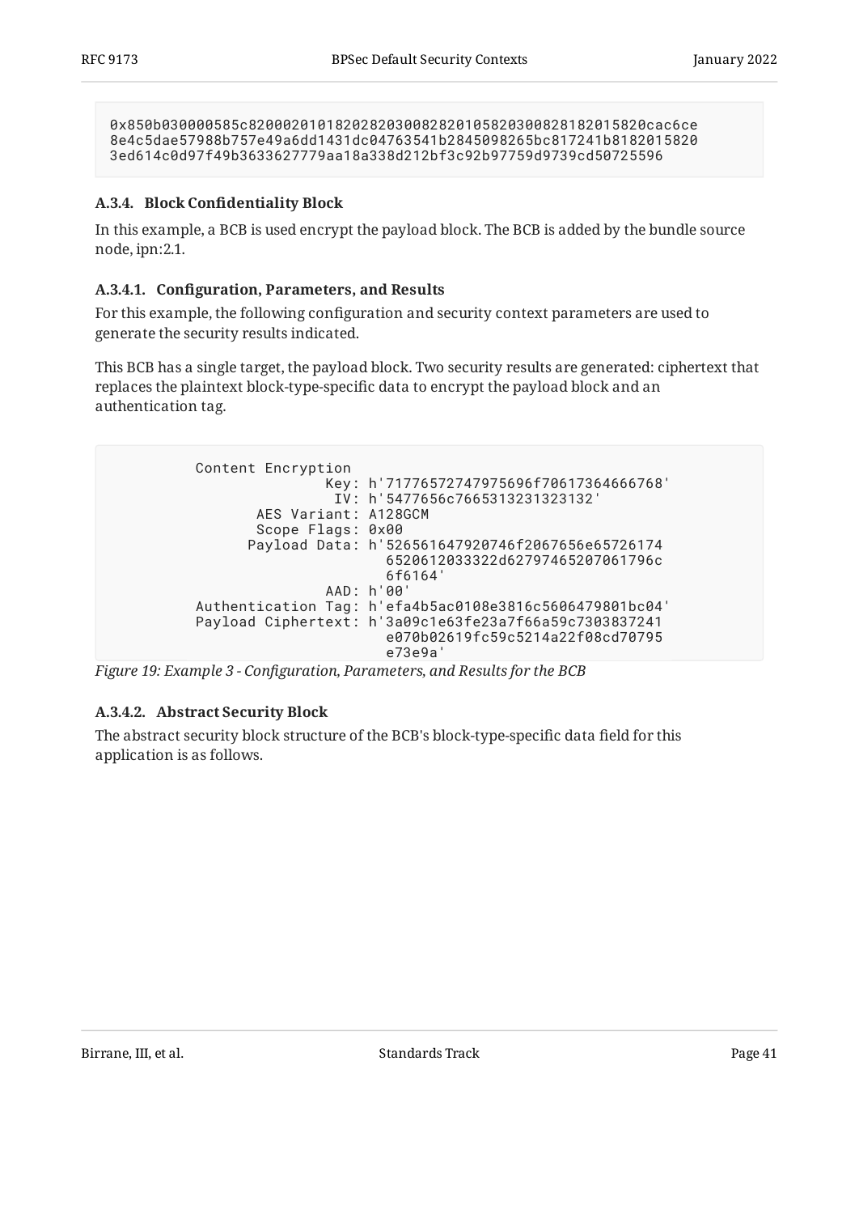```
0x850b030000585c8200020101820282030082820105820300828182015820cac6ce
8e4c5dae57988b757e49a6dd1431dc04763541b2845098265bc817241b8182015820
3ed614c0d97f49b3633627779aa18a338d212bf3c92b97759d9739cd50725596
```

#### A.3.4. Block Confidentiality Block

In this example, a BCB is used encrypt the payload block. The BCB is added by the bundle source node, ipn:2.1.

##### A.3.4.1. Configuration, Parameters, and Results

For this example, the following configuration and security context parameters are used to generate the security results indicated.

This BCB has a single target, the payload block. Two security results are generated: ciphertext that replaces the plaintext block-type-specific data to encrypt the payload block and an authentication tag.

```
          Content Encryption
                     Key: h'71776572747975696f70617364666768'
                      IV: h'5477656c7665313231323132'
             AES Variant: A128GCM
             Scope Flags: 0x00
            Payload Data: h'526561647920746f2067656e65726174
                            6520612033322d62797465207061796c
                            6f6164'
                     AAD: h'00'
      Authentication Tag: h'efa4b5ac0108e3816c5606479801bc04'
      Payload Ciphertext: h'3a09c1e63fe23a7f66a59c7303837241
                            e070b02619fc59c5214a22f08cd70795
                            e73e9a'
```

*Figure 19: Example 3 - Configuration, Parameters, and Results for the BCB*

##### A.3.4.2. Abstract Security Block

The abstract security block structure of the BCB's block-type-specific data field for this application is as follows.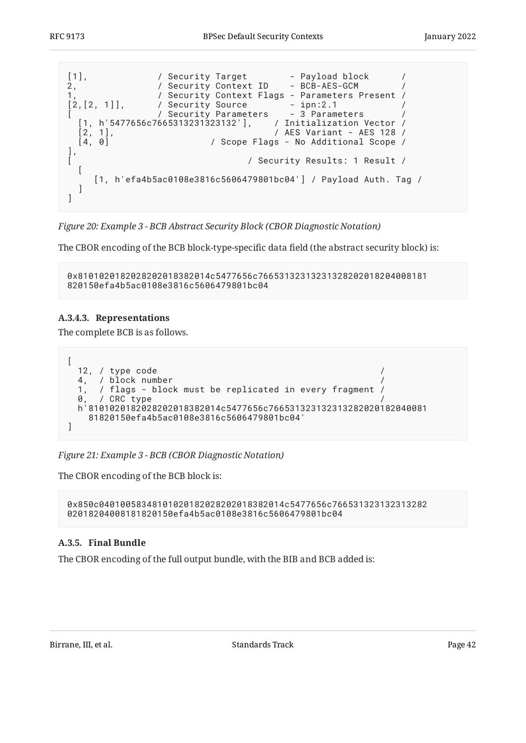```
[1],             / Security Target        - Payload block      /
2,               / Security Context ID    - BCB-AES-GCM        /
1,               / Security Context Flags - Parameters Present /
[2,[2, 1]],      / Security Source        - ipn:2.1            /
[                / Security Parameters    - 3 Parameters       /
  [1, h'5477656c7665313231323132'],    / Initialization Vector /
  [2, 1],                              / AES Variant - AES 128 /
  [4, 0]                   / Scope Flags - No Additional Scope /
],
[                                  / Security Results: 1 Result /
  [
     [1, h'efa4b5ac0108e3816c5606479801bc04'] / Payload Auth. Tag /
  ]
]
```

*Figure 20: Example 3 - BCB Abstract Security Block (CBOR Diagnostic Notation)*

The CBOR encoding of the BCB block-type-specific data field (the abstract security block) is:

```
0x8101020182028202018382014c5477656c766531323132313282020182040081 81
820150efa4b5ac0108e3816c5606479801bc04
```

### A.3.4.3. Representations

The complete BCB is as follows.

```
[
  12, / type code                                               /
  4,  / block number                                            /
  1,  / flags - block must be replicated in every fragment /
  0,  / CRC type                                                /
  h'8101020182028202018382014c5477656c766531323132313282020182040081
    81820150efa4b5ac0108e3816c5606479801bc04'
]
```

*Figure 21: Example 3 - BCB (CBOR Diagnostic Notation)*

The CBOR encoding of the BCB block is:

```
0x850c040100583481010201820282020183820140c5477656c766531323132313282
020182040081818201 50efa4b5ac0108e3816c5606479801bc04
```

### A.3.5. Final Bundle

The CBOR encoding of the full output bundle, with the BIB and BCB added is: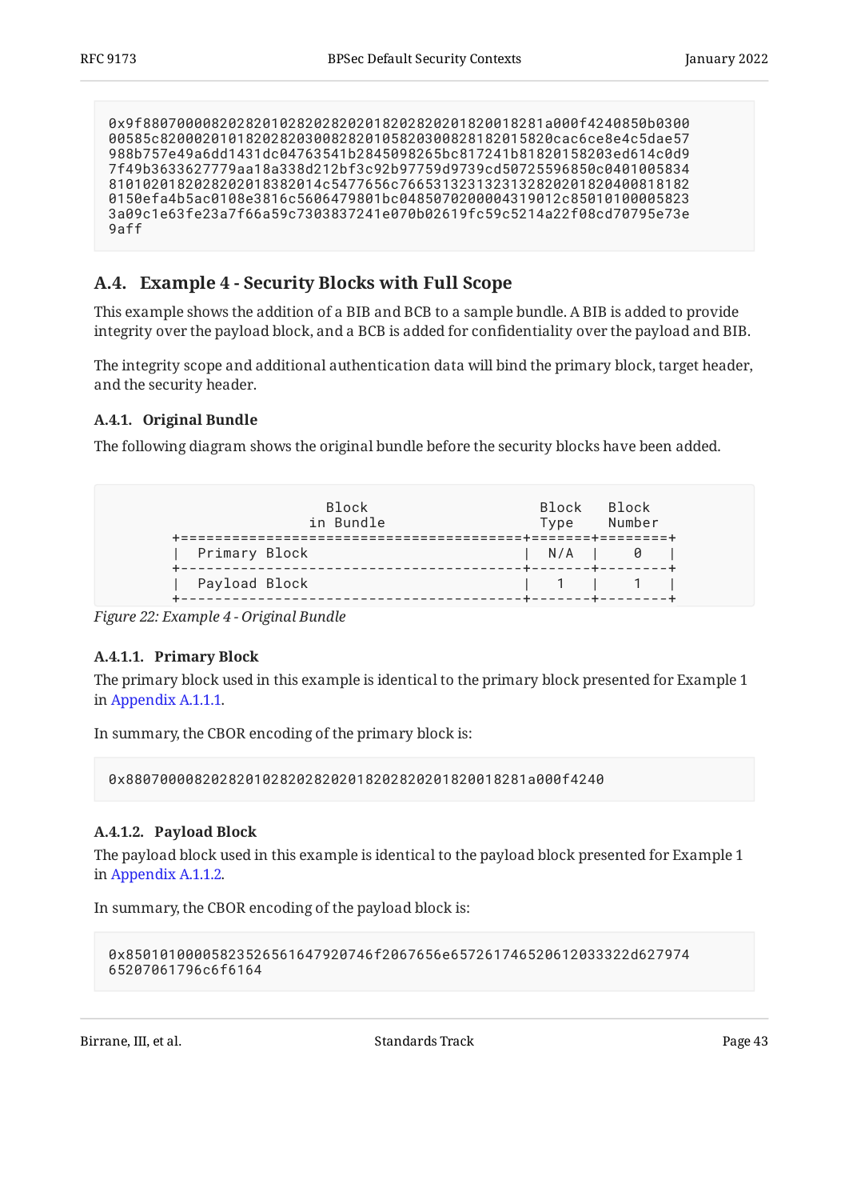```
0x9f88070000820282010282028202018202820201820018281a000f4240850b0300
00585c8200020101820282030082820105820300828182015820cac6ce8e4c5dae57
988b757e49a6dd1431dc04763541b2845098265bc817241b81820158203ed614c0d9
7f49b3633627779aa18a338d212bf3c92b97759d9739cd50725596850c0401005834
8101020182028202018382014c5477656c7665313231323132820201820400818182
0150efa4b5ac0108e3816c5606479801bc04850702000043190l2c85010100005823
3a09c1e63fe23a7f66a59c7303837241e070b02619fc59c5214a22f08cd70795e73e
9aff
```

## A.4. Example 4 - Security Blocks with Full Scope

This example shows the addition of a BIB and BCB to a sample bundle. A BIB is added to provide integrity over the payload block, and a BCB is added for confidentiality over the payload and BIB.

The integrity scope and additional authentication data will bind the primary block, target header, and the security header.

### A.4.1. Original Bundle

The following diagram shows the original bundle before the security blocks have been added.

```
                    Block                         Block   Block
                  in Bundle                       Type    Number
+========================================+=======+========+
|  Primary Block                         |  N/A  |    0   |
+----------------------------------------+-------+--------+
|  Payload Block                         |   1   |    1   |
+----------------------------------------+-------+--------+
```

*Figure 22: Example 4 - Original Bundle*

#### A.4.1.1. Primary Block

The primary block used in this example is identical to the primary block presented for Example 1 in Appendix A.1.1.1.

In summary, the CBOR encoding of the primary block is:

```
0x88070000820282010282028202018202820201820018281a000f4240
```

#### A.4.1.2. Payload Block

The payload block used in this example is identical to the payload block presented for Example 1 in Appendix A.1.1.2.

In summary, the CBOR encoding of the payload block is:

```
0x85010100005823526561647920746f2067656e657261746520612033322d627974
65207061796c6f6164
```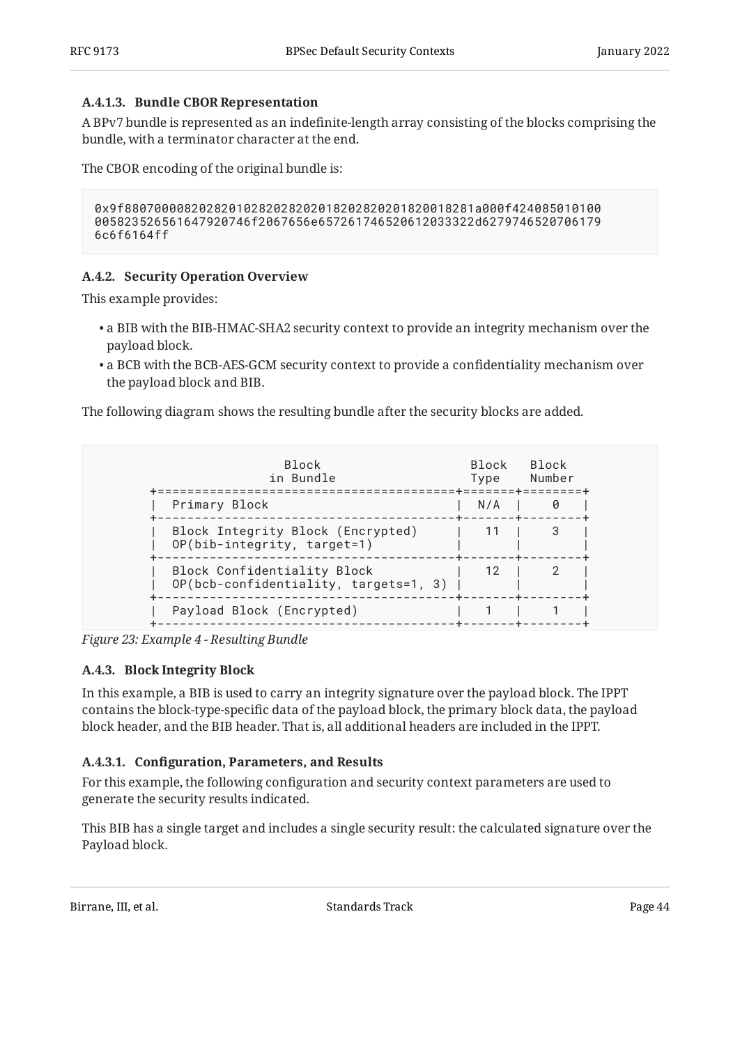#### A.4.1.3. Bundle CBOR Representation

A BPv7 bundle is represented as an indefinite-length array consisting of the blocks comprising the bundle, with a terminator character at the end.

The CBOR encoding of the original bundle is:

```
0x9f88070000820282010282028202018202820201820018281a000f424085010100
005823526561647920746f2067656e657261746520612033322d6279746520706179
6c6f6164ff
```

### A.4.2. Security Operation Overview

This example provides:

- a BIB with the BIB-HMAC-SHA2 security context to provide an integrity mechanism over the payload block.
- a BCB with the BCB-AES-GCM security context to provide a confidentiality mechanism over the payload block and BIB.

The following diagram shows the resulting bundle after the security blocks are added.

```
                   Block                      Block   Block
                 in Bundle                    Type    Number
  +========================================+=======+========+
  |  Primary Block                         |  N/A  |    0   |
  +----------------------------------------+-------+--------+
  |  Block Integrity Block (Encrypted)     |   11  |    3   |
  |  OP(bib-integrity, target=1)           |       |        |
  +----------------------------------------+-------+--------+
  |  Block Confidentiality Block           |   12  |    2   |
  |  OP(bcb-confidentiality, targets=1, 3) |       |        |
  +----------------------------------------+-------+--------+
  |  Payload Block (Encrypted)             |   1   |    1   |
  +----------------------------------------+-------+--------+
```

*Figure 23: Example 4 - Resulting Bundle*

### A.4.3. Block Integrity Block

In this example, a BIB is used to carry an integrity signature over the payload block. The IPPT contains the block-type-specific data of the payload block, the primary block data, the payload block header, and the BIB header. That is, all additional headers are included in the IPPT.

#### A.4.3.1. Configuration, Parameters, and Results

For this example, the following configuration and security context parameters are used to generate the security results indicated.

This BIB has a single target and includes a single security result: the calculated signature over the Payload block.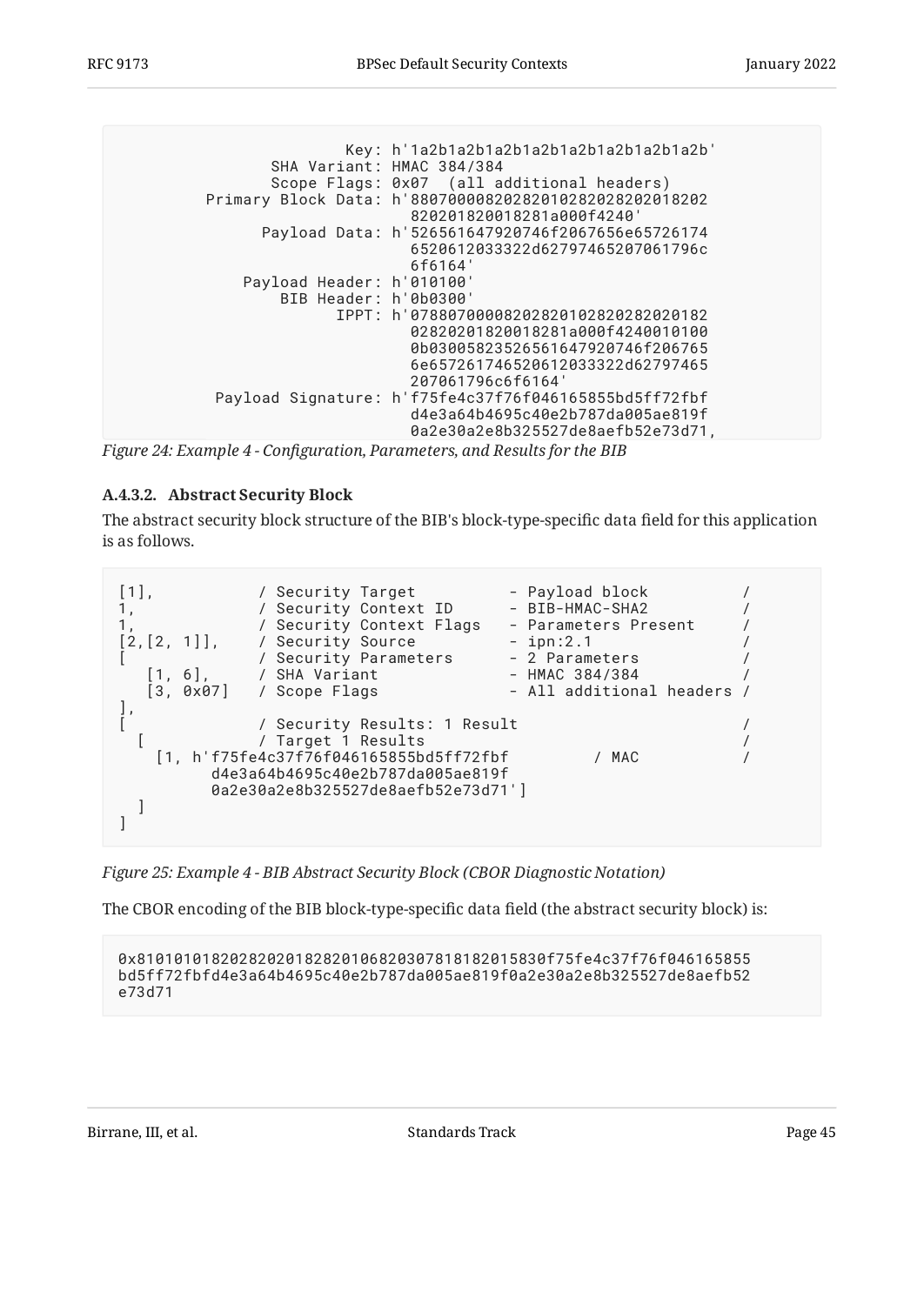```
                  Key: h'1a2b1a2b1a2b1a2b1a2b1a2b1a2b1a2b'
          SHA Variant: HMAC 384/384
          Scope Flags: 0x07  (all additional headers)
   Primary Block Data: h'880700008202820102820282020182
                         820201820018281a000f4240'
         Payload Data: h'526561647920746f2067656e65726174
                         6520612033322d62797465207061796c
                         6f6164'
       Payload Header: h'010100'
           BIB Header: h'0b0300'
                 IPPT: h'078807000082028201028202820201820
                         02820201820018281a000f4240010100
                         0b03005823526561647920746f206765
                         6e65726174652061203332d62797465
                         207061796c6f6164'
    Payload Signature: h'f75fe4c37f76f046165855bd5ff72fbf
                         d4e3a64b4695c40e2b787da005ae819f
                         0a2e30a2e8b325527de8aefb52e73d71,
```

*Figure 24: Example 4 - Configuration, Parameters, and Results for the BIB*

#### A.4.3.2. Abstract Security Block

The abstract security block structure of the BIB's block-type-specific data field for this application is as follows.

```
[1],            / Security Target          - Payload block          /
1,              / Security Context ID      - BIB-HMAC-SHA2          /
1,              / Security Context Flags   - Parameters Present     /
[2,[2, 1]],     / Security Source          - ipn:2.1                /
[               / Security Parameters      - 2 Parameters           /
   [1, 6],      / SHA Variant              - HMAC 384/384           /
   [3, 0x07]    / Scope Flags              - All additional headers /
],
[               / Security Results: 1 Result                        /
  [             / Target 1 Results                                  /
    [1, h'f75fe4c37f76f046165855bd5ff72fbf         / MAC            /
          d4e3a64b4695c40e2b787da005ae819f
          0a2e30a2e8b325527de8aefb52e73d71']
  ]
]
```

*Figure 25: Example 4 - BIB Abstract Security Block (CBOR Diagnostic Notation)*

The CBOR encoding of the BIB block-type-specific data field (the abstract security block) is:

```
0x810101018202820201828201068203078181820158 30f75fe4c37f76f046165855
bd5ff72fbfd4e3a64b4695c40e2b787da005ae819f0a2e30a2e8b325527de8aefb52
e73d71
```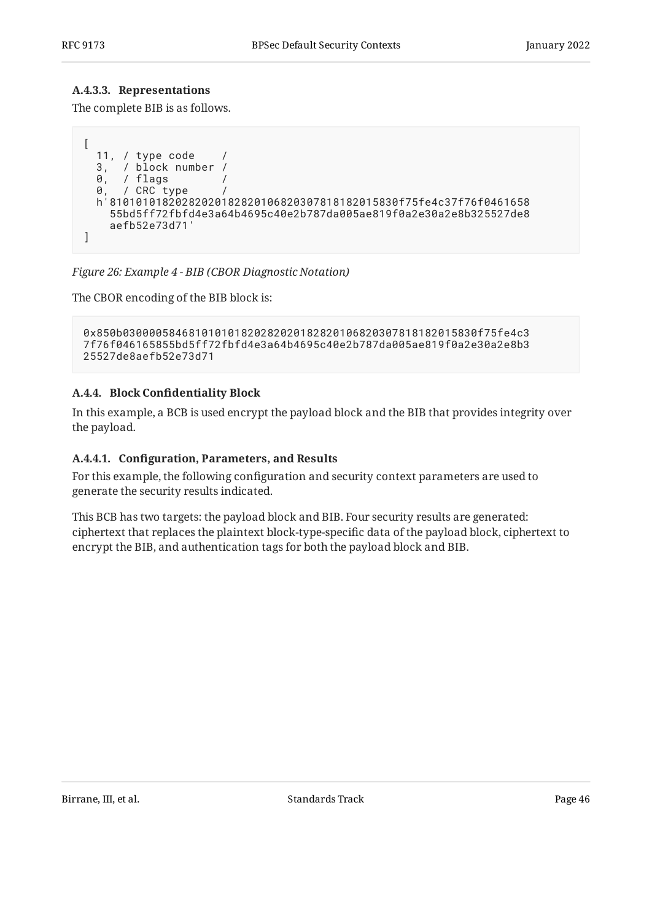#### A.4.3.3. Representations

The complete BIB is as follows.

```
[
  11, / type code    /
  3,  / block number /
  0,  / flags        /
  0,  / CRC type     /
  h'810101018202820201828201068203078181820158 30f75fe4c37f76f0461658
    55bd5ff72fbfd4e3a64b4695c40e2b787da005ae819f0a2e30a2e8b325527de8
    aefb52e73d71'
]
```

*Figure 26: Example 4 - BIB (CBOR Diagnostic Notation)*

The CBOR encoding of the BIB block is:

```
0x850b030000584681010101820282020182820106820307818182015830f75fe4c3
7f76f046165855bd5ff72fbfd4e3a64b4695c40e2b787da005ae819f0a2e30a2e8b3
25527de8aefb52e73d71
```

### A.4.4. Block Confidentiality Block

In this example, a BCB is used encrypt the payload block and the BIB that provides integrity over the payload.

#### A.4.4.1. Configuration, Parameters, and Results

For this example, the following configuration and security context parameters are used to generate the security results indicated.

This BCB has two targets: the payload block and BIB. Four security results are generated: ciphertext that replaces the plaintext block-type-specific data of the payload block, ciphertext to encrypt the BIB, and authentication tags for both the payload block and BIB.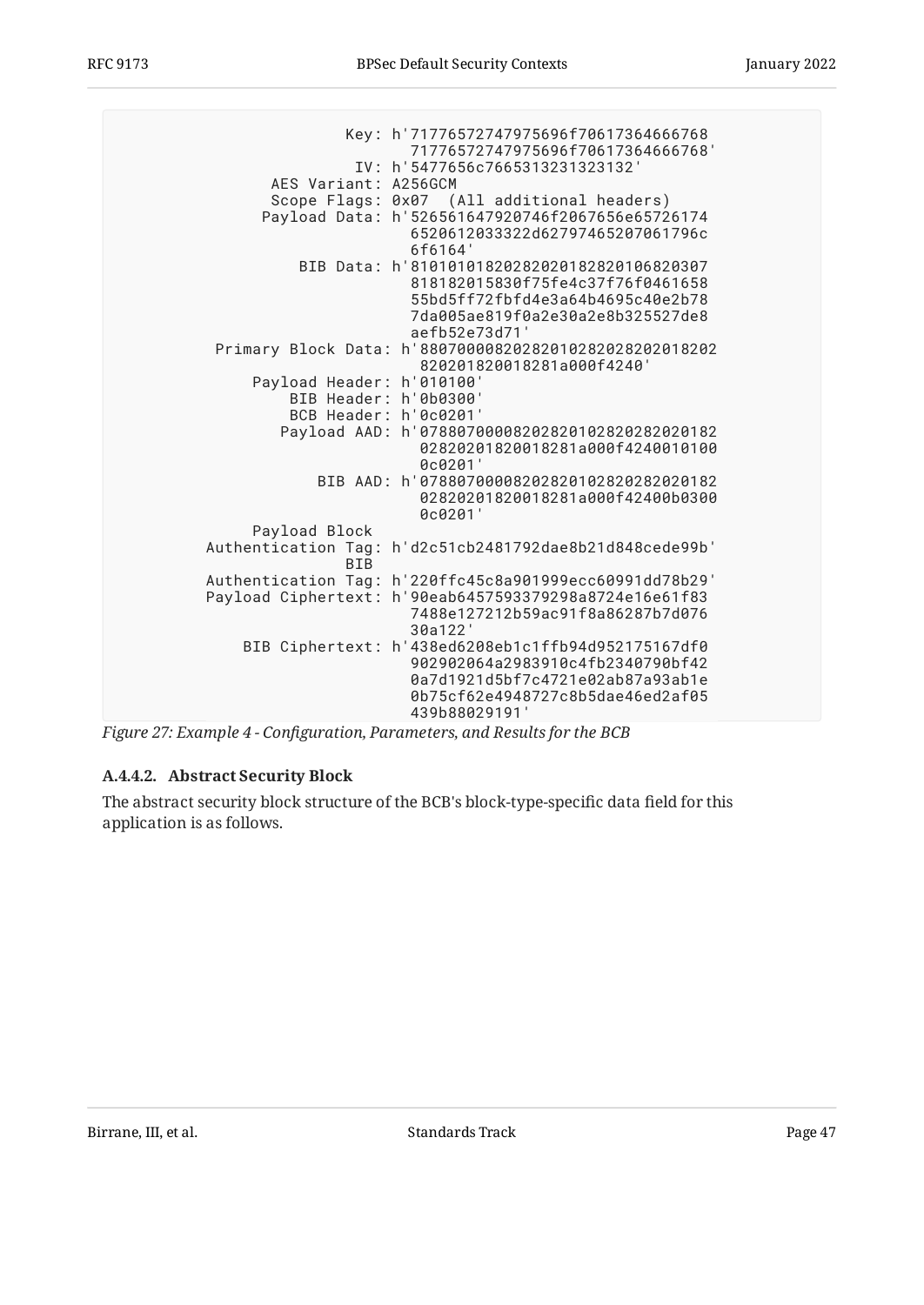```
                  Key: h'71776572747975696f70617364666768
                         71776572747975696f70617364666768'
                   IV: h'5477656c7665313231323132'
          AES Variant: A256GCM
          Scope Flags: 0x07  (All additional headers)
         Payload Data: h'526561647920746f2067656e65726174
                         6520612033322d62797465207061796c
                         6f6164'
             BIB Data: h'810101018202820201828201068203​07
                         818182015830f75fe4c37f76f0461658
                         55bd5ff72fbfd4e3a64b4695c40e2b78
                         7da005ae819f0a2e30a2e8b325527de8
                         aefb52e73d71'
   Primary Block Data: h'880700008202820102820282020182​02
                         820201820018281a000f4240'
       Payload Header: h'010100'
           BIB Header: h'0b0300'
           BCB Header: h'0c0201'
          Payload AAD: h'07880700008202820102820282020182
                         02820201820018281a000f4240010100
                         0c0201'
              BIB AAD: h'07880700008202820102820282020182
                         02820201820018281a000f42400b0300
                         0c0201'
        Payload Block
   Authentication Tag: h'd2c51cb2481792dae8b21d848cede99b'
                  BIB
   Authentication Tag: h'220ffc45c8a901999ecc60991dd78b29'
   Payload Ciphertext: h'90eab6457593379298a8724e16e61f83
                         7488e127212b59ac91f8a86287b7d076
                         30a122'
       BIB Ciphertext: h'438ed6208eb1c1ffb94d952175167df0
                         902902064a2983910c4fb2340790bf42
                         0a7d1921d5bf7c4721e02ab87a93ab1e
                         0b75cf62e4948727c8b5dae46ed2af05
                         439b88029191'
```

*Figure 27: Example 4 - Configuration, Parameters, and Results for the BCB*

#### A.4.4.2. Abstract Security Block

The abstract security block structure of the BCB's block-type-specific data field for this application is as follows.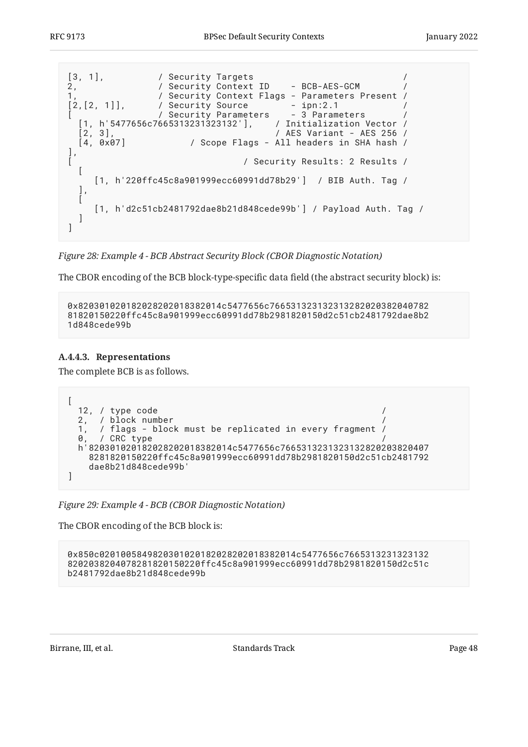```
[3, 1],          / Security Targets                            /
2,               / Security Context ID    - BCB-AES-GCM        /
1,               / Security Context Flags - Parameters Present /
[2,[2, 1]],      / Security Source        - ipn:2.1            /
[                / Security Parameters    - 3 Parameters       /
  [1, h'5477656c7665313231323132'],    / Initialization Vector /
  [2, 3],                              / AES Variant - AES 256 /
  [4, 0x07]            / Scope Flags - All headers in SHA hash /
],
[                                  / Security Results: 2 Results /
  [
     [1, h'220ffc45c8a901999ecc60991dd78b29']  / BIB Auth. Tag /
  ],
  [
     [1, h'd2c51cb2481792dae8b21d848cede99b'] / Payload Auth. Tag /
  ]
]
```

*Figure 28: Example 4 - BCB Abstract Security Block (CBOR Diagnostic Notation)*

The CBOR encoding of the BCB block-type-specific data field (the abstract security block) is:

```
0x820301020182028202018382014c5477656c766531323132313282020382040782
81820150220ffc45c8a901999ecc60991dd78b2981820150d2c51cb2481792dae8b2
1d848cede99b
```

### A.4.4.3. Representations

The complete BCB is as follows.

```
[
  12, / type code                                            /
  2,  / block number                                         /
  1,  / flags - block must be replicated in every fragment /
  0,  / CRC type                                             /
  h'820301020182028202018382014c5477656c766531323132313282020382040
    78281820150220ffc45c8a901999ecc60991dd78b2981820150d2c51cb2481792
    dae8b21d848cede99b'
]
```

*Figure 29: Example 4 - BCB (CBOR Diagnostic Notation)*

The CBOR encoding of the BCB block is:

```
0x850c020100584982030102018202820201838201 4c5477656c7665313231323132
820203820407828182015022 0ffc45c8a901999ecc60991dd78b2981820150d2c51c
b2481792dae8b21d848cede99b
```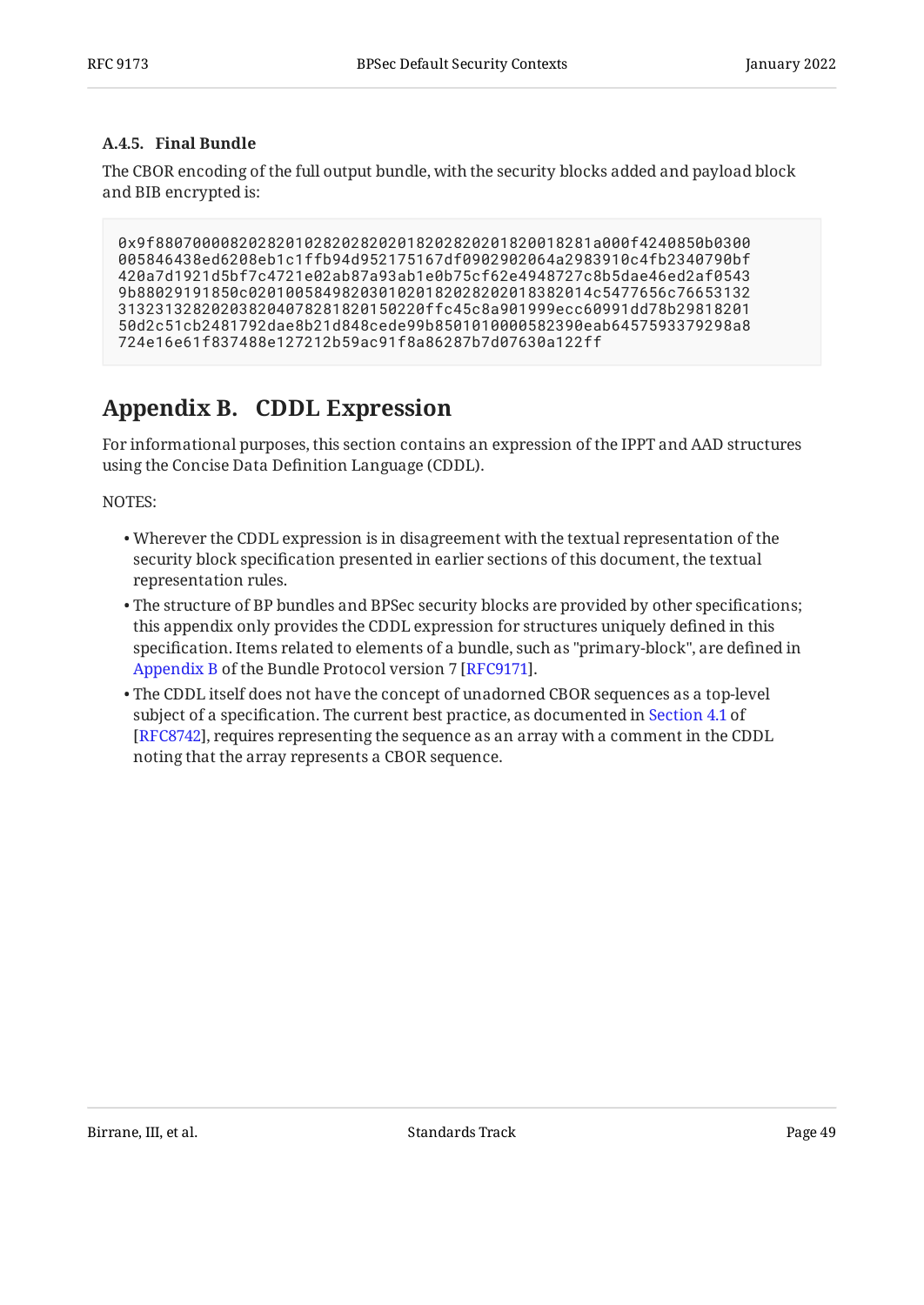#### A.4.5. Final Bundle

The CBOR encoding of the full output bundle, with the security blocks added and payload block and BIB encrypted is:

```
0x9f88070000820282010282028202018202820201820018281a000f4240850b0300
005846438ed6208eb1c1ffb94d952175167df0902902064a2983910c4fb2340790bf
420a7d1921d5bf7c4721e02ab87a93ab1e0b75cf62e4948727c8b5dae46ed2af0543
9b88029191850c0201005849820301020182028202018382014c5477656c76653132
313231328202038204078281820150220ffc45c8a901999ecc60991dd78b29818201
50d2c51cb2481792dae8b21d848cede99b8501010000582390eab6457593379298a8
724e16e61f837488e127212b59ac91f8a86287b7d07630a122ff
```

## Appendix B. CDDL Expression

For informational purposes, this section contains an expression of the IPPT and AAD structures using the Concise Data Definition Language (CDDL).

NOTES:

- Wherever the CDDL expression is in disagreement with the textual representation of the security block specification presented in earlier sections of this document, the textual representation rules.
- The structure of BP bundles and BPSec security blocks are provided by other specifications; this appendix only provides the CDDL expression for structures uniquely defined in this specification. Items related to elements of a bundle, such as "primary-block", are defined in Appendix B of the Bundle Protocol version 7 [RFC9171].
- The CDDL itself does not have the concept of unadorned CBOR sequences as a top-level subject of a specification. The current best practice, as documented in Section 4.1 of [RFC8742], requires representing the sequence as an array with a comment in the CDDL noting that the array represents a CBOR sequence.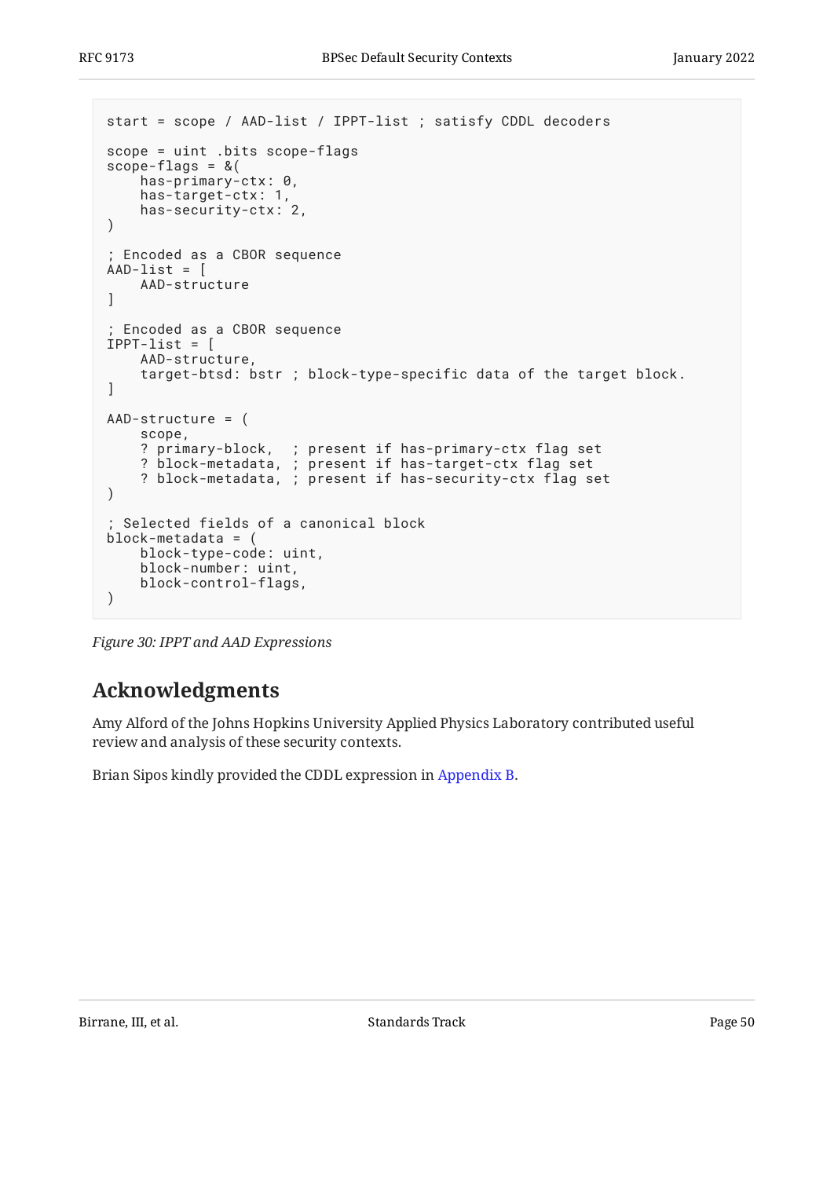```
start = scope / AAD-list / IPPT-list ; satisfy CDDL decoders

scope = uint .bits scope-flags
scope-flags = &(
    has-primary-ctx: 0,
    has-target-ctx: 1,
    has-security-ctx: 2,
)

; Encoded as a CBOR sequence
AAD-list = [
    AAD-structure
]

; Encoded as a CBOR sequence
IPPT-list = [
    AAD-structure,
    target-btsd: bstr ; block-type-specific data of the target block.
]

AAD-structure = (
    scope,
    ? primary-block,  ; present if has-primary-ctx flag set
    ? block-metadata, ; present if has-target-ctx flag set
    ? block-metadata, ; present if has-security-ctx flag set
)

; Selected fields of a canonical block
block-metadata = (
    block-type-code: uint,
    block-number: uint,
    block-control-flags,
)
```

*Figure 30: IPPT and AAD Expressions*

## Acknowledgments

Amy Alford of the Johns Hopkins University Applied Physics Laboratory contributed useful review and analysis of these security contexts.

Brian Sipos kindly provided the CDDL expression in Appendix B.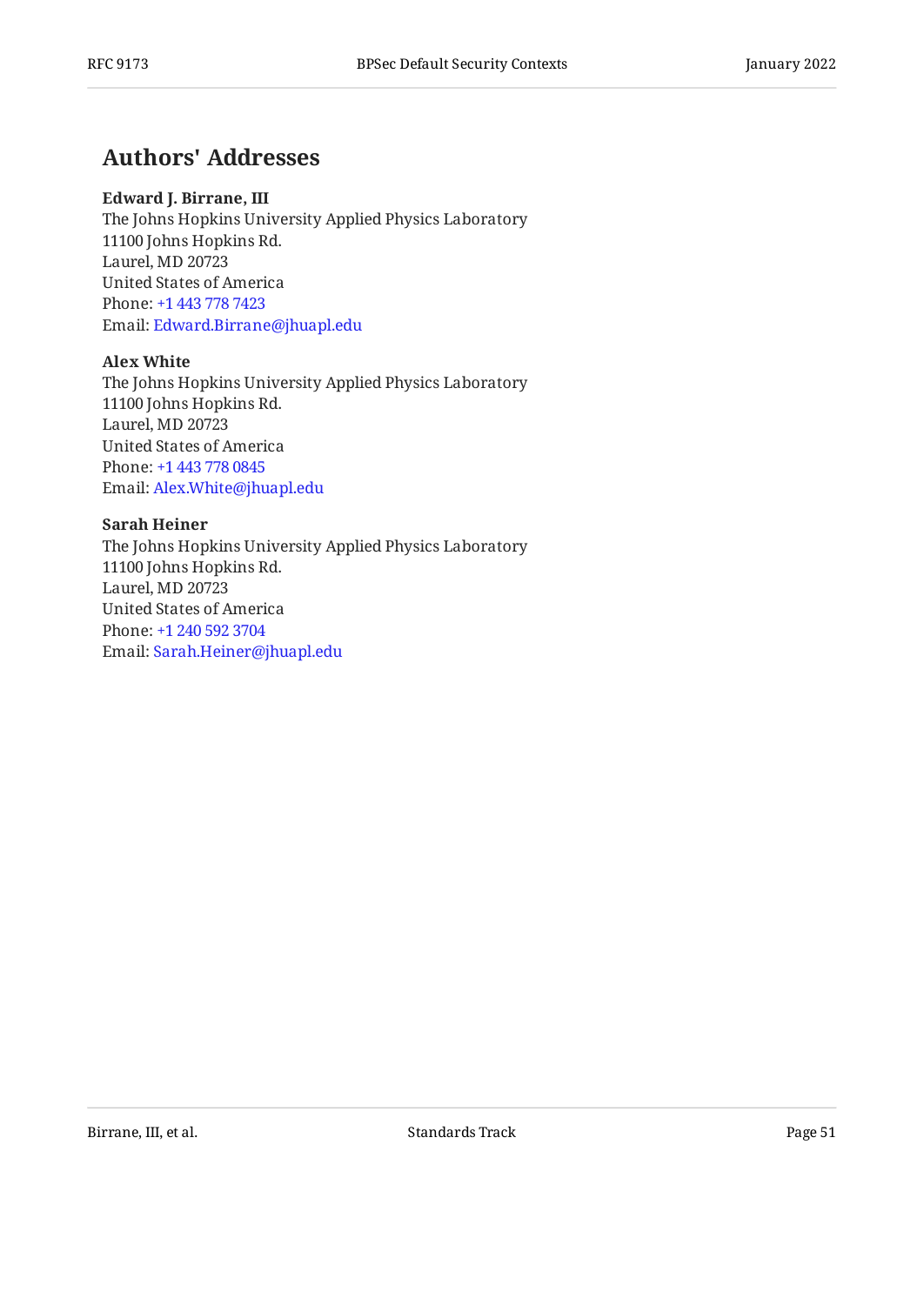## Authors' Addresses

**Edward J. Birrane, III**
The Johns Hopkins University Applied Physics Laboratory
11100 Johns Hopkins Rd.
Laurel, MD 20723
United States of America
Phone: +1 443 778 7423
Email: Edward.Birrane@jhuapl.edu

**Alex White**
The Johns Hopkins University Applied Physics Laboratory
11100 Johns Hopkins Rd.
Laurel, MD 20723
United States of America
Phone: +1 443 778 0845
Email: Alex.White@jhuapl.edu

**Sarah Heiner**
The Johns Hopkins University Applied Physics Laboratory
11100 Johns Hopkins Rd.
Laurel, MD 20723
United States of America
Phone: +1 240 592 3704
Email: Sarah.Heiner@jhuapl.edu